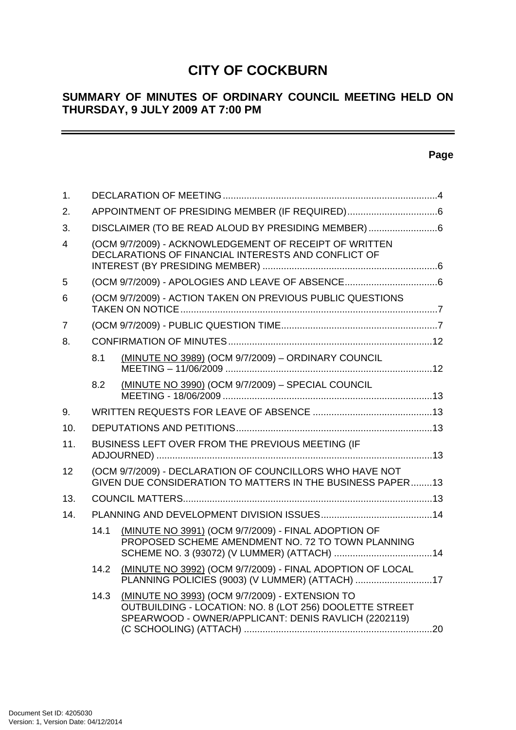# CITY OF COCKBURN

## SUMMARY OF MINUTES OF ORDINARY COUNCIL MEETING HELD ON THURSDAY, 9 JULY 2009 AT 7:00 PM

**Page**

| | | Page |
|---|---|---|
| 1. | DECLARATION OF MEETING | 4 |
| 2. | APPOINTMENT OF PRESIDING MEMBER (IF REQUIRED) | 6 |
| 3. | DISCLAIMER (TO BE READ ALOUD BY PRESIDING MEMBER) | 6 |
| 4 | (OCM 9/7/2009) - ACKNOWLEDGEMENT OF RECEIPT OF WRITTEN DECLARATIONS OF FINANCIAL INTERESTS AND CONFLICT OF INTEREST (BY PRESIDING MEMBER) | 6 |
| 5 | (OCM 9/7/2009) - APOLOGIES AND LEAVE OF ABSENCE | 6 |
| 6 | (OCM 9/7/2009) - ACTION TAKEN ON PREVIOUS PUBLIC QUESTIONS TAKEN ON NOTICE | 7 |
| 7 | (OCM 9/7/2009) - PUBLIC QUESTION TIME | 7 |
| 8. | CONFIRMATION OF MINUTES | 12 |
| 8.1 | (MINUTE NO 3989) (OCM 9/7/2009) – ORDINARY COUNCIL MEETING – 11/06/2009 | 12 |
| 8.2 | (MINUTE NO 3990) (OCM 9/7/2009) – SPECIAL COUNCIL MEETING - 18/06/2009 | 13 |
| 9. | WRITTEN REQUESTS FOR LEAVE OF ABSENCE | 13 |
| 10. | DEPUTATIONS AND PETITIONS | 13 |
| 11. | BUSINESS LEFT OVER FROM THE PREVIOUS MEETING (IF ADJOURNED) | 13 |
| 12 | (OCM 9/7/2009) - DECLARATION OF COUNCILLORS WHO HAVE NOT GIVEN DUE CONSIDERATION TO MATTERS IN THE BUSINESS PAPER | 13 |
| 13. | COUNCIL MATTERS | 13 |
| 14. | PLANNING AND DEVELOPMENT DIVISION ISSUES | 14 |
| 14.1 | (MINUTE NO 3991) (OCM 9/7/2009) - FINAL ADOPTION OF PROPOSED SCHEME AMENDMENT NO. 72 TO TOWN PLANNING SCHEME NO. 3 (93072) (V LUMMER) (ATTACH) | 14 |
| 14.2 | (MINUTE NO 3992) (OCM 9/7/2009) - FINAL ADOPTION OF LOCAL PLANNING POLICIES (9003) (V LUMMER) (ATTACH) | 17 |
| 14.3 | (MINUTE NO 3993) (OCM 9/7/2009) - EXTENSION TO OUTBUILDING - LOCATION: NO. 8 (LOT 256) DOOLETTE STREET SPEARWOOD - OWNER/APPLICANT: DENIS RAVLICH (2202119) (C SCHOOLING) (ATTACH) | 20 |

Document Set ID: 4205030
Version: 1, Version Date: 04/12/2014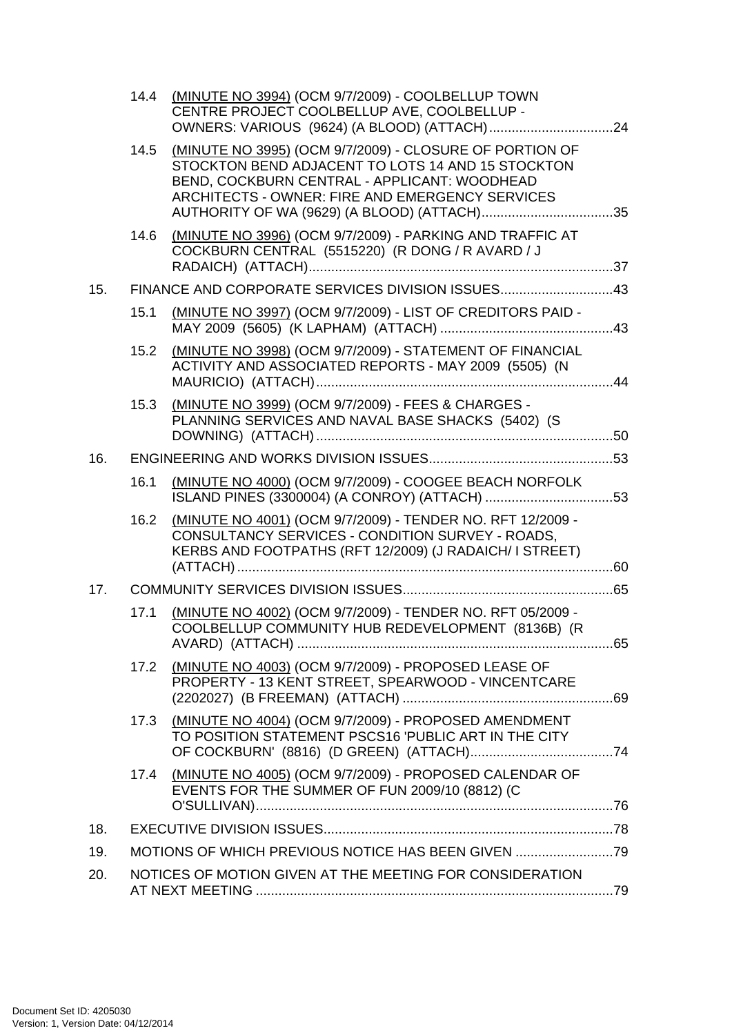14.4 (MINUTE NO 3994) (OCM 9/7/2009) - COOLBELLUP TOWN CENTRE PROJECT COOLBELLUP AVE, COOLBELLUP - OWNERS: VARIOUS (9624) (A BLOOD) (ATTACH)........................................24

14.5 (MINUTE NO 3995) (OCM 9/7/2009) - CLOSURE OF PORTION OF STOCKTON BEND ADJACENT TO LOTS 14 AND 15 STOCKTON BEND, COCKBURN CENTRAL - APPLICANT: WOODHEAD ARCHITECTS - OWNER: FIRE AND EMERGENCY SERVICES AUTHORITY OF WA (9629) (A BLOOD) (ATTACH)........................................35

14.6 (MINUTE NO 3996) (OCM 9/7/2009) - PARKING AND TRAFFIC AT COCKBURN CENTRAL (5515220) (R DONG / R AVARD / J RADAICH) (ATTACH)........................................37

15. FINANCE AND CORPORATE SERVICES DIVISION ISSUES........................................43

15.1 (MINUTE NO 3997) (OCM 9/7/2009) - LIST OF CREDITORS PAID - MAY 2009 (5605) (K LAPHAM) (ATTACH)........................................43

15.2 (MINUTE NO 3998) (OCM 9/7/2009) - STATEMENT OF FINANCIAL ACTIVITY AND ASSOCIATED REPORTS - MAY 2009 (5505) (N MAURICIO) (ATTACH)........................................44

15.3 (MINUTE NO 3999) (OCM 9/7/2009) - FEES & CHARGES - PLANNING SERVICES AND NAVAL BASE SHACKS (5402) (S DOWNING) (ATTACH)........................................50

16. ENGINEERING AND WORKS DIVISION ISSUES........................................53

16.1 (MINUTE NO 4000) (OCM 9/7/2009) - COOGEE BEACH NORFOLK ISLAND PINES (3300004) (A CONROY) (ATTACH)........................................53

16.2 (MINUTE NO 4001) (OCM 9/7/2009) - TENDER NO. RFT 12/2009 - CONSULTANCY SERVICES - CONDITION SURVEY - ROADS, KERBS AND FOOTPATHS (RFT 12/2009) (J RADAICH/ I STREET) (ATTACH)........................................60

17. COMMUNITY SERVICES DIVISION ISSUES........................................65

17.1 (MINUTE NO 4002) (OCM 9/7/2009) - TENDER NO. RFT 05/2009 - COOLBELLUP COMMUNITY HUB REDEVELOPMENT (8136B) (R AVARD) (ATTACH)........................................65

17.2 (MINUTE NO 4003) (OCM 9/7/2009) - PROPOSED LEASE OF PROPERTY - 13 KENT STREET, SPEARWOOD - VINCENTCARE (2202027) (B FREEMAN) (ATTACH)........................................69

17.3 (MINUTE NO 4004) (OCM 9/7/2009) - PROPOSED AMENDMENT TO POSITION STATEMENT PSCS16 'PUBLIC ART IN THE CITY OF COCKBURN' (8816) (D GREEN) (ATTACH)........................................74

17.4 (MINUTE NO 4005) (OCM 9/7/2009) - PROPOSED CALENDAR OF EVENTS FOR THE SUMMER OF FUN 2009/10 (8812) (C O'SULLIVAN)........................................76

18. EXECUTIVE DIVISION ISSUES........................................78

19. MOTIONS OF WHICH PREVIOUS NOTICE HAS BEEN GIVEN........................................79

20. NOTICES OF MOTION GIVEN AT THE MEETING FOR CONSIDERATION AT NEXT MEETING........................................79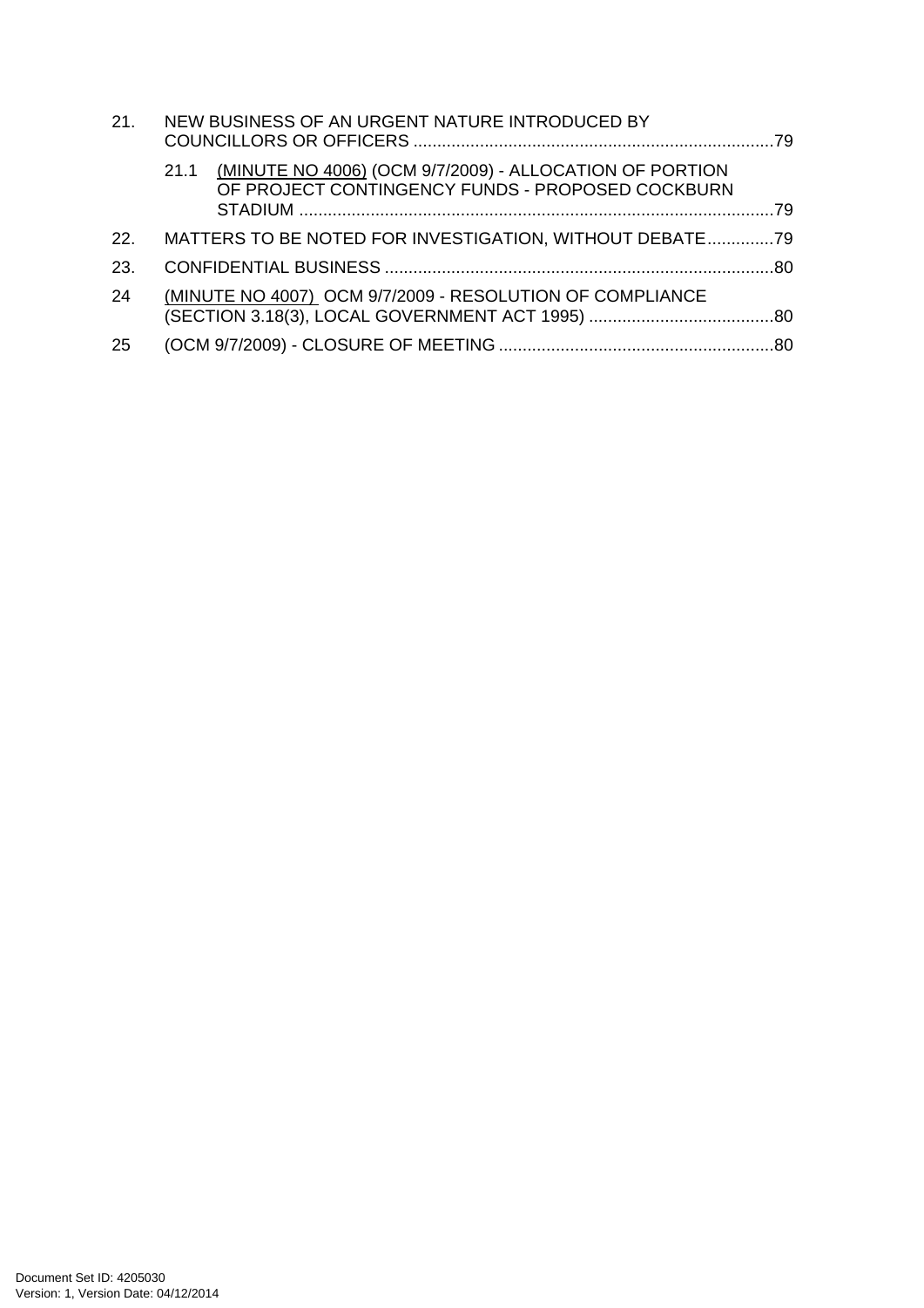21. NEW BUSINESS OF AN URGENT NATURE INTRODUCED BY COUNCILLORS OR OFFICERS ............................................................................79

    21.1 (MINUTE NO 4006) (OCM 9/7/2009) - ALLOCATION OF PORTION OF PROJECT CONTINGENCY FUNDS - PROPOSED COCKBURN STADIUM ....................................................................................................79

22. MATTERS TO BE NOTED FOR INVESTIGATION, WITHOUT DEBATE..............79

23. CONFIDENTIAL BUSINESS ..................................................................................80

24 (MINUTE NO 4007) OCM 9/7/2009 - RESOLUTION OF COMPLIANCE (SECTION 3.18(3), LOCAL GOVERNMENT ACT 1995) .......................................80

25 (OCM 9/7/2009) - CLOSURE OF MEETING ..........................................................80

Document Set ID: 4205030
Version: 1, Version Date: 04/12/2014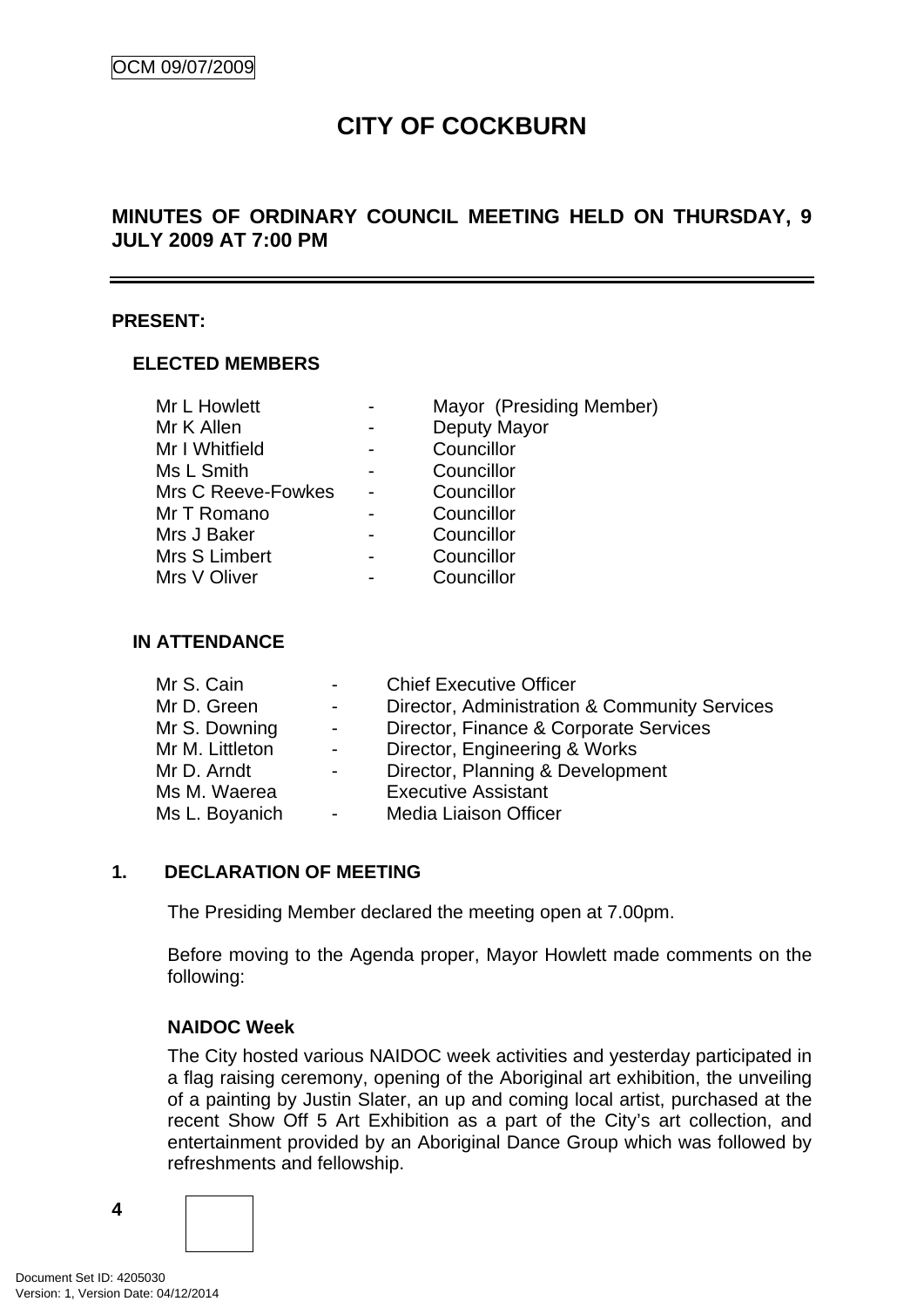# CITY OF COCKBURN

## MINUTES OF ORDINARY COUNCIL MEETING HELD ON THURSDAY, 9 JULY 2009 AT 7:00 PM

**PRESENT:**

**ELECTED MEMBERS**

| | | |
|---|---|---|
| Mr L Howlett | - | Mayor (Presiding Member) |
| Mr K Allen | - | Deputy Mayor |
| Mr I Whitfield | - | Councillor |
| Ms L Smith | - | Councillor |
| Mrs C Reeve-Fowkes | - | Councillor |
| Mr T Romano | - | Councillor |
| Mrs J Baker | - | Councillor |
| Mrs S Limbert | - | Councillor |
| Mrs V Oliver | - | Councillor |

**IN ATTENDANCE**

| | | |
|---|---|---|
| Mr S. Cain | - | Chief Executive Officer |
| Mr D. Green | - | Director, Administration & Community Services |
| Mr S. Downing | - | Director, Finance & Corporate Services |
| Mr M. Littleton | - | Director, Engineering & Works |
| Mr D. Arndt | - | Director, Planning & Development |
| Ms M. Waerea | | Executive Assistant |
| Ms L. Boyanich | - | Media Liaison Officer |

**1. DECLARATION OF MEETING**

The Presiding Member declared the meeting open at 7.00pm.

Before moving to the Agenda proper, Mayor Howlett made comments on the following:

**NAIDOC Week**

The City hosted various NAIDOC week activities and yesterday participated in a flag raising ceremony, opening of the Aboriginal art exhibition, the unveiling of a painting by Justin Slater, an up and coming local artist, purchased at the recent Show Off 5 Art Exhibition as a part of the City's art collection, and entertainment provided by an Aboriginal Dance Group which was followed by refreshments and fellowship.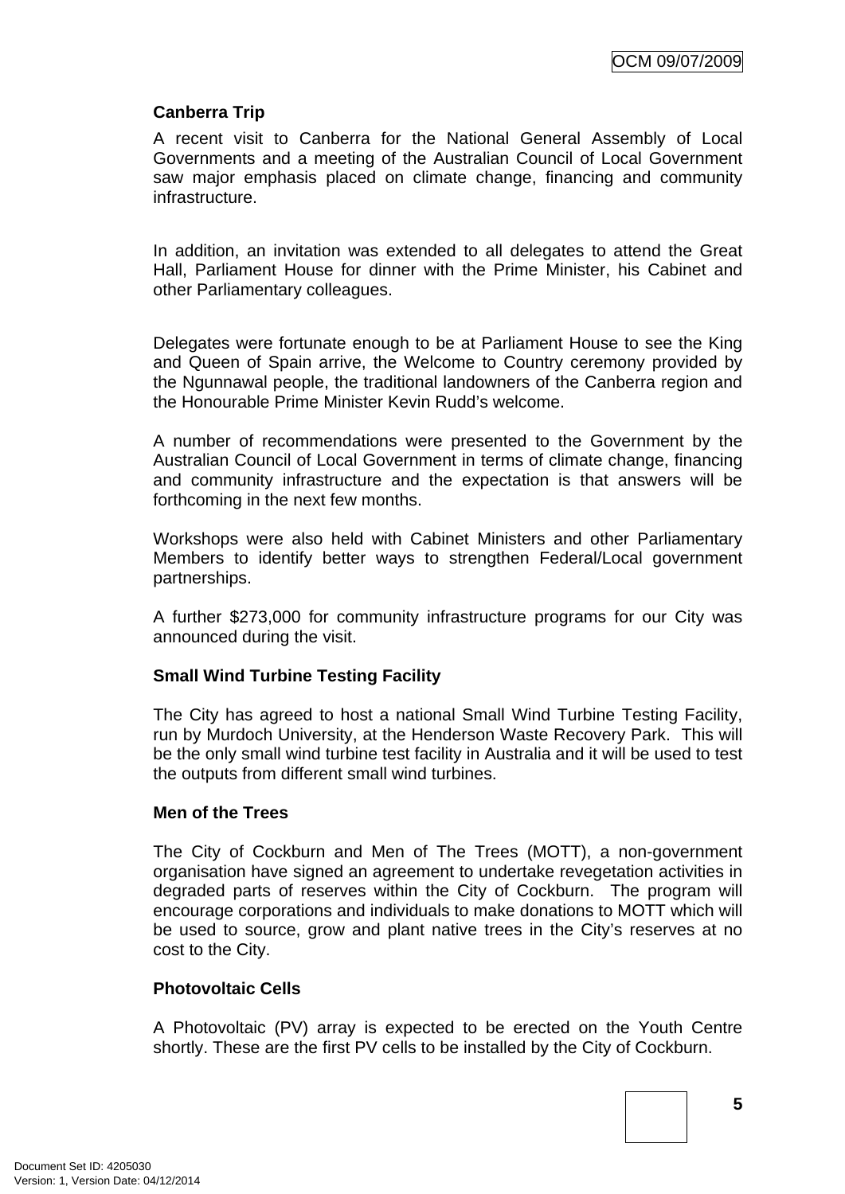**Canberra Trip**

A recent visit to Canberra for the National General Assembly of Local Governments and a meeting of the Australian Council of Local Government saw major emphasis placed on climate change, financing and community infrastructure.

In addition, an invitation was extended to all delegates to attend the Great Hall, Parliament House for dinner with the Prime Minister, his Cabinet and other Parliamentary colleagues.

Delegates were fortunate enough to be at Parliament House to see the King and Queen of Spain arrive, the Welcome to Country ceremony provided by the Ngunnawal people, the traditional landowners of the Canberra region and the Honourable Prime Minister Kevin Rudd's welcome.

A number of recommendations were presented to the Government by the Australian Council of Local Government in terms of climate change, financing and community infrastructure and the expectation is that answers will be forthcoming in the next few months.

Workshops were also held with Cabinet Ministers and other Parliamentary Members to identify better ways to strengthen Federal/Local government partnerships.

A further $273,000 for community infrastructure programs for our City was announced during the visit.

**Small Wind Turbine Testing Facility**

The City has agreed to host a national Small Wind Turbine Testing Facility, run by Murdoch University, at the Henderson Waste Recovery Park. This will be the only small wind turbine test facility in Australia and it will be used to test the outputs from different small wind turbines.

**Men of the Trees**

The City of Cockburn and Men of The Trees (MOTT), a non-government organisation have signed an agreement to undertake revegetation activities in degraded parts of reserves within the City of Cockburn. The program will encourage corporations and individuals to make donations to MOTT which will be used to source, grow and plant native trees in the City's reserves at no cost to the City.

**Photovoltaic Cells**

A Photovoltaic (PV) array is expected to be erected on the Youth Centre shortly. These are the first PV cells to be installed by the City of Cockburn.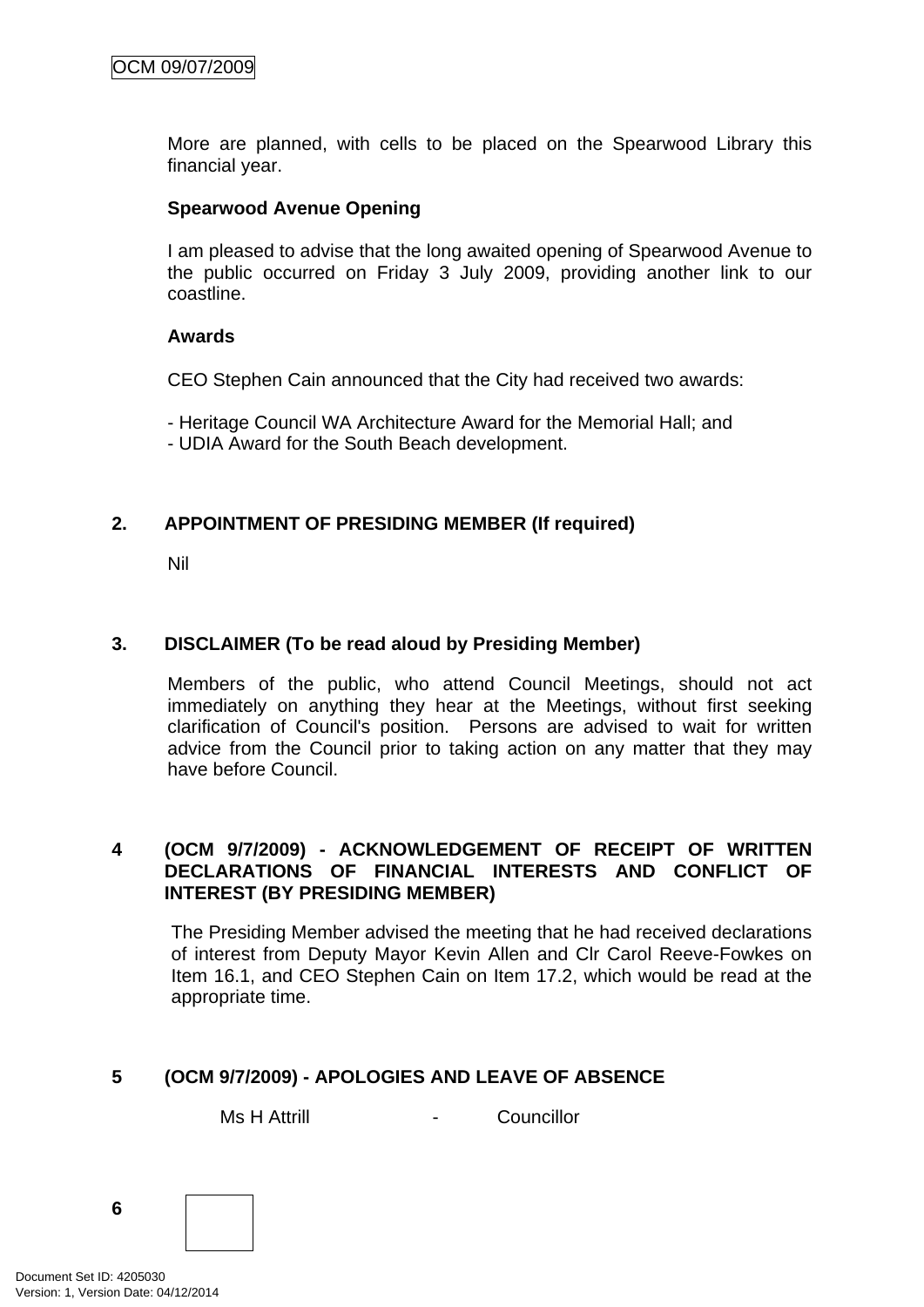More are planned, with cells to be placed on the Spearwood Library this financial year.

**Spearwood Avenue Opening**

I am pleased to advise that the long awaited opening of Spearwood Avenue to the public occurred on Friday 3 July 2009, providing another link to our coastline.

**Awards**

CEO Stephen Cain announced that the City had received two awards:

- Heritage Council WA Architecture Award for the Memorial Hall; and
- UDIA Award for the South Beach development.

## 2. APPOINTMENT OF PRESIDING MEMBER (If required)

Nil

## 3. DISCLAIMER (To be read aloud by Presiding Member)

Members of the public, who attend Council Meetings, should not act immediately on anything they hear at the Meetings, without first seeking clarification of Council's position. Persons are advised to wait for written advice from the Council prior to taking action on any matter that they may have before Council.

## 4 (OCM 9/7/2009) - ACKNOWLEDGEMENT OF RECEIPT OF WRITTEN DECLARATIONS OF FINANCIAL INTERESTS AND CONFLICT OF INTEREST (BY PRESIDING MEMBER)

The Presiding Member advised the meeting that he had received declarations of interest from Deputy Mayor Kevin Allen and Clr Carol Reeve-Fowkes on Item 16.1, and CEO Stephen Cain on Item 17.2, which would be read at the appropriate time.

## 5 (OCM 9/7/2009) - APOLOGIES AND LEAVE OF ABSENCE

Ms H Attrill - Councillor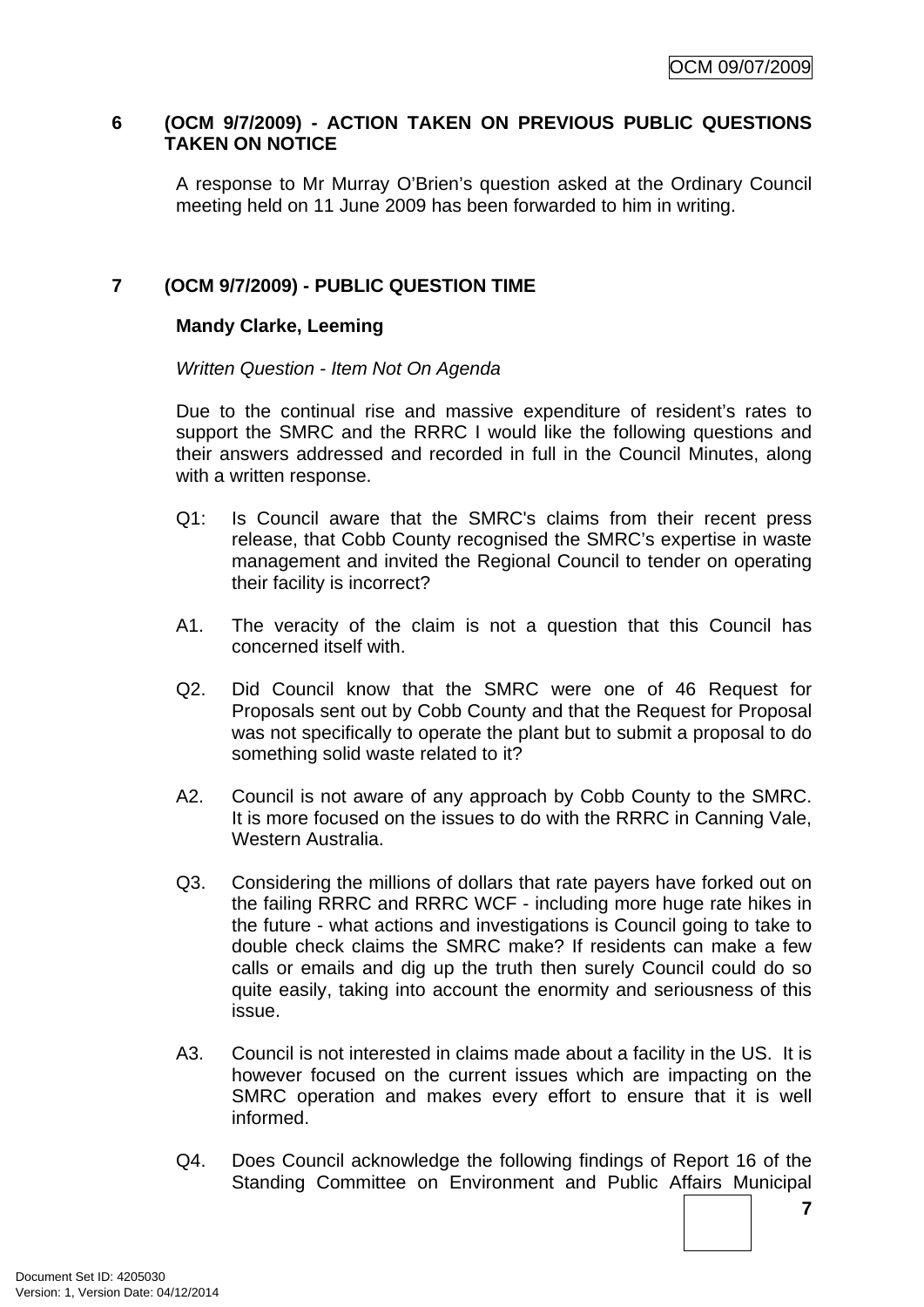## 6 (OCM 9/7/2009) - ACTION TAKEN ON PREVIOUS PUBLIC QUESTIONS TAKEN ON NOTICE

A response to Mr Murray O'Brien's question asked at the Ordinary Council meeting held on 11 June 2009 has been forwarded to him in writing.

## 7 (OCM 9/7/2009) - PUBLIC QUESTION TIME

**Mandy Clarke, Leeming**

*Written Question - Item Not On Agenda*

Due to the continual rise and massive expenditure of resident's rates to support the SMRC and the RRRC I would like the following questions and their answers addressed and recorded in full in the Council Minutes, along with a written response.

Q1: Is Council aware that the SMRC's claims from their recent press release, that Cobb County recognised the SMRC's expertise in waste management and invited the Regional Council to tender on operating their facility is incorrect?

A1. The veracity of the claim is not a question that this Council has concerned itself with.

Q2. Did Council know that the SMRC were one of 46 Request for Proposals sent out by Cobb County and that the Request for Proposal was not specifically to operate the plant but to submit a proposal to do something solid waste related to it?

A2. Council is not aware of any approach by Cobb County to the SMRC. It is more focused on the issues to do with the RRRC in Canning Vale, Western Australia.

Q3. Considering the millions of dollars that rate payers have forked out on the failing RRRC and RRRC WCF - including more huge rate hikes in the future - what actions and investigations is Council going to take to double check claims the SMRC make? If residents can make a few calls or emails and dig up the truth then surely Council could do so quite easily, taking into account the enormity and seriousness of this issue.

A3. Council is not interested in claims made about a facility in the US. It is however focused on the current issues which are impacting on the SMRC operation and makes every effort to ensure that it is well informed.

Q4. Does Council acknowledge the following findings of Report 16 of the Standing Committee on Environment and Public Affairs Municipal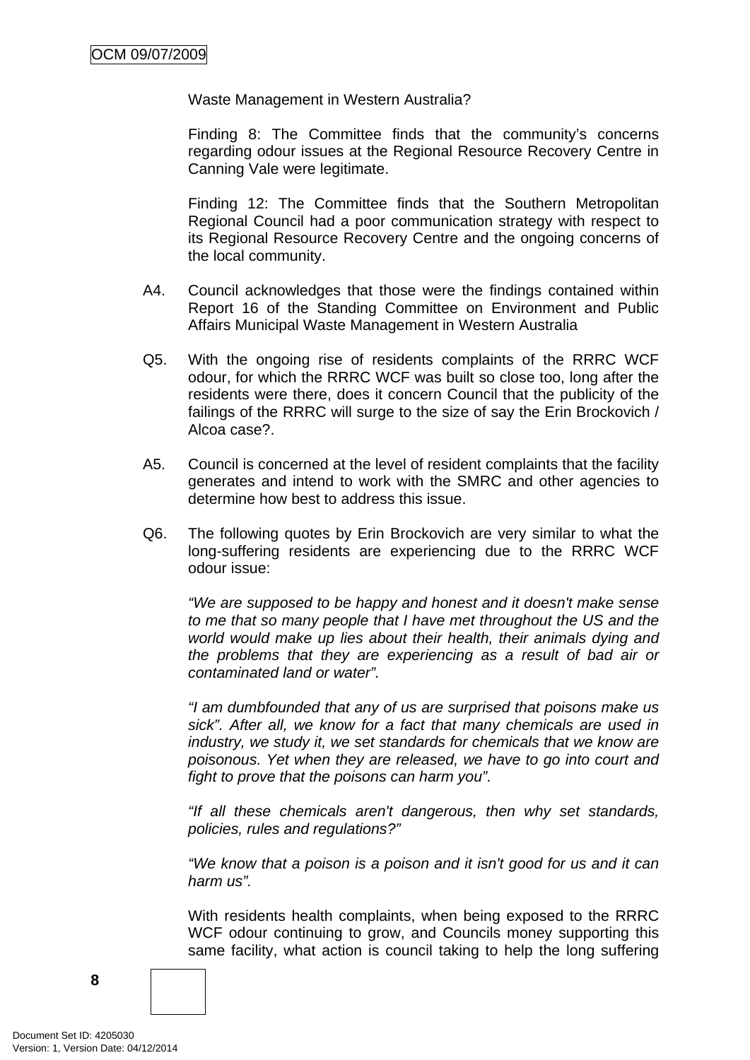Waste Management in Western Australia?

Finding 8: The Committee finds that the community's concerns regarding odour issues at the Regional Resource Recovery Centre in Canning Vale were legitimate.

Finding 12: The Committee finds that the Southern Metropolitan Regional Council had a poor communication strategy with respect to its Regional Resource Recovery Centre and the ongoing concerns of the local community.

A4. Council acknowledges that those were the findings contained within Report 16 of the Standing Committee on Environment and Public Affairs Municipal Waste Management in Western Australia

Q5. With the ongoing rise of residents complaints of the RRRC WCF odour, for which the RRRC WCF was built so close too, long after the residents were there, does it concern Council that the publicity of the failings of the RRRC will surge to the size of say the Erin Brockovich / Alcoa case?.

A5. Council is concerned at the level of resident complaints that the facility generates and intend to work with the SMRC and other agencies to determine how best to address this issue.

Q6. The following quotes by Erin Brockovich are very similar to what the long-suffering residents are experiencing due to the RRRC WCF odour issue:

*"We are supposed to be happy and honest and it doesn't make sense to me that so many people that I have met throughout the US and the world would make up lies about their health, their animals dying and the problems that they are experiencing as a result of bad air or contaminated land or water".*

*"I am dumbfounded that any of us are surprised that poisons make us sick". After all, we know for a fact that many chemicals are used in industry, we study it, we set standards for chemicals that we know are poisonous. Yet when they are released, we have to go into court and fight to prove that the poisons can harm you".*

*"If all these chemicals aren't dangerous, then why set standards, policies, rules and regulations?"*

*"We know that a poison is a poison and it isn't good for us and it can harm us".*

With residents health complaints, when being exposed to the RRRC WCF odour continuing to grow, and Councils money supporting this same facility, what action is council taking to help the long suffering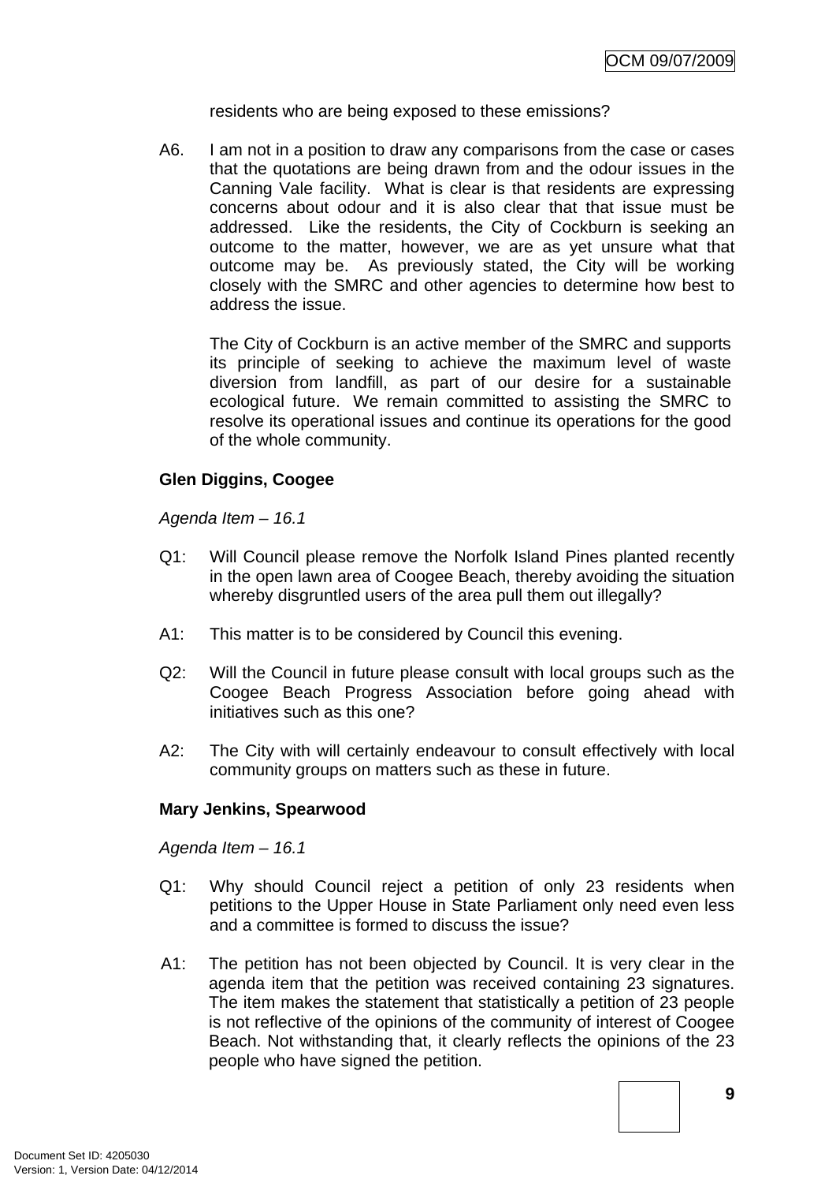residents who are being exposed to these emissions?

A6. I am not in a position to draw any comparisons from the case or cases that the quotations are being drawn from and the odour issues in the Canning Vale facility. What is clear is that residents are expressing concerns about odour and it is also clear that that issue must be addressed. Like the residents, the City of Cockburn is seeking an outcome to the matter, however, we are as yet unsure what that outcome may be. As previously stated, the City will be working closely with the SMRC and other agencies to determine how best to address the issue.

The City of Cockburn is an active member of the SMRC and supports its principle of seeking to achieve the maximum level of waste diversion from landfill, as part of our desire for a sustainable ecological future. We remain committed to assisting the SMRC to resolve its operational issues and continue its operations for the good of the whole community.

**Glen Diggins, Coogee**

*Agenda Item – 16.1*

Q1: Will Council please remove the Norfolk Island Pines planted recently in the open lawn area of Coogee Beach, thereby avoiding the situation whereby disgruntled users of the area pull them out illegally?

A1: This matter is to be considered by Council this evening.

Q2: Will the Council in future please consult with local groups such as the Coogee Beach Progress Association before going ahead with initiatives such as this one?

A2: The City with will certainly endeavour to consult effectively with local community groups on matters such as these in future.

**Mary Jenkins, Spearwood**

*Agenda Item – 16.1*

Q1: Why should Council reject a petition of only 23 residents when petitions to the Upper House in State Parliament only need even less and a committee is formed to discuss the issue?

A1: The petition has not been objected by Council. It is very clear in the agenda item that the petition was received containing 23 signatures. The item makes the statement that statistically a petition of 23 people is not reflective of the opinions of the community of interest of Coogee Beach. Not withstanding that, it clearly reflects the opinions of the 23 people who have signed the petition.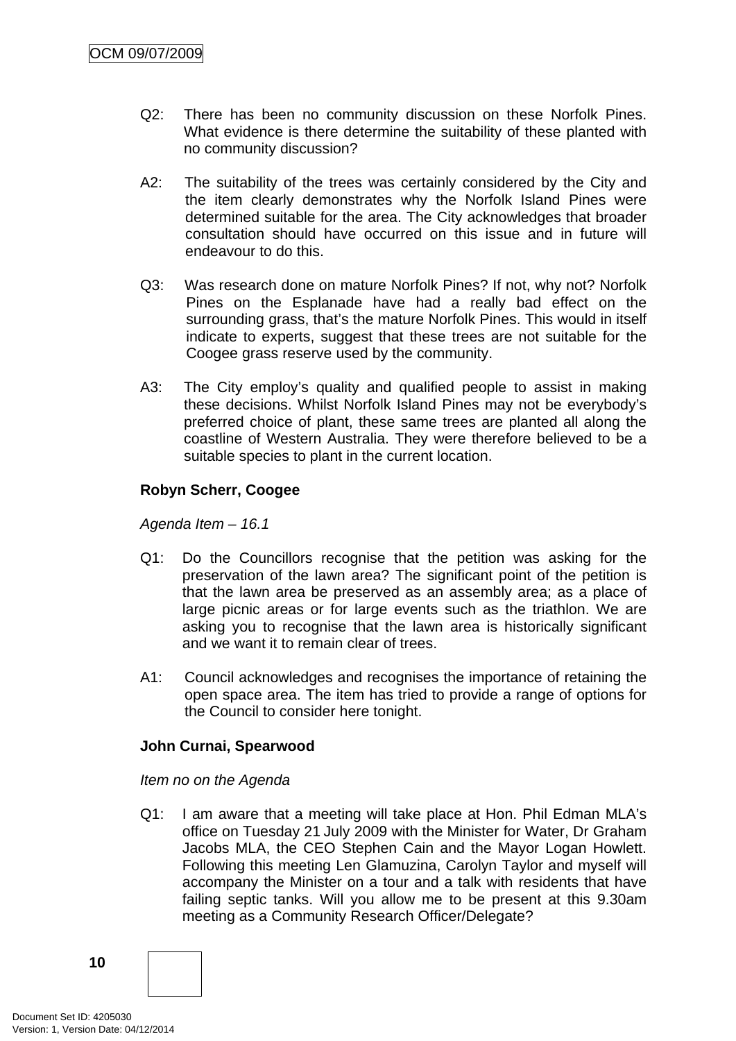Q2: There has been no community discussion on these Norfolk Pines. What evidence is there determine the suitability of these planted with no community discussion?

A2: The suitability of the trees was certainly considered by the City and the item clearly demonstrates why the Norfolk Island Pines were determined suitable for the area. The City acknowledges that broader consultation should have occurred on this issue and in future will endeavour to do this.

Q3: Was research done on mature Norfolk Pines? If not, why not? Norfolk Pines on the Esplanade have had a really bad effect on the surrounding grass, that's the mature Norfolk Pines. This would in itself indicate to experts, suggest that these trees are not suitable for the Coogee grass reserve used by the community.

A3: The City employ's quality and qualified people to assist in making these decisions. Whilst Norfolk Island Pines may not be everybody's preferred choice of plant, these same trees are planted all along the coastline of Western Australia. They were therefore believed to be a suitable species to plant in the current location.

**Robyn Scherr, Coogee**

*Agenda Item – 16.1*

Q1: Do the Councillors recognise that the petition was asking for the preservation of the lawn area? The significant point of the petition is that the lawn area be preserved as an assembly area; as a place of large picnic areas or for large events such as the triathlon. We are asking you to recognise that the lawn area is historically significant and we want it to remain clear of trees.

A1: Council acknowledges and recognises the importance of retaining the open space area. The item has tried to provide a range of options for the Council to consider here tonight.

**John Curnai, Spearwood**

*Item no on the Agenda*

Q1: I am aware that a meeting will take place at Hon. Phil Edman MLA's office on Tuesday 21 July 2009 with the Minister for Water, Dr Graham Jacobs MLA, the CEO Stephen Cain and the Mayor Logan Howlett. Following this meeting Len Glamuzina, Carolyn Taylor and myself will accompany the Minister on a tour and a talk with residents that have failing septic tanks. Will you allow me to be present at this 9.30am meeting as a Community Research Officer/Delegate?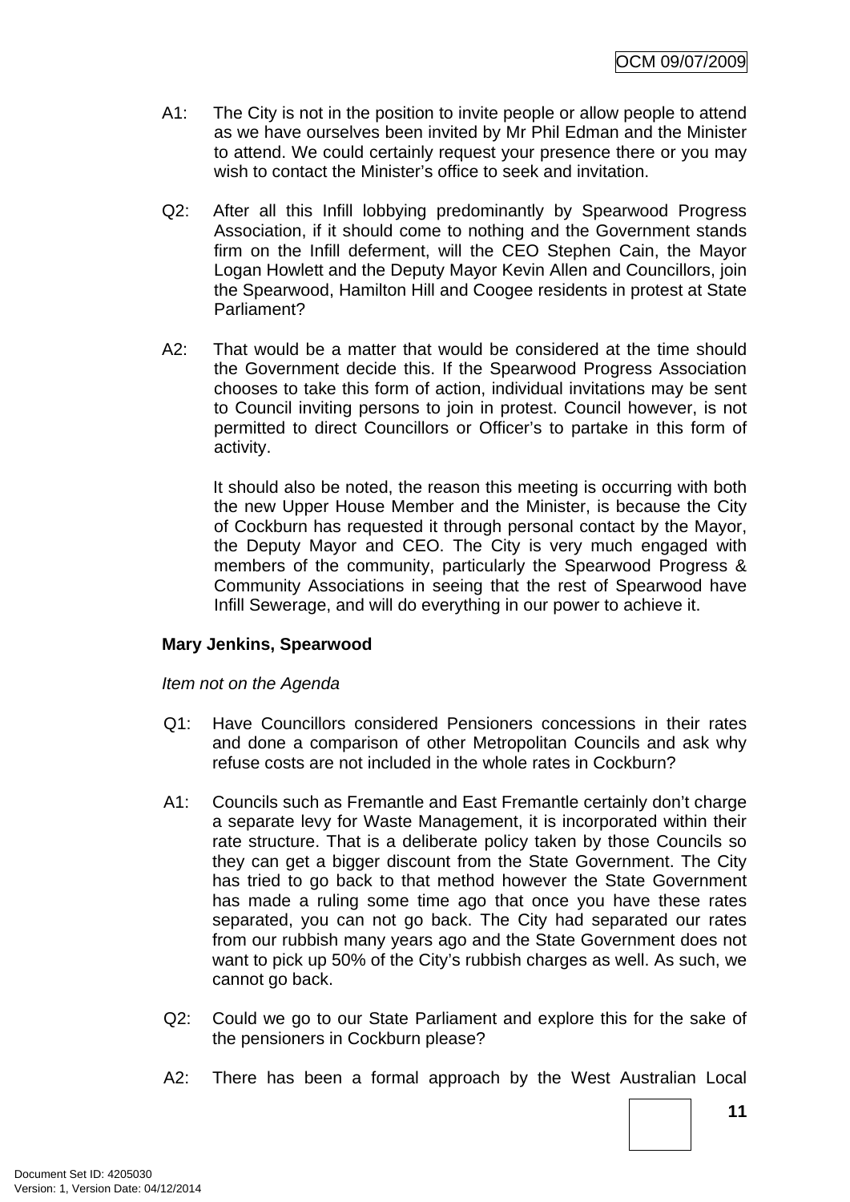A1: The City is not in the position to invite people or allow people to attend as we have ourselves been invited by Mr Phil Edman and the Minister to attend. We could certainly request your presence there or you may wish to contact the Minister's office to seek and invitation.

Q2: After all this Infill lobbying predominantly by Spearwood Progress Association, if it should come to nothing and the Government stands firm on the Infill deferment, will the CEO Stephen Cain, the Mayor Logan Howlett and the Deputy Mayor Kevin Allen and Councillors, join the Spearwood, Hamilton Hill and Coogee residents in protest at State Parliament?

A2: That would be a matter that would be considered at the time should the Government decide this. If the Spearwood Progress Association chooses to take this form of action, individual invitations may be sent to Council inviting persons to join in protest. Council however, is not permitted to direct Councillors or Officer's to partake in this form of activity.

It should also be noted, the reason this meeting is occurring with both the new Upper House Member and the Minister, is because the City of Cockburn has requested it through personal contact by the Mayor, the Deputy Mayor and CEO. The City is very much engaged with members of the community, particularly the Spearwood Progress & Community Associations in seeing that the rest of Spearwood have Infill Sewerage, and will do everything in our power to achieve it.

**Mary Jenkins, Spearwood**

*Item not on the Agenda*

Q1: Have Councillors considered Pensioners concessions in their rates and done a comparison of other Metropolitan Councils and ask why refuse costs are not included in the whole rates in Cockburn?

A1: Councils such as Fremantle and East Fremantle certainly don't charge a separate levy for Waste Management, it is incorporated within their rate structure. That is a deliberate policy taken by those Councils so they can get a bigger discount from the State Government. The City has tried to go back to that method however the State Government has made a ruling some time ago that once you have these rates separated, you can not go back. The City had separated our rates from our rubbish many years ago and the State Government does not want to pick up 50% of the City's rubbish charges as well. As such, we cannot go back.

Q2: Could we go to our State Parliament and explore this for the sake of the pensioners in Cockburn please?

A2: There has been a formal approach by the West Australian Local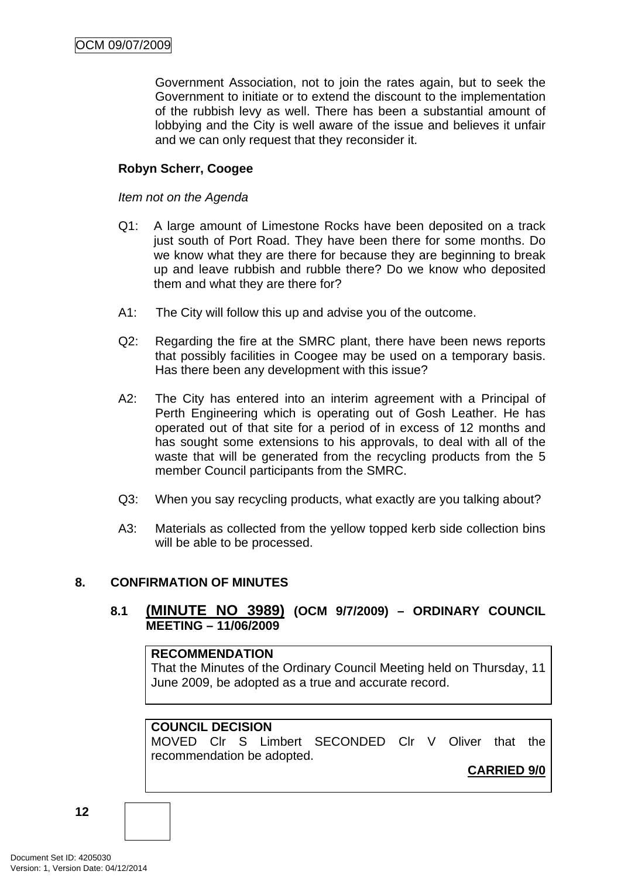Government Association, not to join the rates again, but to seek the Government to initiate or to extend the discount to the implementation of the rubbish levy as well. There has been a substantial amount of lobbying and the City is well aware of the issue and believes it unfair and we can only request that they reconsider it.

**Robyn Scherr, Coogee**

*Item not on the Agenda*

Q1: A large amount of Limestone Rocks have been deposited on a track just south of Port Road. They have been there for some months. Do we know what they are there for because they are beginning to break up and leave rubbish and rubble there? Do we know who deposited them and what they are there for?

A1: The City will follow this up and advise you of the outcome.

Q2: Regarding the fire at the SMRC plant, there have been news reports that possibly facilities in Coogee may be used on a temporary basis. Has there been any development with this issue?

A2: The City has entered into an interim agreement with a Principal of Perth Engineering which is operating out of Gosh Leather. He has operated out of that site for a period of in excess of 12 months and has sought some extensions to his approvals, to deal with all of the waste that will be generated from the recycling products from the 5 member Council participants from the SMRC.

Q3: When you say recycling products, what exactly are you talking about?

A3: Materials as collected from the yellow topped kerb side collection bins will be able to be processed.

## 8. CONFIRMATION OF MINUTES

### 8.1 (MINUTE NO 3989) (OCM 9/7/2009) – ORDINARY COUNCIL MEETING – 11/06/2009

**RECOMMENDATION**
That the Minutes of the Ordinary Council Meeting held on Thursday, 11 June 2009, be adopted as a true and accurate record.

**COUNCIL DECISION**
MOVED Clr S Limbert SECONDED Clr V Oliver that the recommendation be adopted.

**CARRIED 9/0**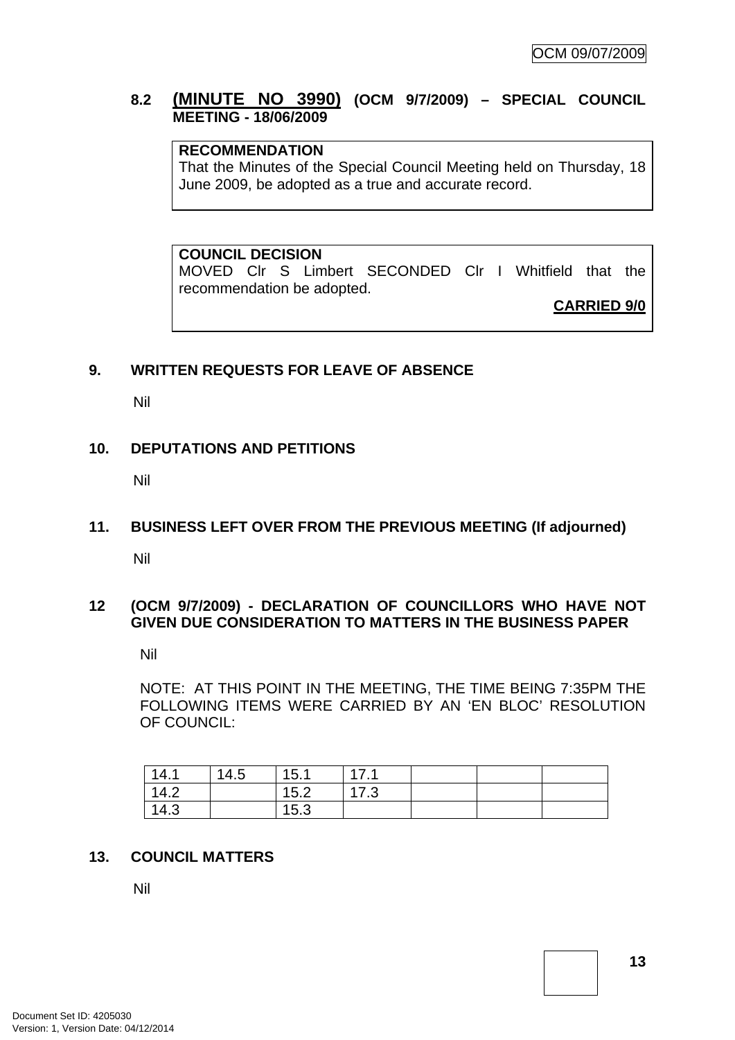### 8.2 **(MINUTE NO 3990)** (OCM 9/7/2009) – SPECIAL COUNCIL MEETING - 18/06/2009

**RECOMMENDATION**
That the Minutes of the Special Council Meeting held on Thursday, 18 June 2009, be adopted as a true and accurate record.

**COUNCIL DECISION**
MOVED Clr S Limbert SECONDED Clr I Whitfield that the recommendation be adopted.

**CARRIED 9/0**

## 9. WRITTEN REQUESTS FOR LEAVE OF ABSENCE

Nil

## 10. DEPUTATIONS AND PETITIONS

Nil

## 11. BUSINESS LEFT OVER FROM THE PREVIOUS MEETING (If adjourned)

Nil

## 12 (OCM 9/7/2009) - DECLARATION OF COUNCILLORS WHO HAVE NOT GIVEN DUE CONSIDERATION TO MATTERS IN THE BUSINESS PAPER

Nil

NOTE: AT THIS POINT IN THE MEETING, THE TIME BEING 7:35PM THE FOLLOWING ITEMS WERE CARRIED BY AN 'EN BLOC' RESOLUTION OF COUNCIL:

| | | | | | | |
|---|---|---|---|---|---|---|
| 14.1 | 14.5 | 15.1 | 17.1 | | | |
| 14.2 | | 15.2 | 17.3 | | | |
| 14.3 | | 15.3 | | | | |

## 13. COUNCIL MATTERS

Nil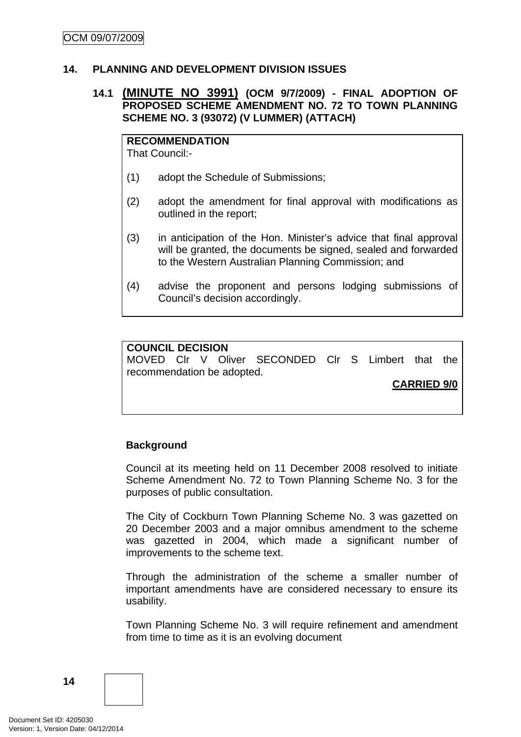## 14. PLANNING AND DEVELOPMENT DIVISION ISSUES

### 14.1 (MINUTE NO 3991) (OCM 9/7/2009) - FINAL ADOPTION OF PROPOSED SCHEME AMENDMENT NO. 72 TO TOWN PLANNING SCHEME NO. 3 (93072) (V LUMMER) (ATTACH)

**RECOMMENDATION**
That Council:-

(1) adopt the Schedule of Submissions;

(2) adopt the amendment for final approval with modifications as outlined in the report;

(3) in anticipation of the Hon. Minister's advice that final approval will be granted, the documents be signed, sealed and forwarded to the Western Australian Planning Commission; and

(4) advise the proponent and persons lodging submissions of Council's decision accordingly.

**COUNCIL DECISION**
MOVED Clr V Oliver SECONDED Clr S Limbert that the recommendation be adopted.

**CARRIED 9/0**

**Background**

Council at its meeting held on 11 December 2008 resolved to initiate Scheme Amendment No. 72 to Town Planning Scheme No. 3 for the purposes of public consultation.

The City of Cockburn Town Planning Scheme No. 3 was gazetted on 20 December 2003 and a major omnibus amendment to the scheme was gazetted in 2004, which made a significant number of improvements to the scheme text.

Through the administration of the scheme a smaller number of important amendments have are considered necessary to ensure its usability.

Town Planning Scheme No. 3 will require refinement and amendment from time to time as it is an evolving document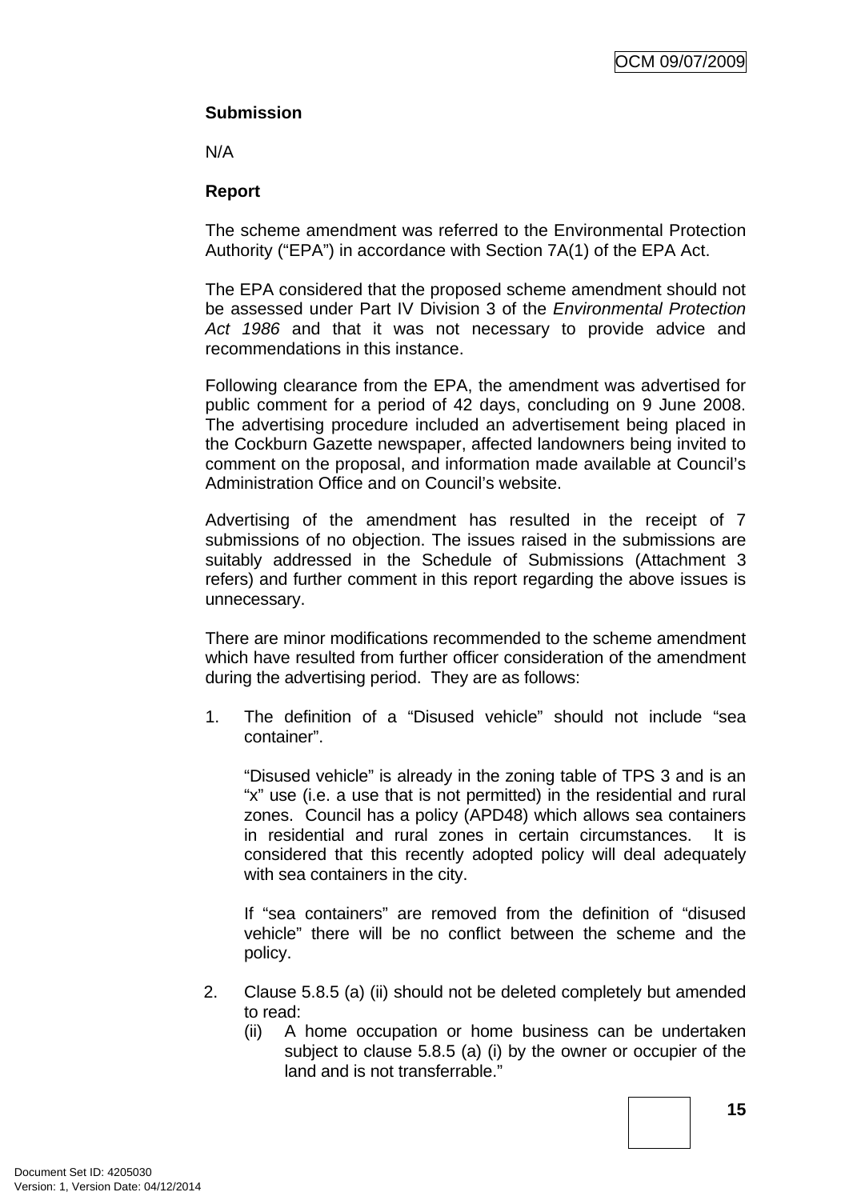**Submission**

N/A

**Report**

The scheme amendment was referred to the Environmental Protection Authority ("EPA") in accordance with Section 7A(1) of the EPA Act.

The EPA considered that the proposed scheme amendment should not be assessed under Part IV Division 3 of the *Environmental Protection Act 1986* and that it was not necessary to provide advice and recommendations in this instance.

Following clearance from the EPA, the amendment was advertised for public comment for a period of 42 days, concluding on 9 June 2008. The advertising procedure included an advertisement being placed in the Cockburn Gazette newspaper, affected landowners being invited to comment on the proposal, and information made available at Council's Administration Office and on Council's website.

Advertising of the amendment has resulted in the receipt of 7 submissions of no objection. The issues raised in the submissions are suitably addressed in the Schedule of Submissions (Attachment 3 refers) and further comment in this report regarding the above issues is unnecessary.

There are minor modifications recommended to the scheme amendment which have resulted from further officer consideration of the amendment during the advertising period. They are as follows:

1. The definition of a "Disused vehicle" should not include "sea container".

   "Disused vehicle" is already in the zoning table of TPS 3 and is an "x" use (i.e. a use that is not permitted) in the residential and rural zones. Council has a policy (APD48) which allows sea containers in residential and rural zones in certain circumstances. It is considered that this recently adopted policy will deal adequately with sea containers in the city.

   If "sea containers" are removed from the definition of "disused vehicle" there will be no conflict between the scheme and the policy.

2. Clause 5.8.5 (a) (ii) should not be deleted completely but amended to read:
   (ii) A home occupation or home business can be undertaken subject to clause 5.8.5 (a) (i) by the owner or occupier of the land and is not transferrable."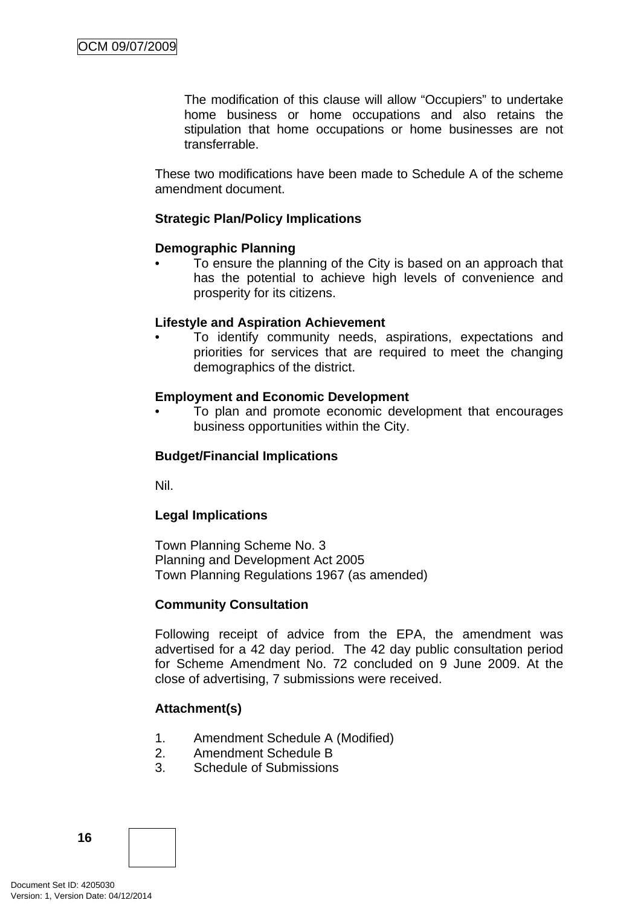The modification of this clause will allow "Occupiers" to undertake home business or home occupations and also retains the stipulation that home occupations or home businesses are not transferrable.

These two modifications have been made to Schedule A of the scheme amendment document.

**Strategic Plan/Policy Implications**

**Demographic Planning**

- To ensure the planning of the City is based on an approach that has the potential to achieve high levels of convenience and prosperity for its citizens.

**Lifestyle and Aspiration Achievement**

- To identify community needs, aspirations, expectations and priorities for services that are required to meet the changing demographics of the district.

**Employment and Economic Development**

- To plan and promote economic development that encourages business opportunities within the City.

**Budget/Financial Implications**

Nil.

**Legal Implications**

Town Planning Scheme No. 3
Planning and Development Act 2005
Town Planning Regulations 1967 (as amended)

**Community Consultation**

Following receipt of advice from the EPA, the amendment was advertised for a 42 day period. The 42 day public consultation period for Scheme Amendment No. 72 concluded on 9 June 2009. At the close of advertising, 7 submissions were received.

**Attachment(s)**

1. Amendment Schedule A (Modified)
2. Amendment Schedule B
3. Schedule of Submissions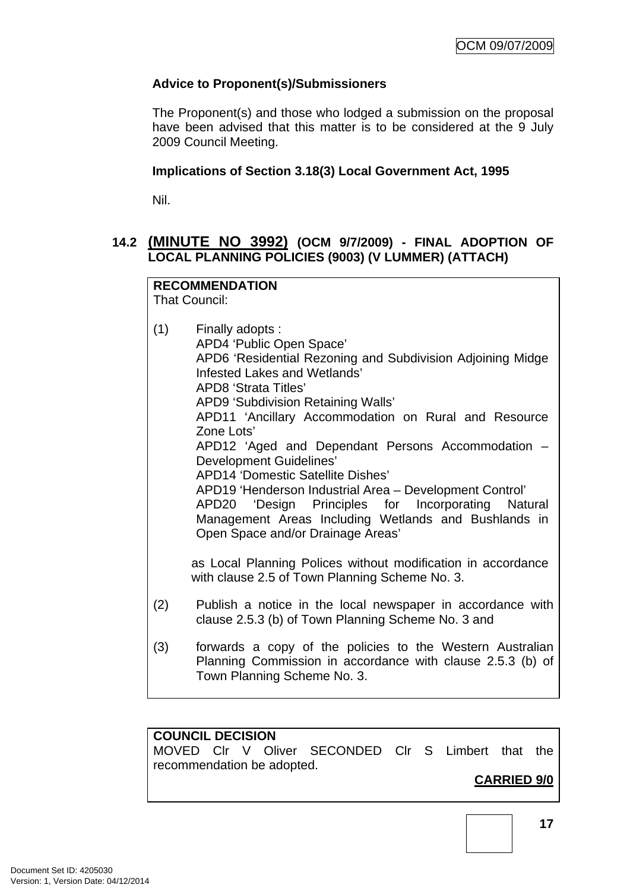**Advice to Proponent(s)/Submissioners**

The Proponent(s) and those who lodged a submission on the proposal have been advised that this matter is to be considered at the 9 July 2009 Council Meeting.

**Implications of Section 3.18(3) Local Government Act, 1995**

Nil.

### 14.2 (MINUTE NO 3992) (OCM 9/7/2009) - FINAL ADOPTION OF LOCAL PLANNING POLICIES (9003) (V LUMMER) (ATTACH)

**RECOMMENDATION**
That Council:

(1) Finally adopts :
APD4 'Public Open Space'
APD6 'Residential Rezoning and Subdivision Adjoining Midge Infested Lakes and Wetlands'
APD8 'Strata Titles'
APD9 'Subdivision Retaining Walls'
APD11 'Ancillary Accommodation on Rural and Resource Zone Lots'
APD12 'Aged and Dependant Persons Accommodation – Development Guidelines'
APD14 'Domestic Satellite Dishes'
APD19 'Henderson Industrial Area – Development Control'
APD20 'Design Principles for Incorporating Natural Management Areas Including Wetlands and Bushlands in Open Space and/or Drainage Areas'

as Local Planning Polices without modification in accordance with clause 2.5 of Town Planning Scheme No. 3.

(2) Publish a notice in the local newspaper in accordance with clause 2.5.3 (b) of Town Planning Scheme No. 3 and

(3) forwards a copy of the policies to the Western Australian Planning Commission in accordance with clause 2.5.3 (b) of Town Planning Scheme No. 3.

**COUNCIL DECISION**
MOVED Clr V Oliver SECONDED Clr S Limbert that the recommendation be adopted.

**CARRIED 9/0**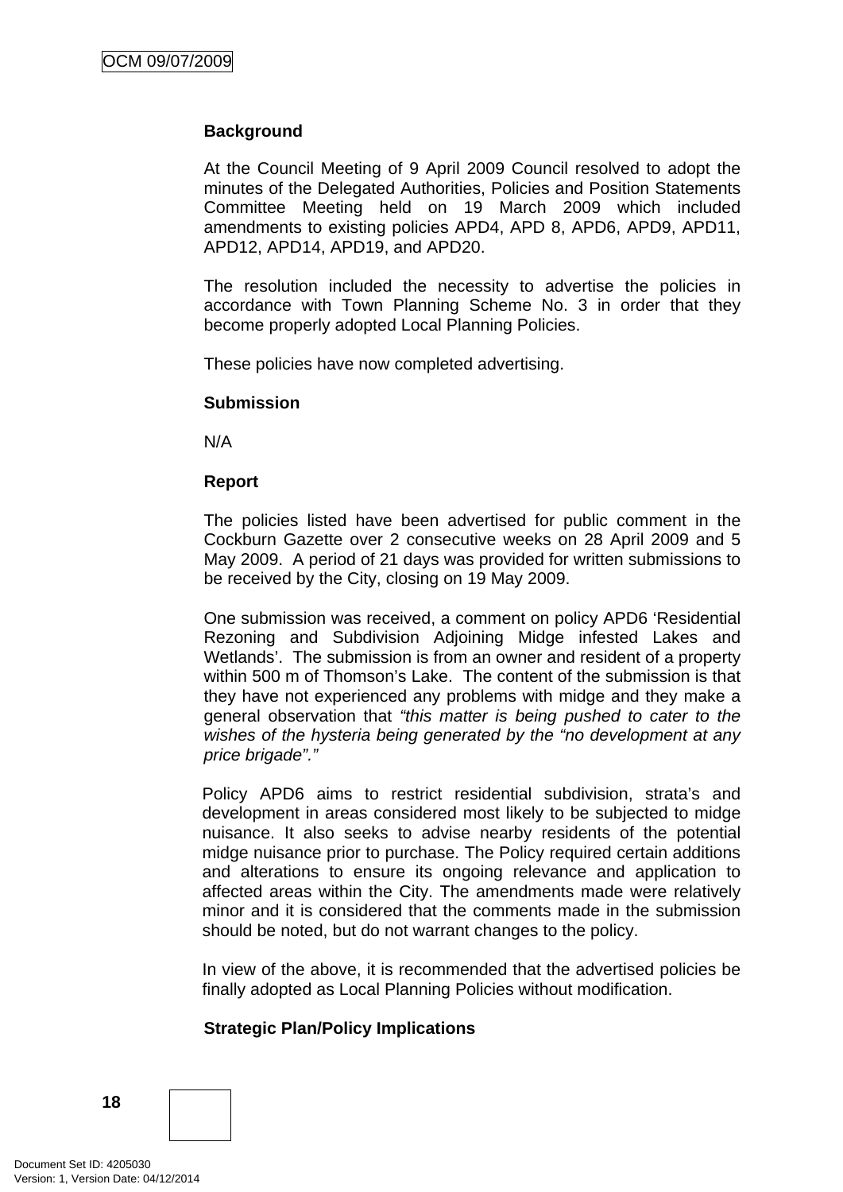**Background**

At the Council Meeting of 9 April 2009 Council resolved to adopt the minutes of the Delegated Authorities, Policies and Position Statements Committee Meeting held on 19 March 2009 which included amendments to existing policies APD4, APD 8, APD6, APD9, APD11, APD12, APD14, APD19, and APD20.

The resolution included the necessity to advertise the policies in accordance with Town Planning Scheme No. 3 in order that they become properly adopted Local Planning Policies.

These policies have now completed advertising.

**Submission**

N/A

**Report**

The policies listed have been advertised for public comment in the Cockburn Gazette over 2 consecutive weeks on 28 April 2009 and 5 May 2009. A period of 21 days was provided for written submissions to be received by the City, closing on 19 May 2009.

One submission was received, a comment on policy APD6 'Residential Rezoning and Subdivision Adjoining Midge infested Lakes and Wetlands'. The submission is from an owner and resident of a property within 500 m of Thomson's Lake. The content of the submission is that they have not experienced any problems with midge and they make a general observation that *"this matter is being pushed to cater to the wishes of the hysteria being generated by the "no development at any price brigade"."*

Policy APD6 aims to restrict residential subdivision, strata's and development in areas considered most likely to be subjected to midge nuisance. It also seeks to advise nearby residents of the potential midge nuisance prior to purchase. The Policy required certain additions and alterations to ensure its ongoing relevance and application to affected areas within the City. The amendments made were relatively minor and it is considered that the comments made in the submission should be noted, but do not warrant changes to the policy.

In view of the above, it is recommended that the advertised policies be finally adopted as Local Planning Policies without modification.

**Strategic Plan/Policy Implications**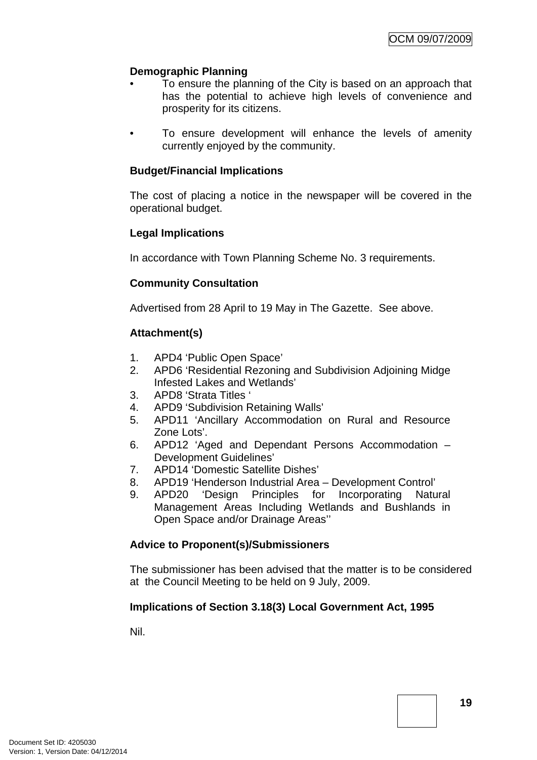**Demographic Planning**

- To ensure the planning of the City is based on an approach that has the potential to achieve high levels of convenience and prosperity for its citizens.

- To ensure development will enhance the levels of amenity currently enjoyed by the community.

**Budget/Financial Implications**

The cost of placing a notice in the newspaper will be covered in the operational budget.

**Legal Implications**

In accordance with Town Planning Scheme No. 3 requirements.

**Community Consultation**

Advertised from 28 April to 19 May in The Gazette. See above.

**Attachment(s)**

1. APD4 'Public Open Space'
2. APD6 'Residential Rezoning and Subdivision Adjoining Midge Infested Lakes and Wetlands'
3. APD8 'Strata Titles '
4. APD9 'Subdivision Retaining Walls'
5. APD11 'Ancillary Accommodation on Rural and Resource Zone Lots'.
6. APD12 'Aged and Dependant Persons Accommodation – Development Guidelines'
7. APD14 'Domestic Satellite Dishes'
8. APD19 'Henderson Industrial Area – Development Control'
9. APD20 'Design Principles for Incorporating Natural Management Areas Including Wetlands and Bushlands in Open Space and/or Drainage Areas''

**Advice to Proponent(s)/Submissioners**

The submissioner has been advised that the matter is to be considered at the Council Meeting to be held on 9 July, 2009.

**Implications of Section 3.18(3) Local Government Act, 1995**

Nil.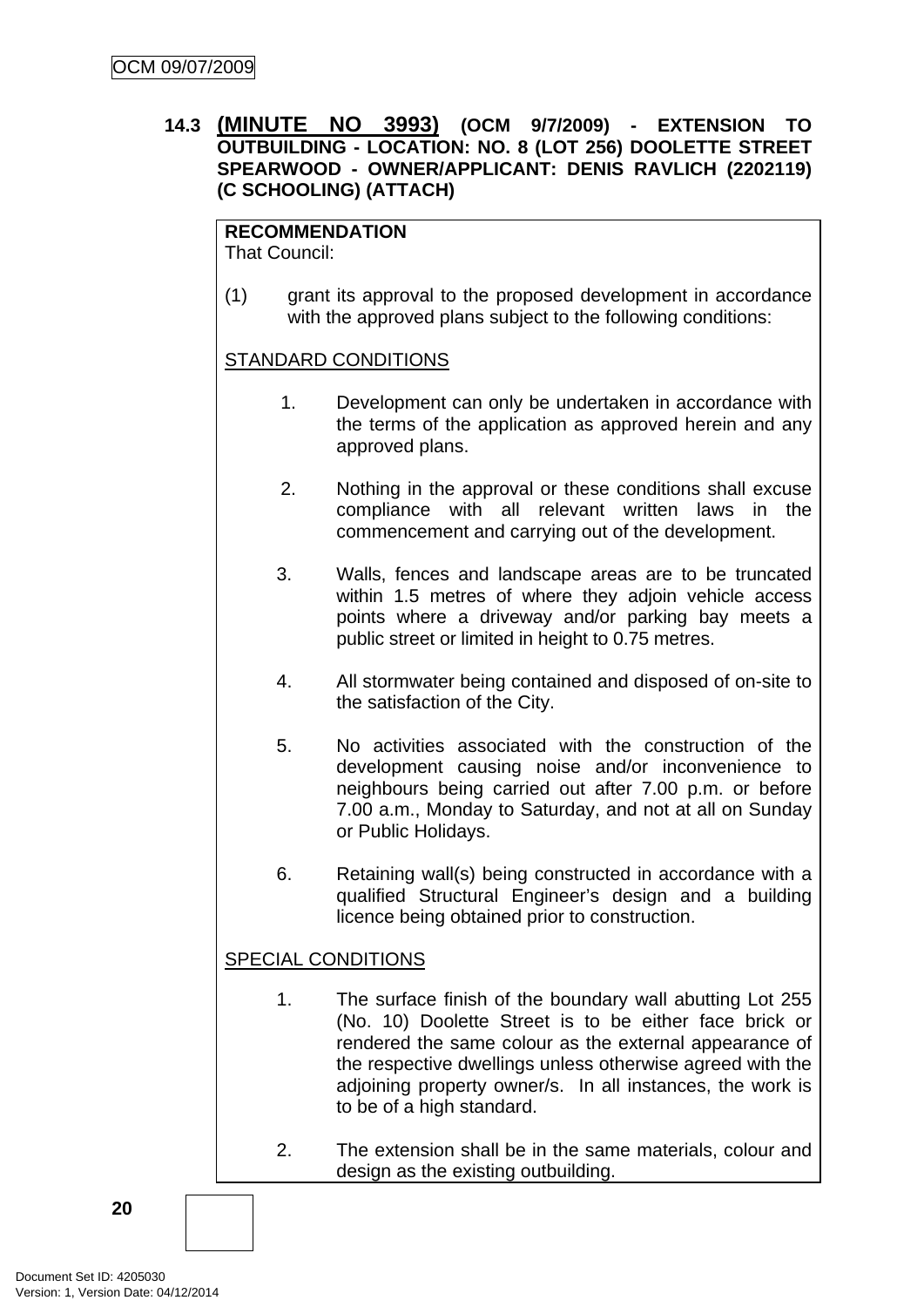**14.3 (MINUTE NO 3993) (OCM 9/7/2009) - EXTENSION TO OUTBUILDING - LOCATION: NO. 8 (LOT 256) DOOLETTE STREET SPEARWOOD - OWNER/APPLICANT: DENIS RAVLICH (2202119) (C SCHOOLING) (ATTACH)**

**RECOMMENDATION**
That Council:

(1) grant its approval to the proposed development in accordance with the approved plans subject to the following conditions:

STANDARD CONDITIONS

1. Development can only be undertaken in accordance with the terms of the application as approved herein and any approved plans.

2. Nothing in the approval or these conditions shall excuse compliance with all relevant written laws in the commencement and carrying out of the development.

3. Walls, fences and landscape areas are to be truncated within 1.5 metres of where they adjoin vehicle access points where a driveway and/or parking bay meets a public street or limited in height to 0.75 metres.

4. All stormwater being contained and disposed of on-site to the satisfaction of the City.

5. No activities associated with the construction of the development causing noise and/or inconvenience to neighbours being carried out after 7.00 p.m. or before 7.00 a.m., Monday to Saturday, and not at all on Sunday or Public Holidays.

6. Retaining wall(s) being constructed in accordance with a qualified Structural Engineer's design and a building licence being obtained prior to construction.

SPECIAL CONDITIONS

1. The surface finish of the boundary wall abutting Lot 255 (No. 10) Doolette Street is to be either face brick or rendered the same colour as the external appearance of the respective dwellings unless otherwise agreed with the adjoining property owner/s. In all instances, the work is to be of a high standard.

2. The extension shall be in the same materials, colour and design as the existing outbuilding.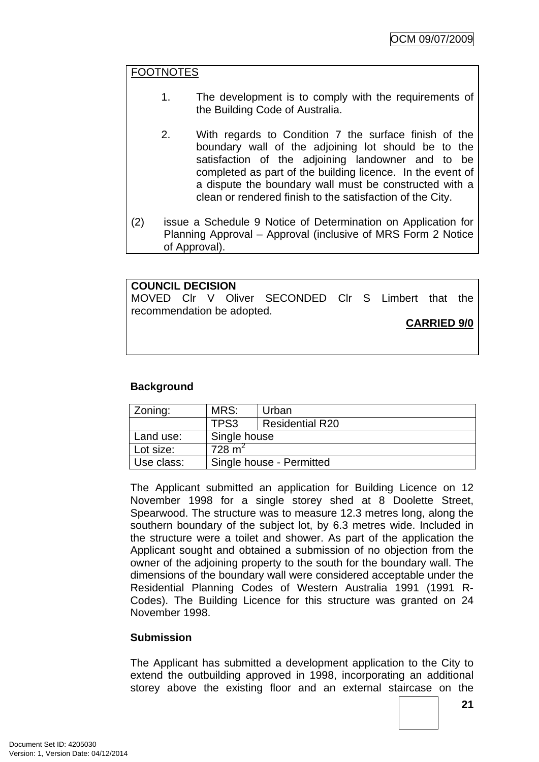FOOTNOTES

1. The development is to comply with the requirements of the Building Code of Australia.

2. With regards to Condition 7 the surface finish of the boundary wall of the adjoining lot should be to the satisfaction of the adjoining landowner and to be completed as part of the building licence. In the event of a dispute the boundary wall must be constructed with a clean or rendered finish to the satisfaction of the City.

(2) issue a Schedule 9 Notice of Determination on Application for Planning Approval – Approval (inclusive of MRS Form 2 Notice of Approval).

**COUNCIL DECISION**
MOVED Clr V Oliver SECONDED Clr S Limbert that the recommendation be adopted.

**CARRIED 9/0**

**Background**

| Zoning: | MRS: | Urban |
|---|---|---|
| | TPS3 | Residential R20 |
| Land use: | Single house | |
| Lot size: | 728 $m^2$ | |
| Use class: | Single house - Permitted | |

The Applicant submitted an application for Building Licence on 12 November 1998 for a single storey shed at 8 Doolette Street, Spearwood. The structure was to measure 12.3 metres long, along the southern boundary of the subject lot, by 6.3 metres wide. Included in the structure were a toilet and shower. As part of the application the Applicant sought and obtained a submission of no objection from the owner of the adjoining property to the south for the boundary wall. The dimensions of the boundary wall were considered acceptable under the Residential Planning Codes of Western Australia 1991 (1991 R-Codes). The Building Licence for this structure was granted on 24 November 1998.

**Submission**

The Applicant has submitted a development application to the City to extend the outbuilding approved in 1998, incorporating an additional storey above the existing floor and an external staircase on the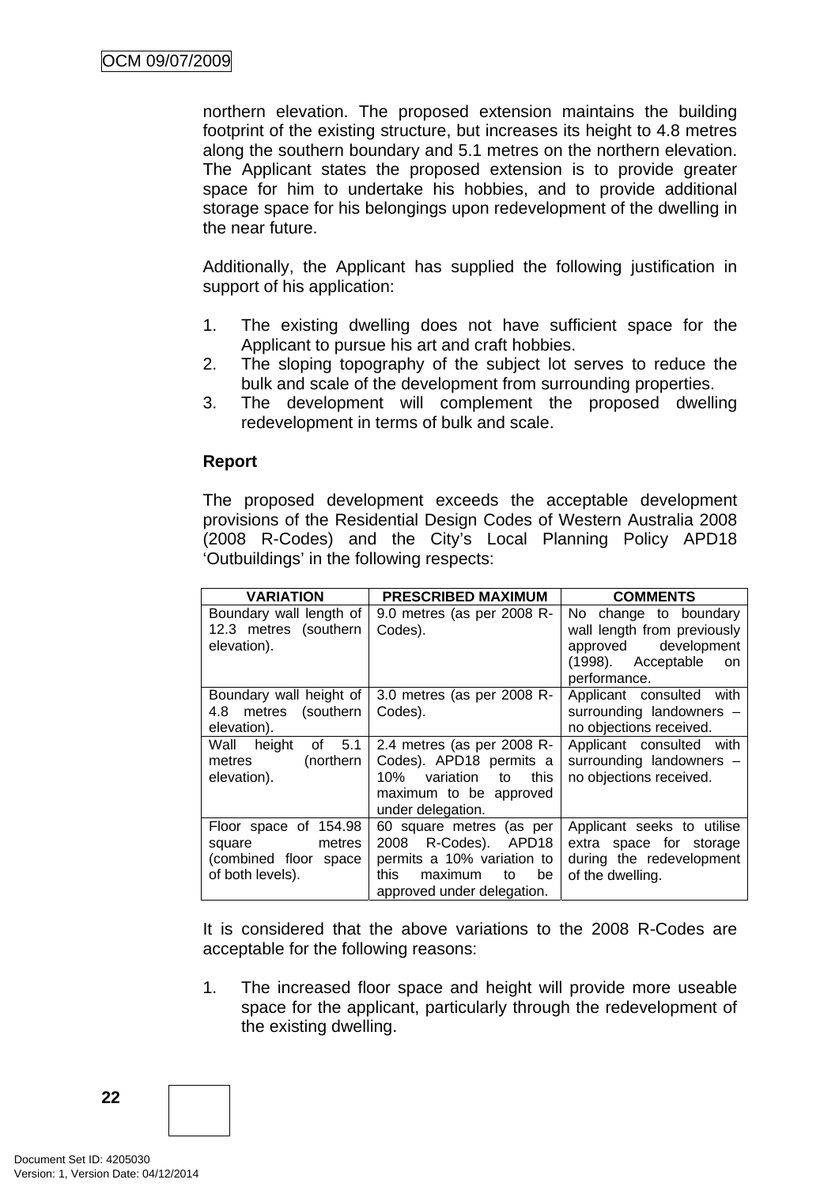northern elevation. The proposed extension maintains the building footprint of the existing structure, but increases its height to 4.8 metres along the southern boundary and 5.1 metres on the northern elevation. The Applicant states the proposed extension is to provide greater space for him to undertake his hobbies, and to provide additional storage space for his belongings upon redevelopment of the dwelling in the near future.

Additionally, the Applicant has supplied the following justification in support of his application:

1. The existing dwelling does not have sufficient space for the Applicant to pursue his art and craft hobbies.
2. The sloping topography of the subject lot serves to reduce the bulk and scale of the development from surrounding properties.
3. The development will complement the proposed dwelling redevelopment in terms of bulk and scale.

**Report**

The proposed development exceeds the acceptable development provisions of the Residential Design Codes of Western Australia 2008 (2008 R-Codes) and the City's Local Planning Policy APD18 'Outbuildings' in the following respects:

| VARIATION | PRESCRIBED MAXIMUM | COMMENTS |
|---|---|---|
| Boundary wall length of 12.3 metres (southern elevation). | 9.0 metres (as per 2008 R-Codes). | No change to boundary wall length from previously approved development (1998). Acceptable on performance. |
| Boundary wall height of 4.8 metres (southern elevation). | 3.0 metres (as per 2008 R-Codes). | Applicant consulted with surrounding landowners – no objections received. |
| Wall height of 5.1 metres (northern elevation). | 2.4 metres (as per 2008 R-Codes). APD18 permits a 10% variation to this maximum to be approved under delegation. | Applicant consulted with surrounding landowners – no objections received. |
| Floor space of 154.98 square metres (combined floor space of both levels). | 60 square metres (as per 2008 R-Codes). APD18 permits a 10% variation to this maximum to be approved under delegation. | Applicant seeks to utilise extra space for storage during the redevelopment of the dwelling. |

It is considered that the above variations to the 2008 R-Codes are acceptable for the following reasons:

1. The increased floor space and height will provide more useable space for the applicant, particularly through the redevelopment of the existing dwelling.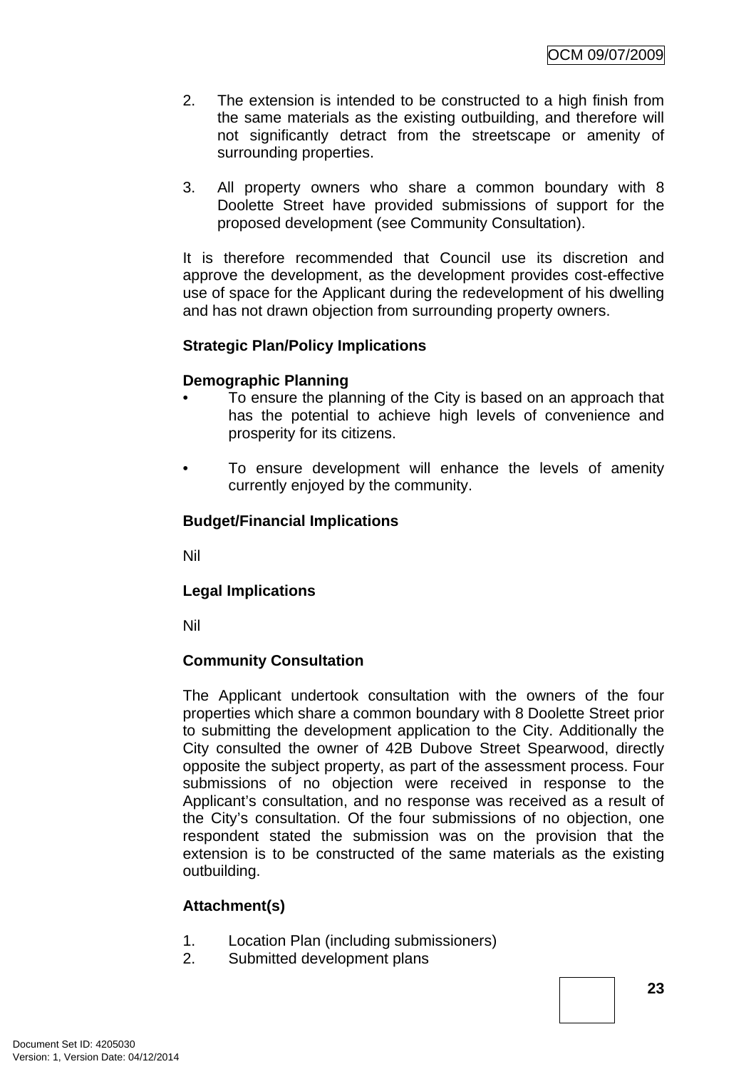2. The extension is intended to be constructed to a high finish from the same materials as the existing outbuilding, and therefore will not significantly detract from the streetscape or amenity of surrounding properties.

3. All property owners who share a common boundary with 8 Doolette Street have provided submissions of support for the proposed development (see Community Consultation).

It is therefore recommended that Council use its discretion and approve the development, as the development provides cost-effective use of space for the Applicant during the redevelopment of his dwelling and has not drawn objection from surrounding property owners.

**Strategic Plan/Policy Implications**

**Demographic Planning**

- To ensure the planning of the City is based on an approach that has the potential to achieve high levels of convenience and prosperity for its citizens.

- To ensure development will enhance the levels of amenity currently enjoyed by the community.

**Budget/Financial Implications**

Nil

**Legal Implications**

Nil

**Community Consultation**

The Applicant undertook consultation with the owners of the four properties which share a common boundary with 8 Doolette Street prior to submitting the development application to the City. Additionally the City consulted the owner of 42B Dubove Street Spearwood, directly opposite the subject property, as part of the assessment process. Four submissions of no objection were received in response to the Applicant's consultation, and no response was received as a result of the City's consultation. Of the four submissions of no objection, one respondent stated the submission was on the provision that the extension is to be constructed of the same materials as the existing outbuilding.

**Attachment(s)**

1. Location Plan (including submissioners)
2. Submitted development plans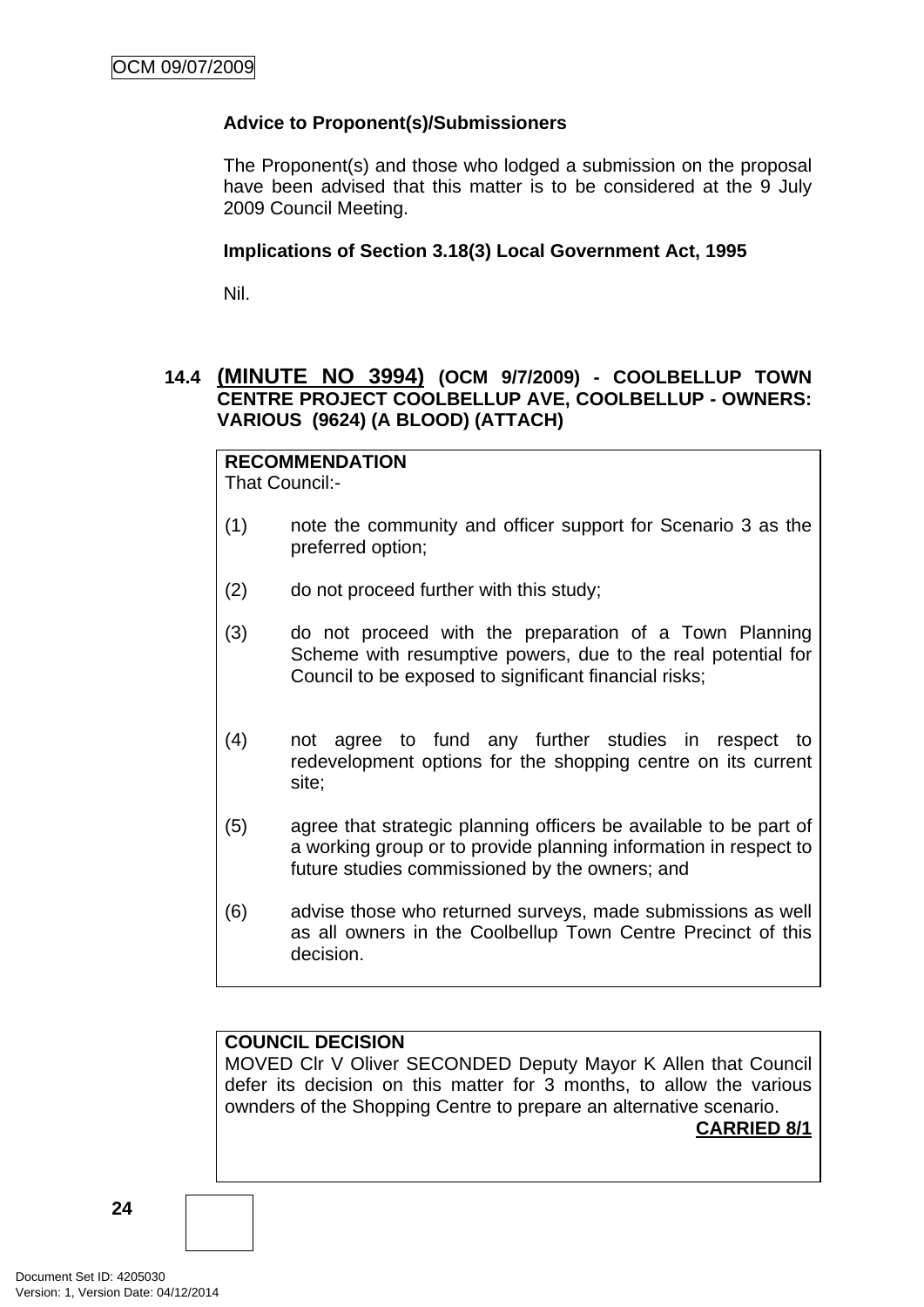**Advice to Proponent(s)/Submissioners**

The Proponent(s) and those who lodged a submission on the proposal have been advised that this matter is to be considered at the 9 July 2009 Council Meeting.

**Implications of Section 3.18(3) Local Government Act, 1995**

Nil.

### 14.4 (MINUTE NO 3994) (OCM 9/7/2009) - COOLBELLUP TOWN CENTRE PROJECT COOLBELLUP AVE, COOLBELLUP - OWNERS: VARIOUS (9624) (A BLOOD) (ATTACH)

**RECOMMENDATION**
That Council:-

(1) note the community and officer support for Scenario 3 as the preferred option;

(2) do not proceed further with this study;

(3) do not proceed with the preparation of a Town Planning Scheme with resumptive powers, due to the real potential for Council to be exposed to significant financial risks;

(4) not agree to fund any further studies in respect to redevelopment options for the shopping centre on its current site;

(5) agree that strategic planning officers be available to be part of a working group or to provide planning information in respect to future studies commissioned by the owners; and

(6) advise those who returned surveys, made submissions as well as all owners in the Coolbellup Town Centre Precinct of this decision.

**COUNCIL DECISION**
MOVED Clr V Oliver SECONDED Deputy Mayor K Allen that Council defer its decision on this matter for 3 months, to allow the various ownders of the Shopping Centre to prepare an alternative scenario.

**CARRIED 8/1**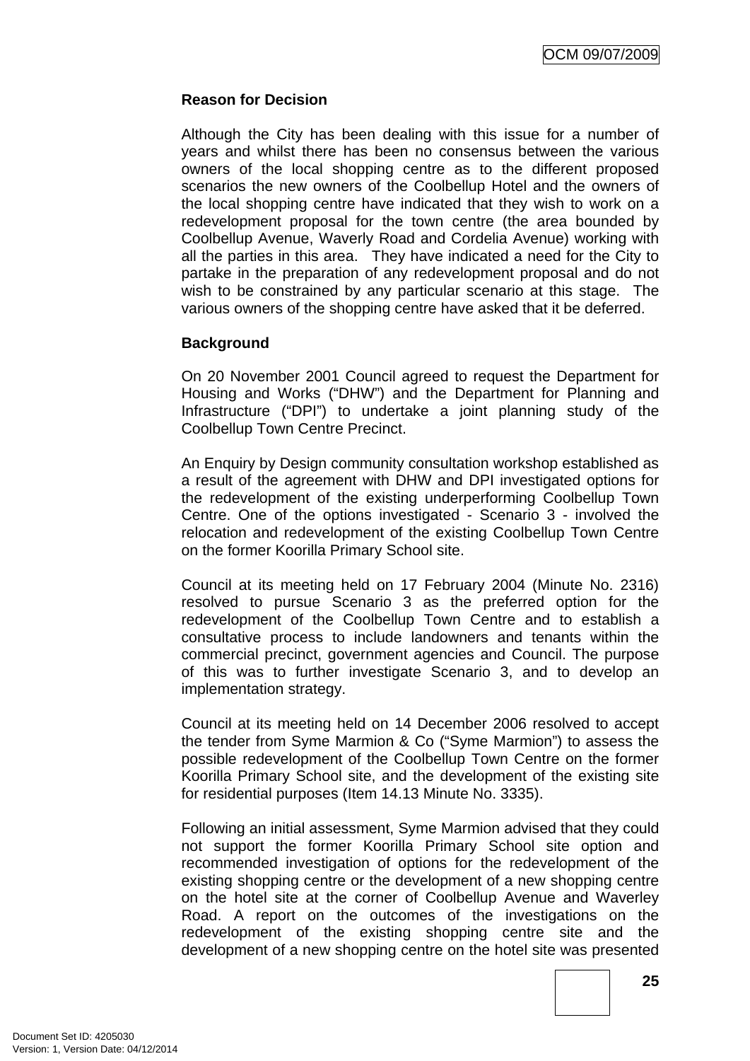**Reason for Decision**

Although the City has been dealing with this issue for a number of years and whilst there has been no consensus between the various owners of the local shopping centre as to the different proposed scenarios the new owners of the Coolbellup Hotel and the owners of the local shopping centre have indicated that they wish to work on a redevelopment proposal for the town centre (the area bounded by Coolbellup Avenue, Waverly Road and Cordelia Avenue) working with all the parties in this area. They have indicated a need for the City to partake in the preparation of any redevelopment proposal and do not wish to be constrained by any particular scenario at this stage. The various owners of the shopping centre have asked that it be deferred.

**Background**

On 20 November 2001 Council agreed to request the Department for Housing and Works ("DHW") and the Department for Planning and Infrastructure ("DPI") to undertake a joint planning study of the Coolbellup Town Centre Precinct.

An Enquiry by Design community consultation workshop established as a result of the agreement with DHW and DPI investigated options for the redevelopment of the existing underperforming Coolbellup Town Centre. One of the options investigated - Scenario 3 - involved the relocation and redevelopment of the existing Coolbellup Town Centre on the former Koorilla Primary School site.

Council at its meeting held on 17 February 2004 (Minute No. 2316) resolved to pursue Scenario 3 as the preferred option for the redevelopment of the Coolbellup Town Centre and to establish a consultative process to include landowners and tenants within the commercial precinct, government agencies and Council. The purpose of this was to further investigate Scenario 3, and to develop an implementation strategy.

Council at its meeting held on 14 December 2006 resolved to accept the tender from Syme Marmion & Co ("Syme Marmion") to assess the possible redevelopment of the Coolbellup Town Centre on the former Koorilla Primary School site, and the development of the existing site for residential purposes (Item 14.13 Minute No. 3335).

Following an initial assessment, Syme Marmion advised that they could not support the former Koorilla Primary School site option and recommended investigation of options for the redevelopment of the existing shopping centre or the development of a new shopping centre on the hotel site at the corner of Coolbellup Avenue and Waverley Road. A report on the outcomes of the investigations on the redevelopment of the existing shopping centre site and the development of a new shopping centre on the hotel site was presented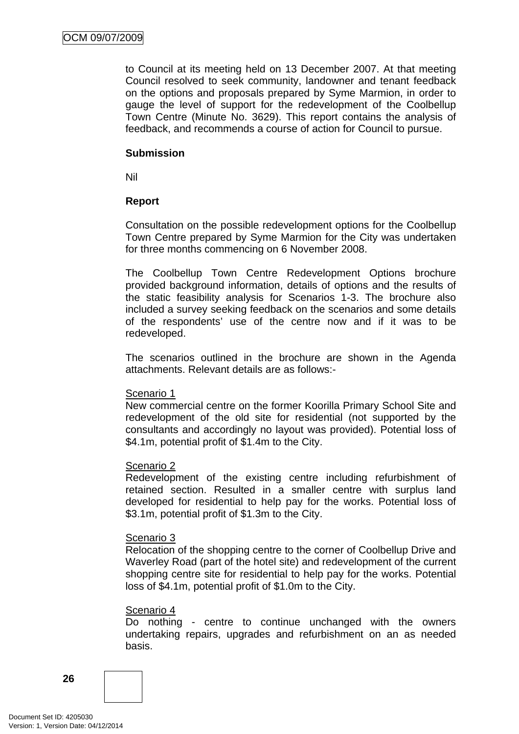to Council at its meeting held on 13 December 2007. At that meeting Council resolved to seek community, landowner and tenant feedback on the options and proposals prepared by Syme Marmion, in order to gauge the level of support for the redevelopment of the Coolbellup Town Centre (Minute No. 3629). This report contains the analysis of feedback, and recommends a course of action for Council to pursue.

**Submission**

Nil

**Report**

Consultation on the possible redevelopment options for the Coolbellup Town Centre prepared by Syme Marmion for the City was undertaken for three months commencing on 6 November 2008.

The Coolbellup Town Centre Redevelopment Options brochure provided background information, details of options and the results of the static feasibility analysis for Scenarios 1-3. The brochure also included a survey seeking feedback on the scenarios and some details of the respondents' use of the centre now and if it was to be redeveloped.

The scenarios outlined in the brochure are shown in the Agenda attachments. Relevant details are as follows:-

Scenario 1
New commercial centre on the former Koorilla Primary School Site and redevelopment of the old site for residential (not supported by the consultants and accordingly no layout was provided). Potential loss of $4.1m, potential profit of $1.4m to the City.

Scenario 2
Redevelopment of the existing centre including refurbishment of retained section. Resulted in a smaller centre with surplus land developed for residential to help pay for the works. Potential loss of $3.1m, potential profit of $1.3m to the City.

Scenario 3
Relocation of the shopping centre to the corner of Coolbellup Drive and Waverley Road (part of the hotel site) and redevelopment of the current shopping centre site for residential to help pay for the works. Potential loss of $4.1m, potential profit of $1.0m to the City.

Scenario 4
Do nothing - centre to continue unchanged with the owners undertaking repairs, upgrades and refurbishment on an as needed basis.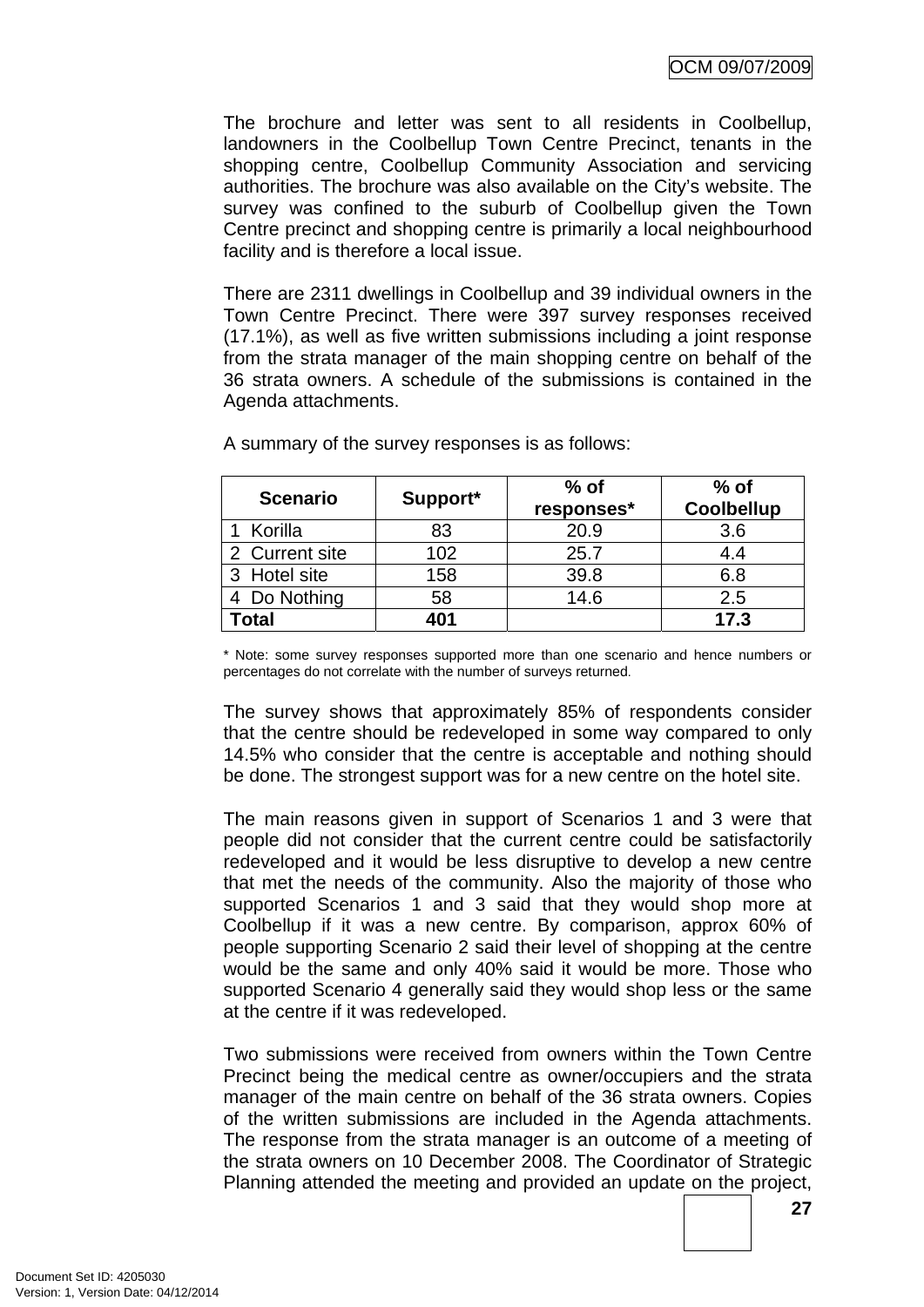The brochure and letter was sent to all residents in Coolbellup, landowners in the Coolbellup Town Centre Precinct, tenants in the shopping centre, Coolbellup Community Association and servicing authorities. The brochure was also available on the City's website. The survey was confined to the suburb of Coolbellup given the Town Centre precinct and shopping centre is primarily a local neighbourhood facility and is therefore a local issue.

There are 2311 dwellings in Coolbellup and 39 individual owners in the Town Centre Precinct. There were 397 survey responses received (17.1%), as well as five written submissions including a joint response from the strata manager of the main shopping centre on behalf of the 36 strata owners. A schedule of the submissions is contained in the Agenda attachments.

A summary of the survey responses is as follows:

| Scenario | Support* | % of responses* | % of Coolbellup |
|---|---|---|---|
| 1 Korilla | 83 | 20.9 | 3.6 |
| 2 Current site | 102 | 25.7 | 4.4 |
| 3 Hotel site | 158 | 39.8 | 6.8 |
| 4 Do Nothing | 58 | 14.6 | 2.5 |
| **Total** | **401** | | **17.3** |

\* Note: some survey responses supported more than one scenario and hence numbers or percentages do not correlate with the number of surveys returned.

The survey shows that approximately 85% of respondents consider that the centre should be redeveloped in some way compared to only 14.5% who consider that the centre is acceptable and nothing should be done. The strongest support was for a new centre on the hotel site.

The main reasons given in support of Scenarios 1 and 3 were that people did not consider that the current centre could be satisfactorily redeveloped and it would be less disruptive to develop a new centre that met the needs of the community. Also the majority of those who supported Scenarios 1 and 3 said that they would shop more at Coolbellup if it was a new centre. By comparison, approx 60% of people supporting Scenario 2 said their level of shopping at the centre would be the same and only 40% said it would be more. Those who supported Scenario 4 generally said they would shop less or the same at the centre if it was redeveloped.

Two submissions were received from owners within the Town Centre Precinct being the medical centre as owner/occupiers and the strata manager of the main centre on behalf of the 36 strata owners. Copies of the written submissions are included in the Agenda attachments. The response from the strata manager is an outcome of a meeting of the strata owners on 10 December 2008. The Coordinator of Strategic Planning attended the meeting and provided an update on the project,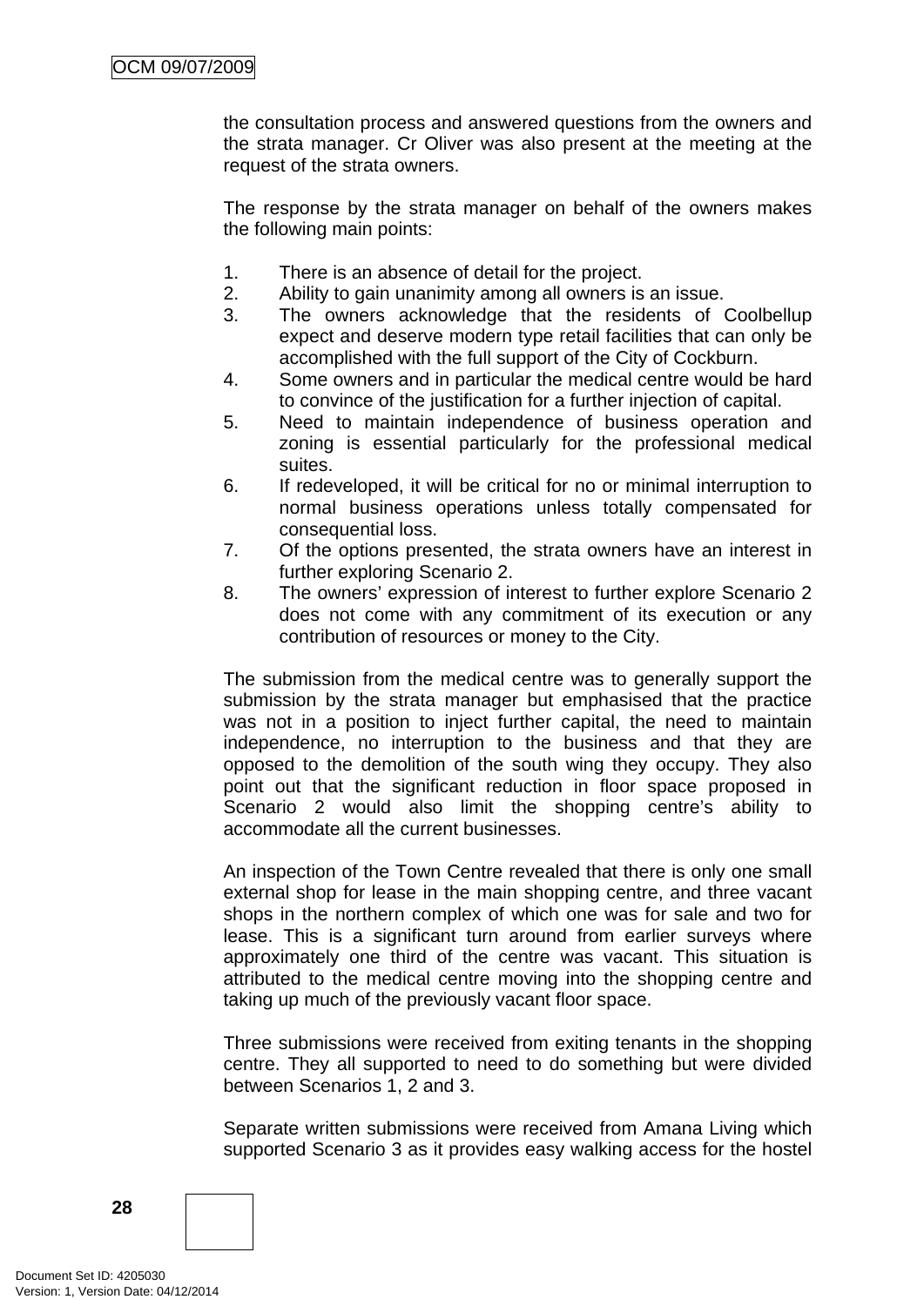the consultation process and answered questions from the owners and the strata manager. Cr Oliver was also present at the meeting at the request of the strata owners.

The response by the strata manager on behalf of the owners makes the following main points:

1. There is an absence of detail for the project.
2. Ability to gain unanimity among all owners is an issue.
3. The owners acknowledge that the residents of Coolbellup expect and deserve modern type retail facilities that can only be accomplished with the full support of the City of Cockburn.
4. Some owners and in particular the medical centre would be hard to convince of the justification for a further injection of capital.
5. Need to maintain independence of business operation and zoning is essential particularly for the professional medical suites.
6. If redeveloped, it will be critical for no or minimal interruption to normal business operations unless totally compensated for consequential loss.
7. Of the options presented, the strata owners have an interest in further exploring Scenario 2.
8. The owners' expression of interest to further explore Scenario 2 does not come with any commitment of its execution or any contribution of resources or money to the City.

The submission from the medical centre was to generally support the submission by the strata manager but emphasised that the practice was not in a position to inject further capital, the need to maintain independence, no interruption to the business and that they are opposed to the demolition of the south wing they occupy. They also point out that the significant reduction in floor space proposed in Scenario 2 would also limit the shopping centre's ability to accommodate all the current businesses.

An inspection of the Town Centre revealed that there is only one small external shop for lease in the main shopping centre, and three vacant shops in the northern complex of which one was for sale and two for lease. This is a significant turn around from earlier surveys where approximately one third of the centre was vacant. This situation is attributed to the medical centre moving into the shopping centre and taking up much of the previously vacant floor space.

Three submissions were received from exiting tenants in the shopping centre. They all supported to need to do something but were divided between Scenarios 1, 2 and 3.

Separate written submissions were received from Amana Living which supported Scenario 3 as it provides easy walking access for the hostel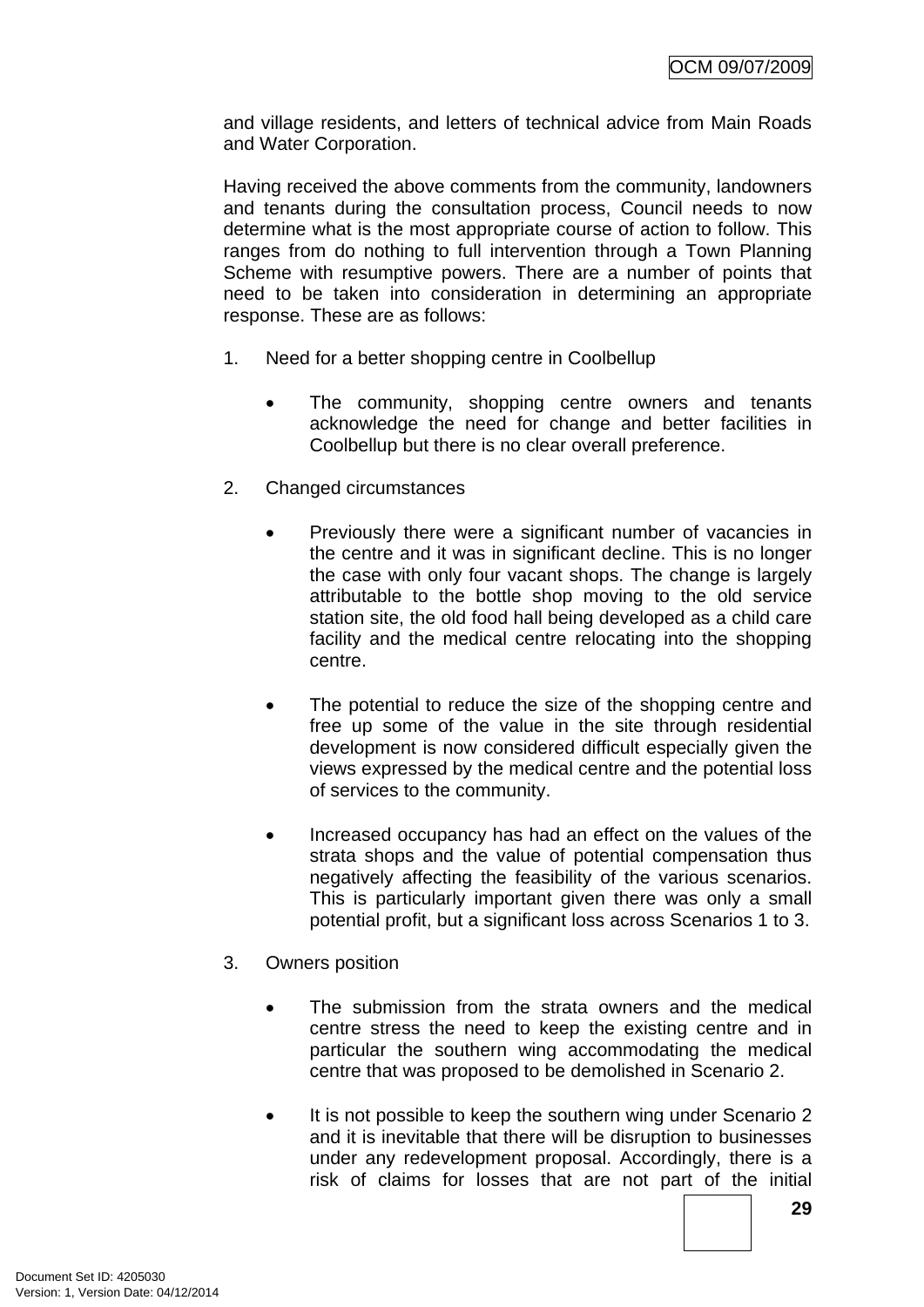and village residents, and letters of technical advice from Main Roads and Water Corporation.

Having received the above comments from the community, landowners and tenants during the consultation process, Council needs to now determine what is the most appropriate course of action to follow. This ranges from do nothing to full intervention through a Town Planning Scheme with resumptive powers. There are a number of points that need to be taken into consideration in determining an appropriate response. These are as follows:

1. Need for a better shopping centre in Coolbellup

   - The community, shopping centre owners and tenants acknowledge the need for change and better facilities in Coolbellup but there is no clear overall preference.

2. Changed circumstances

   - Previously there were a significant number of vacancies in the centre and it was in significant decline. This is no longer the case with only four vacant shops. The change is largely attributable to the bottle shop moving to the old service station site, the old food hall being developed as a child care facility and the medical centre relocating into the shopping centre.

   - The potential to reduce the size of the shopping centre and free up some of the value in the site through residential development is now considered difficult especially given the views expressed by the medical centre and the potential loss of services to the community.

   - Increased occupancy has had an effect on the values of the strata shops and the value of potential compensation thus negatively affecting the feasibility of the various scenarios. This is particularly important given there was only a small potential profit, but a significant loss across Scenarios 1 to 3.

3. Owners position

   - The submission from the strata owners and the medical centre stress the need to keep the existing centre and in particular the southern wing accommodating the medical centre that was proposed to be demolished in Scenario 2.

   - It is not possible to keep the southern wing under Scenario 2 and it is inevitable that there will be disruption to businesses under any redevelopment proposal. Accordingly, there is a risk of claims for losses that are not part of the initial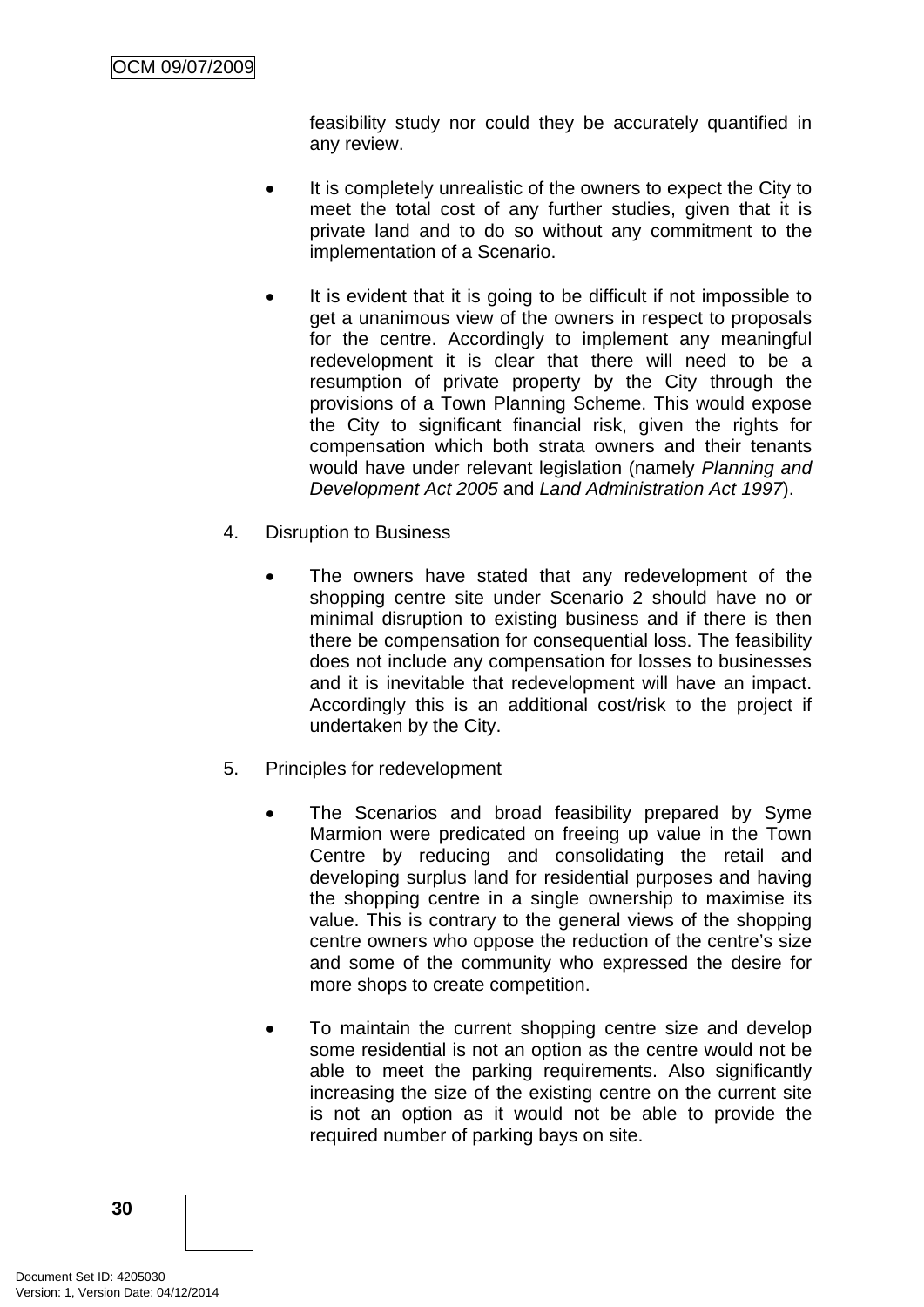feasibility study nor could they be accurately quantified in any review.

- It is completely unrealistic of the owners to expect the City to meet the total cost of any further studies, given that it is private land and to do so without any commitment to the implementation of a Scenario.

- It is evident that it is going to be difficult if not impossible to get a unanimous view of the owners in respect to proposals for the centre. Accordingly to implement any meaningful redevelopment it is clear that there will need to be a resumption of private property by the City through the provisions of a Town Planning Scheme. This would expose the City to significant financial risk, given the rights for compensation which both strata owners and their tenants would have under relevant legislation (namely *Planning and Development Act 2005* and *Land Administration Act 1997*).

4. Disruption to Business

   - The owners have stated that any redevelopment of the shopping centre site under Scenario 2 should have no or minimal disruption to existing business and if there is then there be compensation for consequential loss. The feasibility does not include any compensation for losses to businesses and it is inevitable that redevelopment will have an impact. Accordingly this is an additional cost/risk to the project if undertaken by the City.

5. Principles for redevelopment

   - The Scenarios and broad feasibility prepared by Syme Marmion were predicated on freeing up value in the Town Centre by reducing and consolidating the retail and developing surplus land for residential purposes and having the shopping centre in a single ownership to maximise its value. This is contrary to the general views of the shopping centre owners who oppose the reduction of the centre's size and some of the community who expressed the desire for more shops to create competition.

   - To maintain the current shopping centre size and develop some residential is not an option as the centre would not be able to meet the parking requirements. Also significantly increasing the size of the existing centre on the current site is not an option as it would not be able to provide the required number of parking bays on site.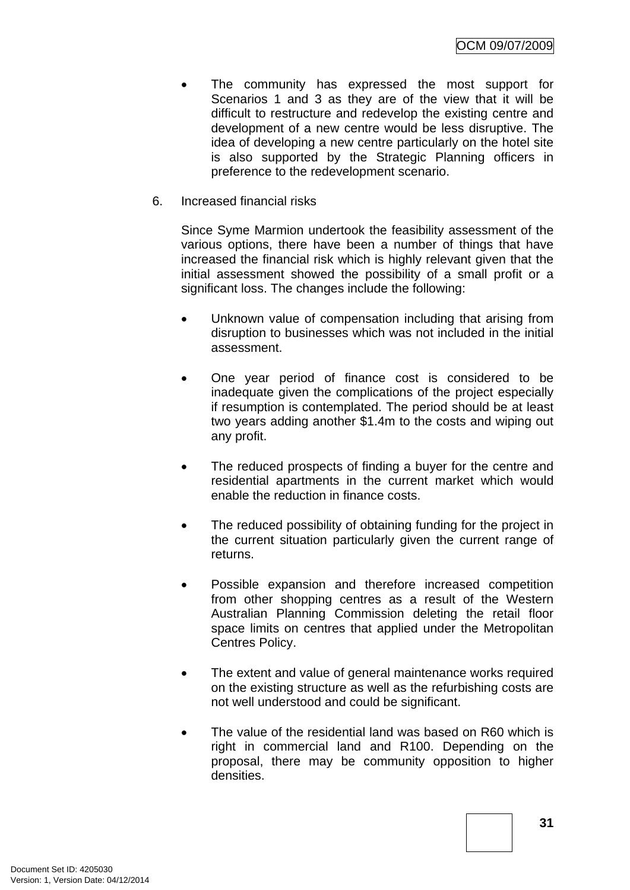- The community has expressed the most support for Scenarios 1 and 3 as they are of the view that it will be difficult to restructure and redevelop the existing centre and development of a new centre would be less disruptive. The idea of developing a new centre particularly on the hotel site is also supported by the Strategic Planning officers in preference to the redevelopment scenario.

6. Increased financial risks

   Since Syme Marmion undertook the feasibility assessment of the various options, there have been a number of things that have increased the financial risk which is highly relevant given that the initial assessment showed the possibility of a small profit or a significant loss. The changes include the following:

   - Unknown value of compensation including that arising from disruption to businesses which was not included in the initial assessment.

   - One year period of finance cost is considered to be inadequate given the complications of the project especially if resumption is contemplated. The period should be at least two years adding another $1.4m to the costs and wiping out any profit.

   - The reduced prospects of finding a buyer for the centre and residential apartments in the current market which would enable the reduction in finance costs.

   - The reduced possibility of obtaining funding for the project in the current situation particularly given the current range of returns.

   - Possible expansion and therefore increased competition from other shopping centres as a result of the Western Australian Planning Commission deleting the retail floor space limits on centres that applied under the Metropolitan Centres Policy.

   - The extent and value of general maintenance works required on the existing structure as well as the refurbishing costs are not well understood and could be significant.

   - The value of the residential land was based on R60 which is right in commercial land and R100. Depending on the proposal, there may be community opposition to higher densities.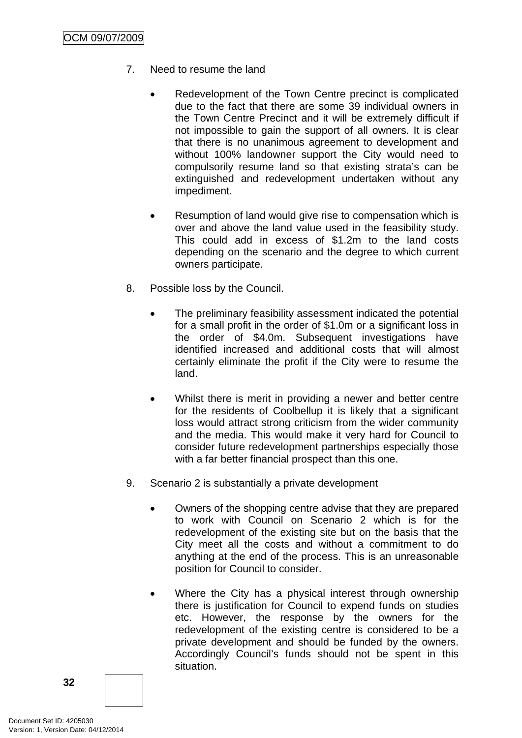7. Need to resume the land

   - Redevelopment of the Town Centre precinct is complicated due to the fact that there are some 39 individual owners in the Town Centre Precinct and it will be extremely difficult if not impossible to gain the support of all owners. It is clear that there is no unanimous agreement to development and without 100% landowner support the City would need to compulsorily resume land so that existing strata's can be extinguished and redevelopment undertaken without any impediment.

   - Resumption of land would give rise to compensation which is over and above the land value used in the feasibility study. This could add in excess of $1.2m to the land costs depending on the scenario and the degree to which current owners participate.

8. Possible loss by the Council.

   - The preliminary feasibility assessment indicated the potential for a small profit in the order of $1.0m or a significant loss in the order of $4.0m. Subsequent investigations have identified increased and additional costs that will almost certainly eliminate the profit if the City were to resume the land.

   - Whilst there is merit in providing a newer and better centre for the residents of Coolbellup it is likely that a significant loss would attract strong criticism from the wider community and the media. This would make it very hard for Council to consider future redevelopment partnerships especially those with a far better financial prospect than this one.

9. Scenario 2 is substantially a private development

   - Owners of the shopping centre advise that they are prepared to work with Council on Scenario 2 which is for the redevelopment of the existing site but on the basis that the City meet all the costs and without a commitment to do anything at the end of the process. This is an unreasonable position for Council to consider.

   - Where the City has a physical interest through ownership there is justification for Council to expend funds on studies etc. However, the response by the owners for the redevelopment of the existing centre is considered to be a private development and should be funded by the owners. Accordingly Council's funds should not be spent in this situation.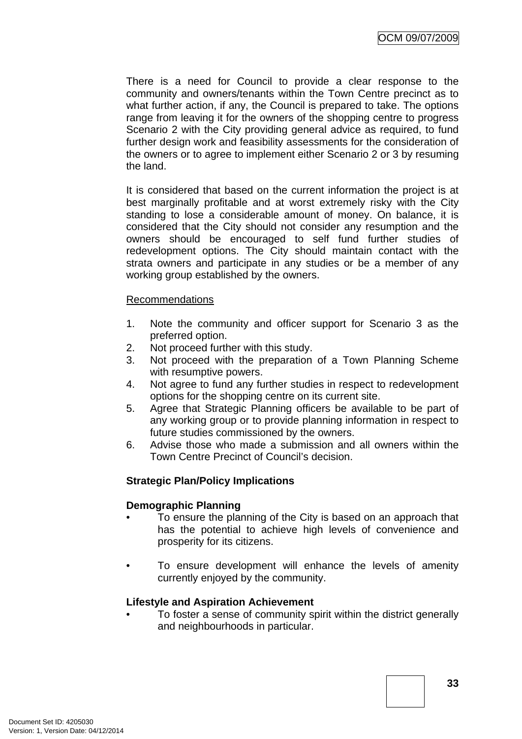There is a need for Council to provide a clear response to the community and owners/tenants within the Town Centre precinct as to what further action, if any, the Council is prepared to take. The options range from leaving it for the owners of the shopping centre to progress Scenario 2 with the City providing general advice as required, to fund further design work and feasibility assessments for the consideration of the owners or to agree to implement either Scenario 2 or 3 by resuming the land.

It is considered that based on the current information the project is at best marginally profitable and at worst extremely risky with the City standing to lose a considerable amount of money. On balance, it is considered that the City should not consider any resumption and the owners should be encouraged to self fund further studies of redevelopment options. The City should maintain contact with the strata owners and participate in any studies or be a member of any working group established by the owners.

<u>Recommendations</u>

1. Note the community and officer support for Scenario 3 as the preferred option.
2. Not proceed further with this study.
3. Not proceed with the preparation of a Town Planning Scheme with resumptive powers.
4. Not agree to fund any further studies in respect to redevelopment options for the shopping centre on its current site.
5. Agree that Strategic Planning officers be available to be part of any working group or to provide planning information in respect to future studies commissioned by the owners.
6. Advise those who made a submission and all owners within the Town Centre Precinct of Council's decision.

**Strategic Plan/Policy Implications**

**Demographic Planning**

- To ensure the planning of the City is based on an approach that has the potential to achieve high levels of convenience and prosperity for its citizens.

- To ensure development will enhance the levels of amenity currently enjoyed by the community.

**Lifestyle and Aspiration Achievement**

- To foster a sense of community spirit within the district generally and neighbourhoods in particular.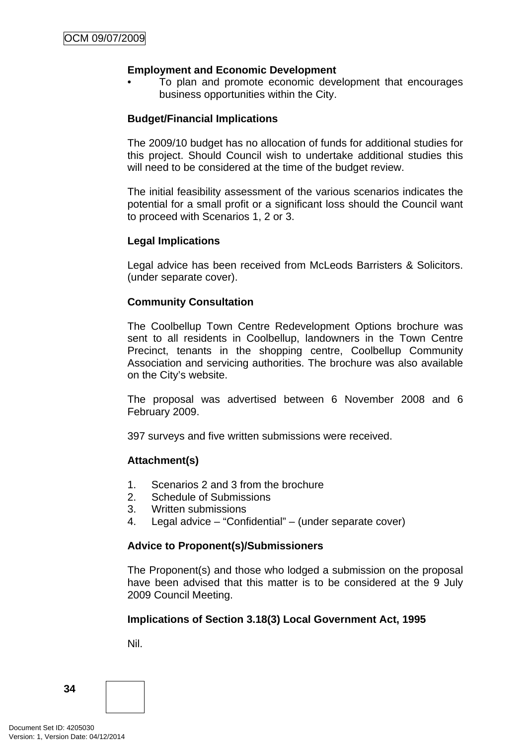**Employment and Economic Development**

- To plan and promote economic development that encourages business opportunities within the City.

**Budget/Financial Implications**

The 2009/10 budget has no allocation of funds for additional studies for this project. Should Council wish to undertake additional studies this will need to be considered at the time of the budget review.

The initial feasibility assessment of the various scenarios indicates the potential for a small profit or a significant loss should the Council want to proceed with Scenarios 1, 2 or 3.

**Legal Implications**

Legal advice has been received from McLeods Barristers & Solicitors. (under separate cover).

**Community Consultation**

The Coolbellup Town Centre Redevelopment Options brochure was sent to all residents in Coolbellup, landowners in the Town Centre Precinct, tenants in the shopping centre, Coolbellup Community Association and servicing authorities. The brochure was also available on the City's website.

The proposal was advertised between 6 November 2008 and 6 February 2009.

397 surveys and five written submissions were received.

**Attachment(s)**

1. Scenarios 2 and 3 from the brochure
2. Schedule of Submissions
3. Written submissions
4. Legal advice – "Confidential" – (under separate cover)

**Advice to Proponent(s)/Submissioners**

The Proponent(s) and those who lodged a submission on the proposal have been advised that this matter is to be considered at the 9 July 2009 Council Meeting.

**Implications of Section 3.18(3) Local Government Act, 1995**

Nil.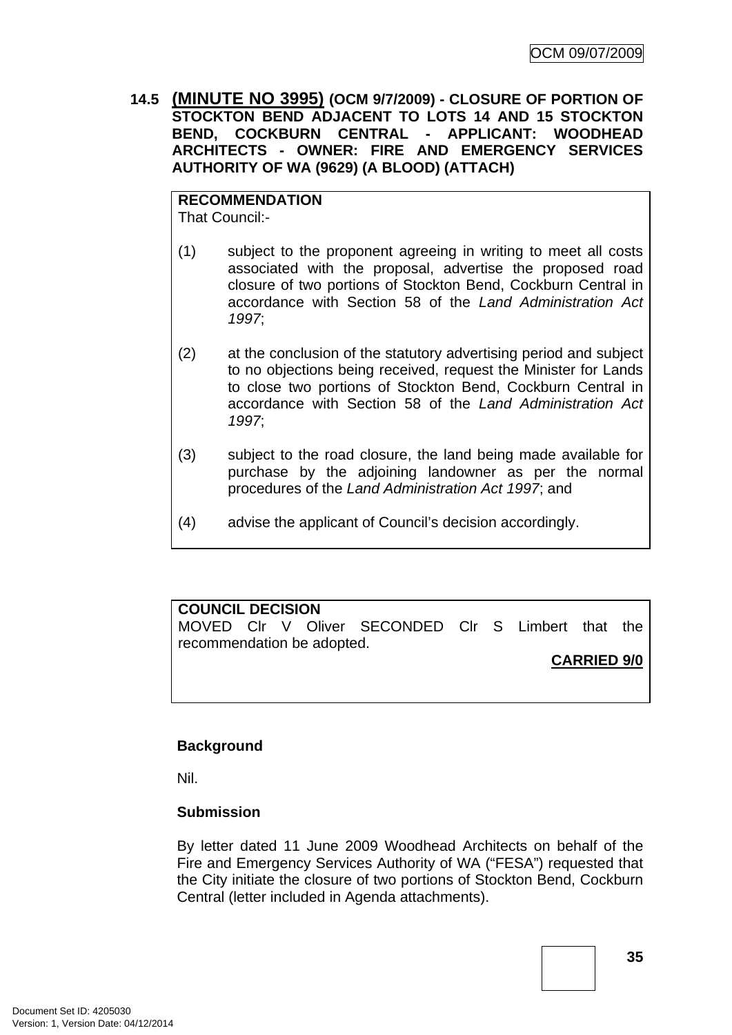### 14.5 (MINUTE NO 3995) (OCM 9/7/2009) - CLOSURE OF PORTION OF STOCKTON BEND ADJACENT TO LOTS 14 AND 15 STOCKTON BEND, COCKBURN CENTRAL - APPLICANT: WOODHEAD ARCHITECTS - OWNER: FIRE AND EMERGENCY SERVICES AUTHORITY OF WA (9629) (A BLOOD) (ATTACH)

**RECOMMENDATION**
That Council:-

(1) subject to the proponent agreeing in writing to meet all costs associated with the proposal, advertise the proposed road closure of two portions of Stockton Bend, Cockburn Central in accordance with Section 58 of the *Land Administration Act 1997*;

(2) at the conclusion of the statutory advertising period and subject to no objections being received, request the Minister for Lands to close two portions of Stockton Bend, Cockburn Central in accordance with Section 58 of the *Land Administration Act 1997*;

(3) subject to the road closure, the land being made available for purchase by the adjoining landowner as per the normal procedures of the *Land Administration Act 1997*; and

(4) advise the applicant of Council's decision accordingly.

**COUNCIL DECISION**
MOVED Clr V Oliver SECONDED Clr S Limbert that the recommendation be adopted.

**CARRIED 9/0**

**Background**

Nil.

**Submission**

By letter dated 11 June 2009 Woodhead Architects on behalf of the Fire and Emergency Services Authority of WA ("FESA") requested that the City initiate the closure of two portions of Stockton Bend, Cockburn Central (letter included in Agenda attachments).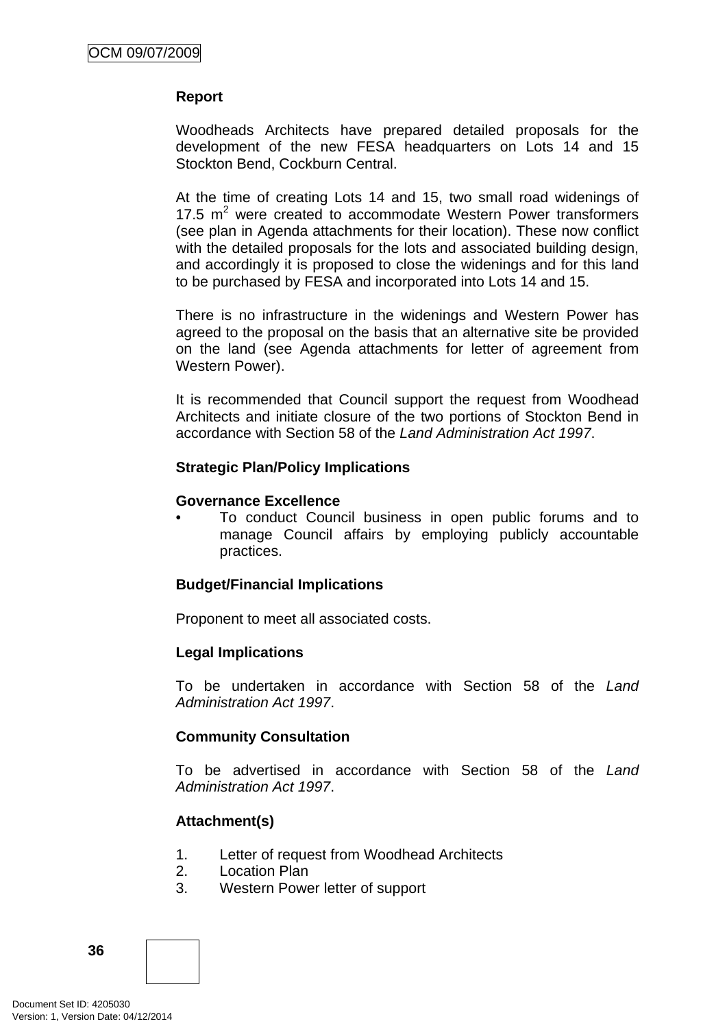**Report**

Woodheads Architects have prepared detailed proposals for the development of the new FESA headquarters on Lots 14 and 15 Stockton Bend, Cockburn Central.

At the time of creating Lots 14 and 15, two small road widenings of 17.5 $m^2$ were created to accommodate Western Power transformers (see plan in Agenda attachments for their location). These now conflict with the detailed proposals for the lots and associated building design, and accordingly it is proposed to close the widenings and for this land to be purchased by FESA and incorporated into Lots 14 and 15.

There is no infrastructure in the widenings and Western Power has agreed to the proposal on the basis that an alternative site be provided on the land (see Agenda attachments for letter of agreement from Western Power).

It is recommended that Council support the request from Woodhead Architects and initiate closure of the two portions of Stockton Bend in accordance with Section 58 of the *Land Administration Act 1997*.

**Strategic Plan/Policy Implications**

**Governance Excellence**

- To conduct Council business in open public forums and to manage Council affairs by employing publicly accountable practices.

**Budget/Financial Implications**

Proponent to meet all associated costs.

**Legal Implications**

To be undertaken in accordance with Section 58 of the *Land Administration Act 1997*.

**Community Consultation**

To be advertised in accordance with Section 58 of the *Land Administration Act 1997*.

**Attachment(s)**

1. Letter of request from Woodhead Architects
2. Location Plan
3. Western Power letter of support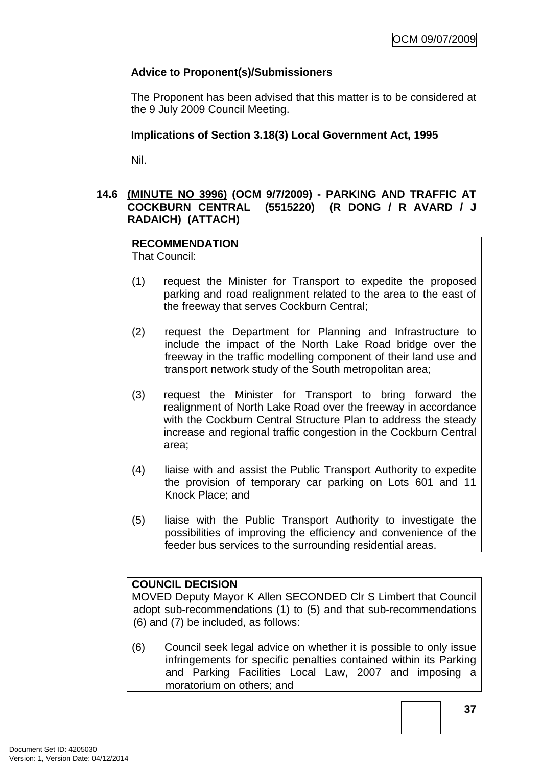**Advice to Proponent(s)/Submissioners**

The Proponent has been advised that this matter is to be considered at the 9 July 2009 Council Meeting.

**Implications of Section 3.18(3) Local Government Act, 1995**

Nil.

### 14.6 (MINUTE NO 3996) (OCM 9/7/2009) - PARKING AND TRAFFIC AT COCKBURN CENTRAL (5515220) (R DONG / R AVARD / J RADAICH) (ATTACH)

**RECOMMENDATION**
That Council:

(1) request the Minister for Transport to expedite the proposed parking and road realignment related to the area to the east of the freeway that serves Cockburn Central;

(2) request the Department for Planning and Infrastructure to include the impact of the North Lake Road bridge over the freeway in the traffic modelling component of their land use and transport network study of the South metropolitan area;

(3) request the Minister for Transport to bring forward the realignment of North Lake Road over the freeway in accordance with the Cockburn Central Structure Plan to address the steady increase and regional traffic congestion in the Cockburn Central area;

(4) liaise with and assist the Public Transport Authority to expedite the provision of temporary car parking on Lots 601 and 11 Knock Place; and

(5) liaise with the Public Transport Authority to investigate the possibilities of improving the efficiency and convenience of the feeder bus services to the surrounding residential areas.

**COUNCIL DECISION**
MOVED Deputy Mayor K Allen SECONDED Clr S Limbert that Council adopt sub-recommendations (1) to (5) and that sub-recommendations (6) and (7) be included, as follows:

(6) Council seek legal advice on whether it is possible to only issue infringements for specific penalties contained within its Parking and Parking Facilities Local Law, 2007 and imposing a moratorium on others; and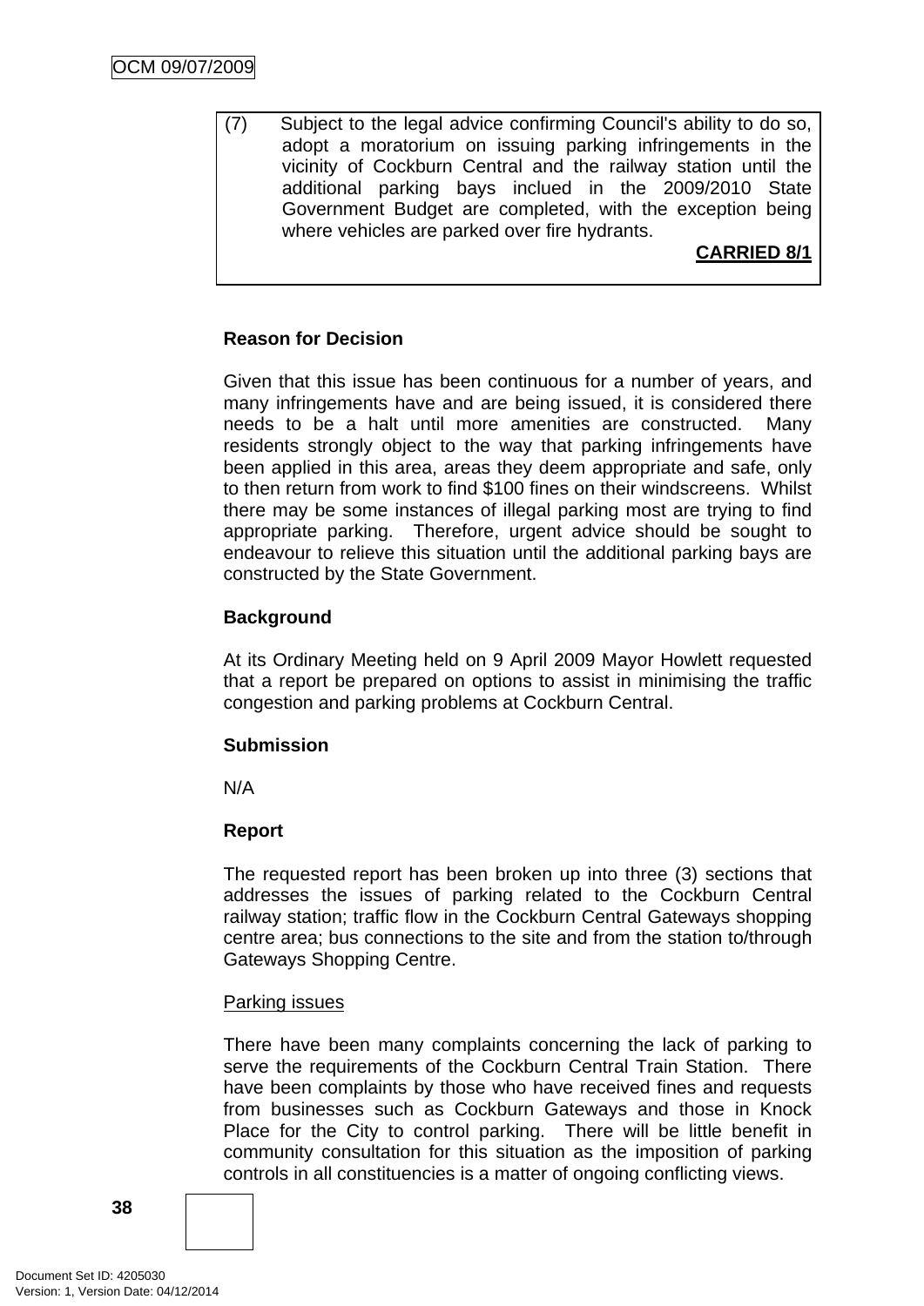(7) Subject to the legal advice confirming Council's ability to do so, adopt a moratorium on issuing parking infringements in the vicinity of Cockburn Central and the railway station until the additional parking bays inclued in the 2009/2010 State Government Budget are completed, with the exception being where vehicles are parked over fire hydrants.

**CARRIED 8/1**

**Reason for Decision**

Given that this issue has been continuous for a number of years, and many infringements have and are being issued, it is considered there needs to be a halt until more amenities are constructed. Many residents strongly object to the way that parking infringements have been applied in this area, areas they deem appropriate and safe, only to then return from work to find $100 fines on their windscreens. Whilst there may be some instances of illegal parking most are trying to find appropriate parking. Therefore, urgent advice should be sought to endeavour to relieve this situation until the additional parking bays are constructed by the State Government.

**Background**

At its Ordinary Meeting held on 9 April 2009 Mayor Howlett requested that a report be prepared on options to assist in minimising the traffic congestion and parking problems at Cockburn Central.

**Submission**

N/A

**Report**

The requested report has been broken up into three (3) sections that addresses the issues of parking related to the Cockburn Central railway station; traffic flow in the Cockburn Central Gateways shopping centre area; bus connections to the site and from the station to/through Gateways Shopping Centre.

Parking issues

There have been many complaints concerning the lack of parking to serve the requirements of the Cockburn Central Train Station. There have been complaints by those who have received fines and requests from businesses such as Cockburn Gateways and those in Knock Place for the City to control parking. There will be little benefit in community consultation for this situation as the imposition of parking controls in all constituencies is a matter of ongoing conflicting views.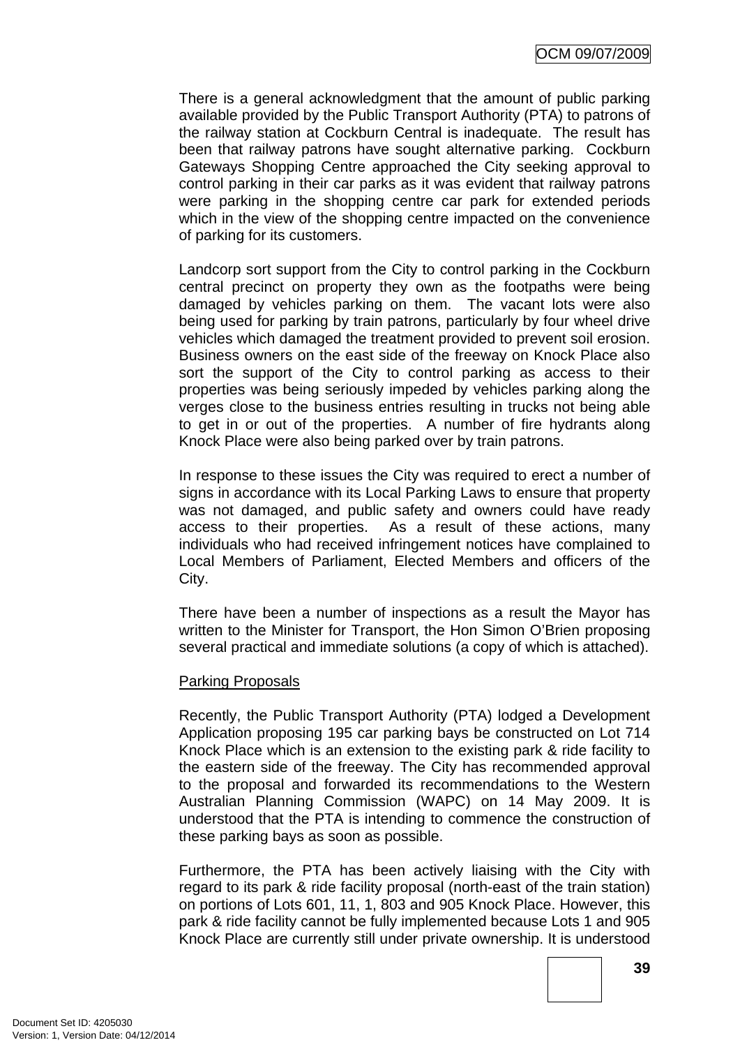There is a general acknowledgment that the amount of public parking available provided by the Public Transport Authority (PTA) to patrons of the railway station at Cockburn Central is inadequate. The result has been that railway patrons have sought alternative parking. Cockburn Gateways Shopping Centre approached the City seeking approval to control parking in their car parks as it was evident that railway patrons were parking in the shopping centre car park for extended periods which in the view of the shopping centre impacted on the convenience of parking for its customers.

Landcorp sort support from the City to control parking in the Cockburn central precinct on property they own as the footpaths were being damaged by vehicles parking on them. The vacant lots were also being used for parking by train patrons, particularly by four wheel drive vehicles which damaged the treatment provided to prevent soil erosion. Business owners on the east side of the freeway on Knock Place also sort the support of the City to control parking as access to their properties was being seriously impeded by vehicles parking along the verges close to the business entries resulting in trucks not being able to get in or out of the properties. A number of fire hydrants along Knock Place were also being parked over by train patrons.

In response to these issues the City was required to erect a number of signs in accordance with its Local Parking Laws to ensure that property was not damaged, and public safety and owners could have ready access to their properties. As a result of these actions, many individuals who had received infringement notices have complained to Local Members of Parliament, Elected Members and officers of the City.

There have been a number of inspections as a result the Mayor has written to the Minister for Transport, the Hon Simon O'Brien proposing several practical and immediate solutions (a copy of which is attached).

<u>Parking Proposals</u>

Recently, the Public Transport Authority (PTA) lodged a Development Application proposing 195 car parking bays be constructed on Lot 714 Knock Place which is an extension to the existing park & ride facility to the eastern side of the freeway. The City has recommended approval to the proposal and forwarded its recommendations to the Western Australian Planning Commission (WAPC) on 14 May 2009. It is understood that the PTA is intending to commence the construction of these parking bays as soon as possible.

Furthermore, the PTA has been actively liaising with the City with regard to its park & ride facility proposal (north-east of the train station) on portions of Lots 601, 11, 1, 803 and 905 Knock Place. However, this park & ride facility cannot be fully implemented because Lots 1 and 905 Knock Place are currently still under private ownership. It is understood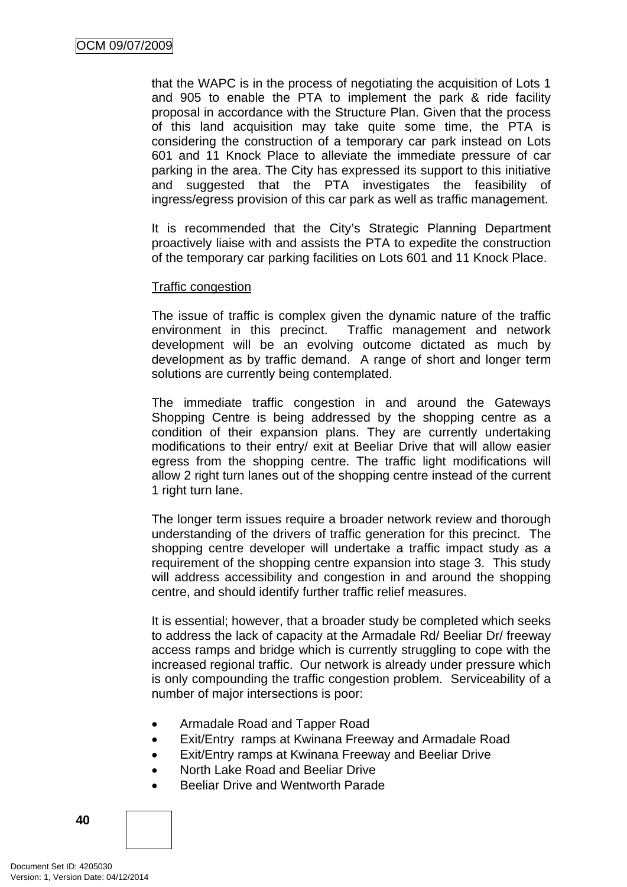that the WAPC is in the process of negotiating the acquisition of Lots 1 and 905 to enable the PTA to implement the park & ride facility proposal in accordance with the Structure Plan. Given that the process of this land acquisition may take quite some time, the PTA is considering the construction of a temporary car park instead on Lots 601 and 11 Knock Place to alleviate the immediate pressure of car parking in the area. The City has expressed its support to this initiative and suggested that the PTA investigates the feasibility of ingress/egress provision of this car park as well as traffic management.

It is recommended that the City's Strategic Planning Department proactively liaise with and assists the PTA to expedite the construction of the temporary car parking facilities on Lots 601 and 11 Knock Place.

Traffic congestion

The issue of traffic is complex given the dynamic nature of the traffic environment in this precinct. Traffic management and network development will be an evolving outcome dictated as much by development as by traffic demand. A range of short and longer term solutions are currently being contemplated.

The immediate traffic congestion in and around the Gateways Shopping Centre is being addressed by the shopping centre as a condition of their expansion plans. They are currently undertaking modifications to their entry/ exit at Beeliar Drive that will allow easier egress from the shopping centre. The traffic light modifications will allow 2 right turn lanes out of the shopping centre instead of the current 1 right turn lane.

The longer term issues require a broader network review and thorough understanding of the drivers of traffic generation for this precinct. The shopping centre developer will undertake a traffic impact study as a requirement of the shopping centre expansion into stage 3. This study will address accessibility and congestion in and around the shopping centre, and should identify further traffic relief measures.

It is essential; however, that a broader study be completed which seeks to address the lack of capacity at the Armadale Rd/ Beeliar Dr/ freeway access ramps and bridge which is currently struggling to cope with the increased regional traffic. Our network is already under pressure which is only compounding the traffic congestion problem. Serviceability of a number of major intersections is poor:

- Armadale Road and Tapper Road
- Exit/Entry ramps at Kwinana Freeway and Armadale Road
- Exit/Entry ramps at Kwinana Freeway and Beeliar Drive
- North Lake Road and Beeliar Drive
- Beeliar Drive and Wentworth Parade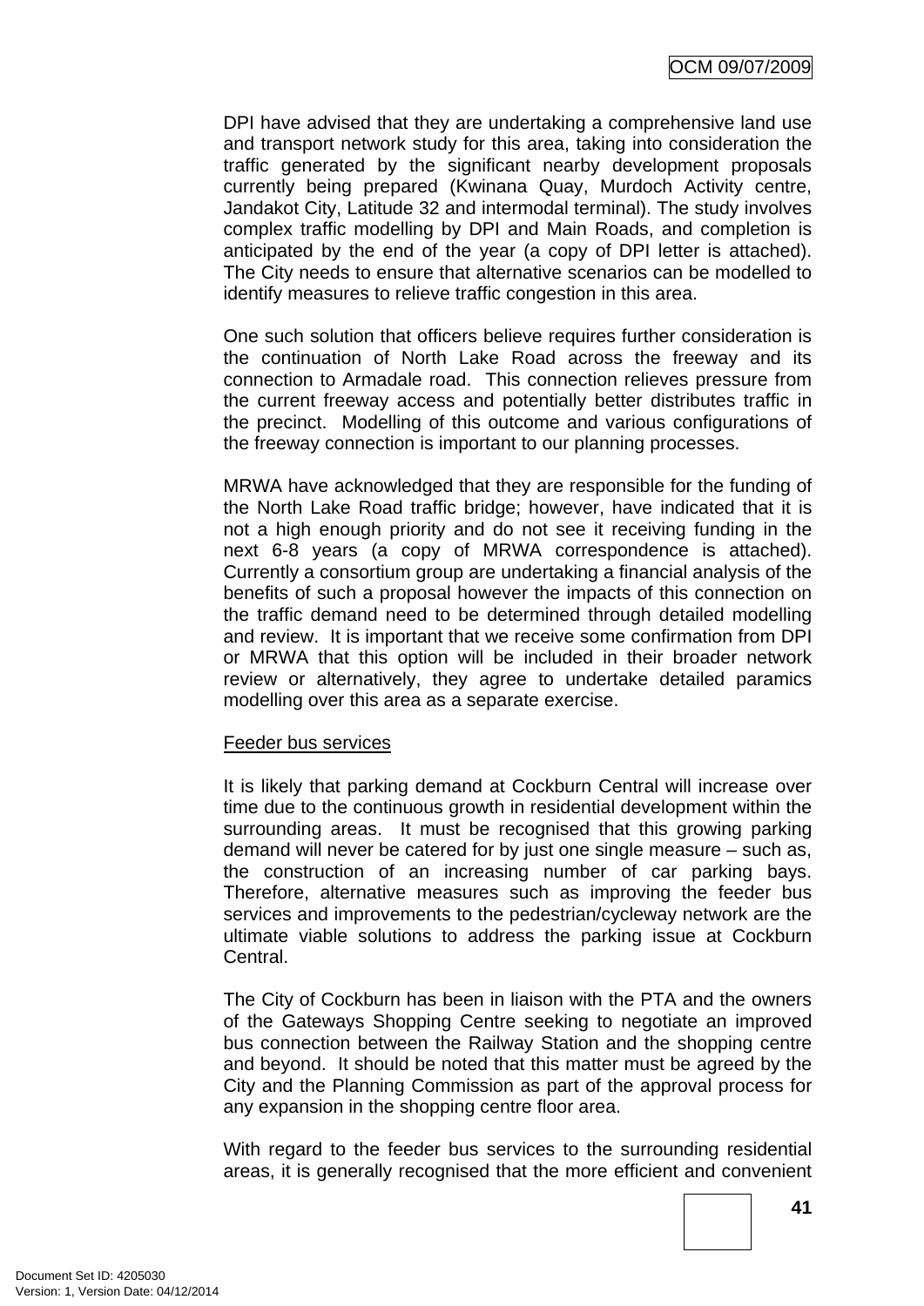DPI have advised that they are undertaking a comprehensive land use and transport network study for this area, taking into consideration the traffic generated by the significant nearby development proposals currently being prepared (Kwinana Quay, Murdoch Activity centre, Jandakot City, Latitude 32 and intermodal terminal). The study involves complex traffic modelling by DPI and Main Roads, and completion is anticipated by the end of the year (a copy of DPI letter is attached). The City needs to ensure that alternative scenarios can be modelled to identify measures to relieve traffic congestion in this area.

One such solution that officers believe requires further consideration is the continuation of North Lake Road across the freeway and its connection to Armadale road. This connection relieves pressure from the current freeway access and potentially better distributes traffic in the precinct. Modelling of this outcome and various configurations of the freeway connection is important to our planning processes.

MRWA have acknowledged that they are responsible for the funding of the North Lake Road traffic bridge; however, have indicated that it is not a high enough priority and do not see it receiving funding in the next 6-8 years (a copy of MRWA correspondence is attached). Currently a consortium group are undertaking a financial analysis of the benefits of such a proposal however the impacts of this connection on the traffic demand need to be determined through detailed modelling and review. It is important that we receive some confirmation from DPI or MRWA that this option will be included in their broader network review or alternatively, they agree to undertake detailed paramics modelling over this area as a separate exercise.

<u>Feeder bus services</u>

It is likely that parking demand at Cockburn Central will increase over time due to the continuous growth in residential development within the surrounding areas. It must be recognised that this growing parking demand will never be catered for by just one single measure – such as, the construction of an increasing number of car parking bays. Therefore, alternative measures such as improving the feeder bus services and improvements to the pedestrian/cycleway network are the ultimate viable solutions to address the parking issue at Cockburn Central.

The City of Cockburn has been in liaison with the PTA and the owners of the Gateways Shopping Centre seeking to negotiate an improved bus connection between the Railway Station and the shopping centre and beyond. It should be noted that this matter must be agreed by the City and the Planning Commission as part of the approval process for any expansion in the shopping centre floor area.

With regard to the feeder bus services to the surrounding residential areas, it is generally recognised that the more efficient and convenient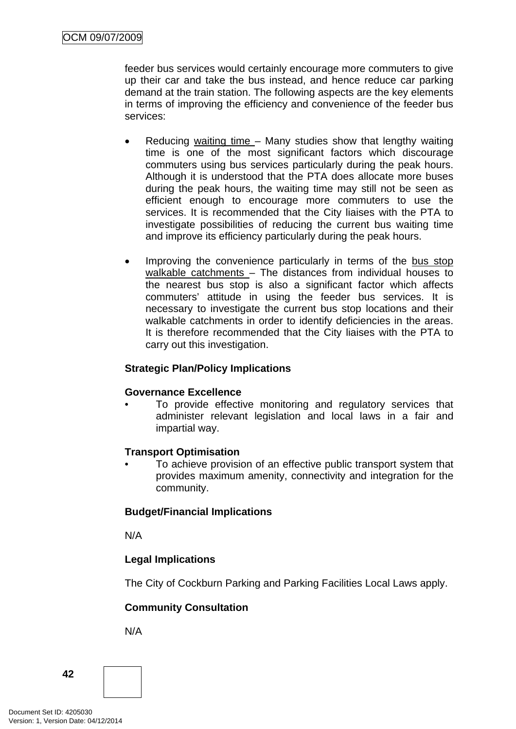feeder bus services would certainly encourage more commuters to give up their car and take the bus instead, and hence reduce car parking demand at the train station. The following aspects are the key elements in terms of improving the efficiency and convenience of the feeder bus services:

- Reducing <u>waiting time</u> – Many studies show that lengthy waiting time is one of the most significant factors which discourage commuters using bus services particularly during the peak hours. Although it is understood that the PTA does allocate more buses during the peak hours, the waiting time may still not be seen as efficient enough to encourage more commuters to use the services. It is recommended that the City liaises with the PTA to investigate possibilities of reducing the current bus waiting time and improve its efficiency particularly during the peak hours.

- Improving the convenience particularly in terms of the <u>bus stop walkable catchments</u> – The distances from individual houses to the nearest bus stop is also a significant factor which affects commuters' attitude in using the feeder bus services. It is necessary to investigate the current bus stop locations and their walkable catchments in order to identify deficiencies in the areas. It is therefore recommended that the City liaises with the PTA to carry out this investigation.

**Strategic Plan/Policy Implications**

**Governance Excellence**

- To provide effective monitoring and regulatory services that administer relevant legislation and local laws in a fair and impartial way.

**Transport Optimisation**

- To achieve provision of an effective public transport system that provides maximum amenity, connectivity and integration for the community.

**Budget/Financial Implications**

N/A

**Legal Implications**

The City of Cockburn Parking and Parking Facilities Local Laws apply.

**Community Consultation**

N/A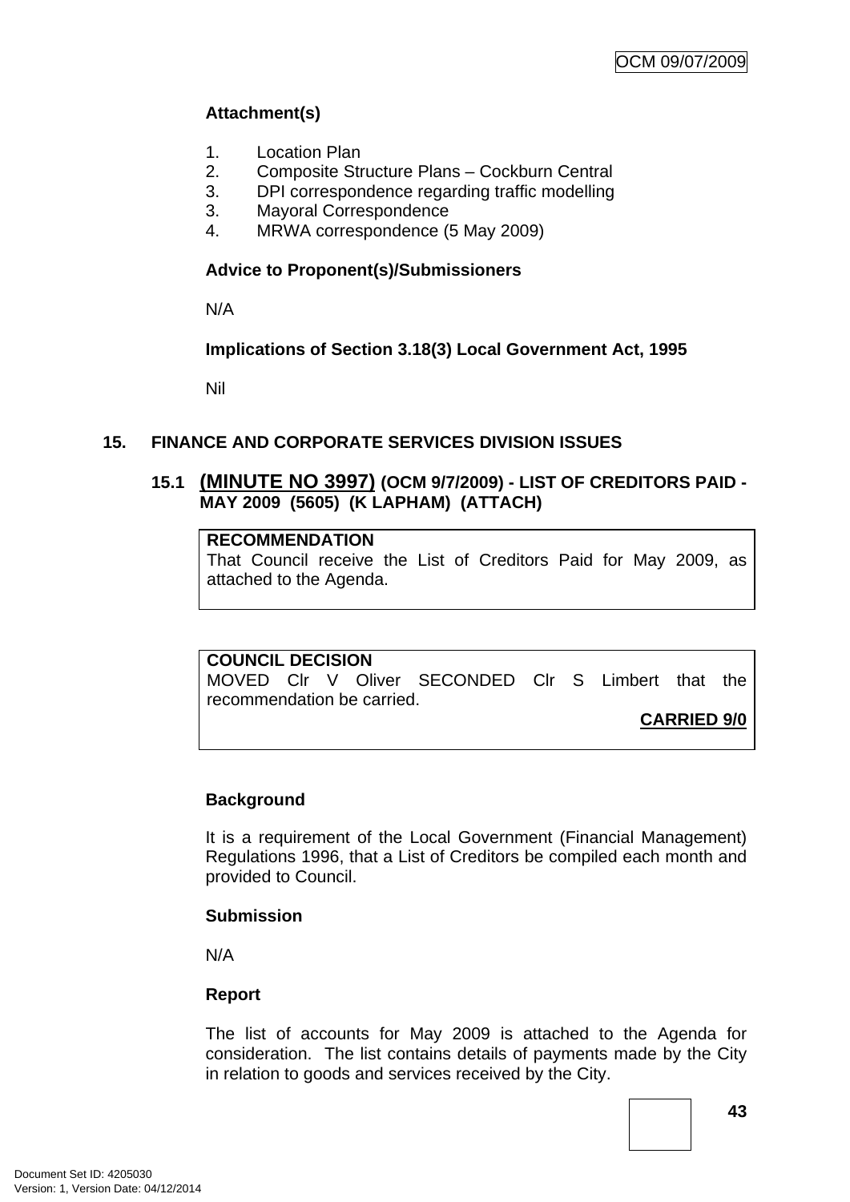**Attachment(s)**

1. Location Plan
2. Composite Structure Plans – Cockburn Central
3. DPI correspondence regarding traffic modelling
3. Mayoral Correspondence
4. MRWA correspondence (5 May 2009)

**Advice to Proponent(s)/Submissioners**

N/A

**Implications of Section 3.18(3) Local Government Act, 1995**

Nil

## 15. FINANCE AND CORPORATE SERVICES DIVISION ISSUES

### 15.1 (MINUTE NO 3997) (OCM 9/7/2009) - LIST OF CREDITORS PAID - MAY 2009 (5605) (K LAPHAM) (ATTACH)

**RECOMMENDATION**
That Council receive the List of Creditors Paid for May 2009, as attached to the Agenda.

**COUNCIL DECISION**
MOVED Clr V Oliver SECONDED Clr S Limbert that the recommendation be carried.

**CARRIED 9/0**

**Background**

It is a requirement of the Local Government (Financial Management) Regulations 1996, that a List of Creditors be compiled each month and provided to Council.

**Submission**

N/A

**Report**

The list of accounts for May 2009 is attached to the Agenda for consideration. The list contains details of payments made by the City in relation to goods and services received by the City.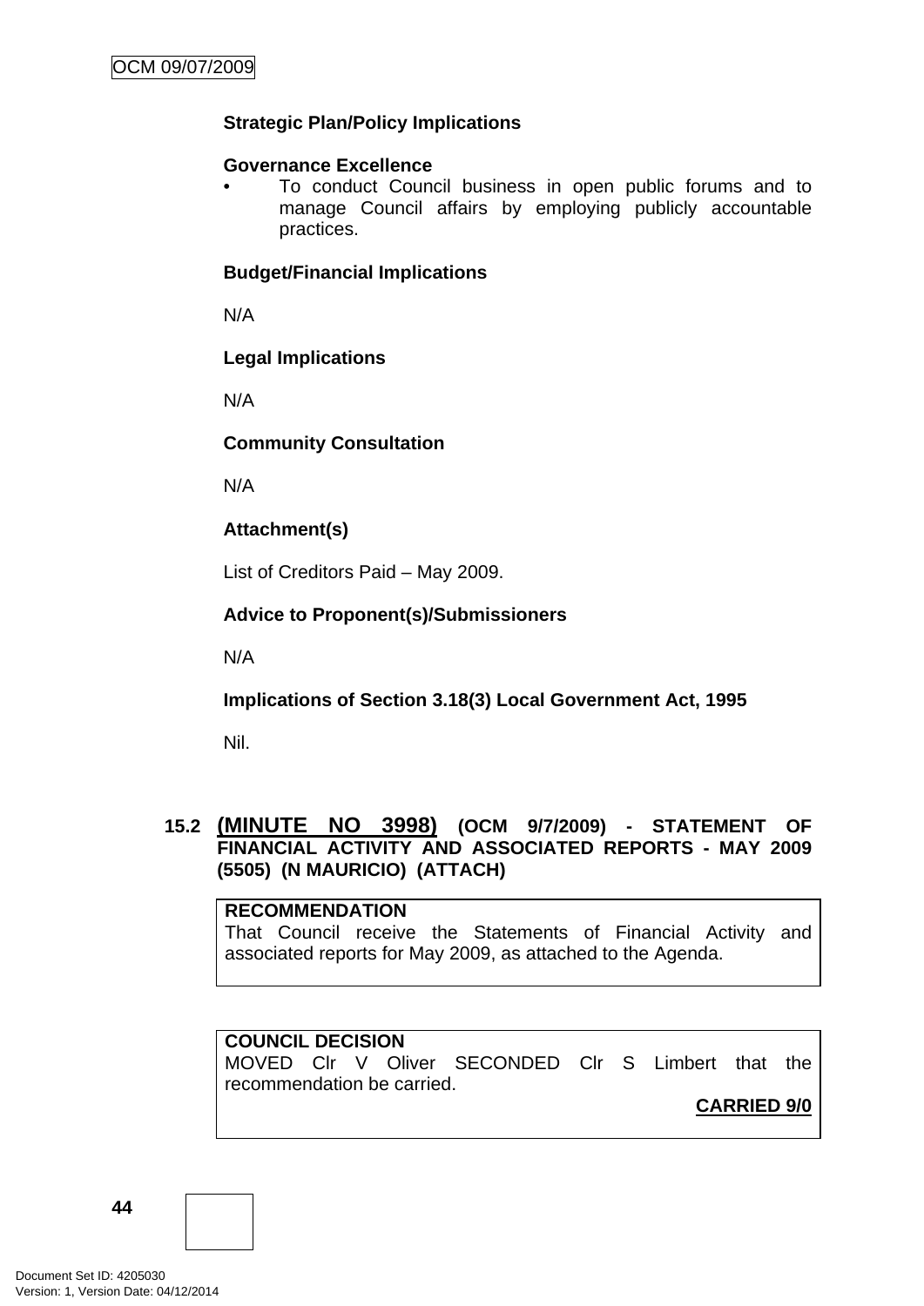**Strategic Plan/Policy Implications**

**Governance Excellence**

- To conduct Council business in open public forums and to manage Council affairs by employing publicly accountable practices.

**Budget/Financial Implications**

N/A

**Legal Implications**

N/A

**Community Consultation**

N/A

**Attachment(s)**

List of Creditors Paid – May 2009.

**Advice to Proponent(s)/Submissioners**

N/A

**Implications of Section 3.18(3) Local Government Act, 1995**

Nil.

### 15.2 (MINUTE NO 3998) (OCM 9/7/2009) - STATEMENT OF FINANCIAL ACTIVITY AND ASSOCIATED REPORTS - MAY 2009 (5505) (N MAURICIO) (ATTACH)

**RECOMMENDATION**

That Council receive the Statements of Financial Activity and associated reports for May 2009, as attached to the Agenda.

**COUNCIL DECISION**

MOVED Clr V Oliver SECONDED Clr S Limbert that the recommendation be carried.

**CARRIED 9/0**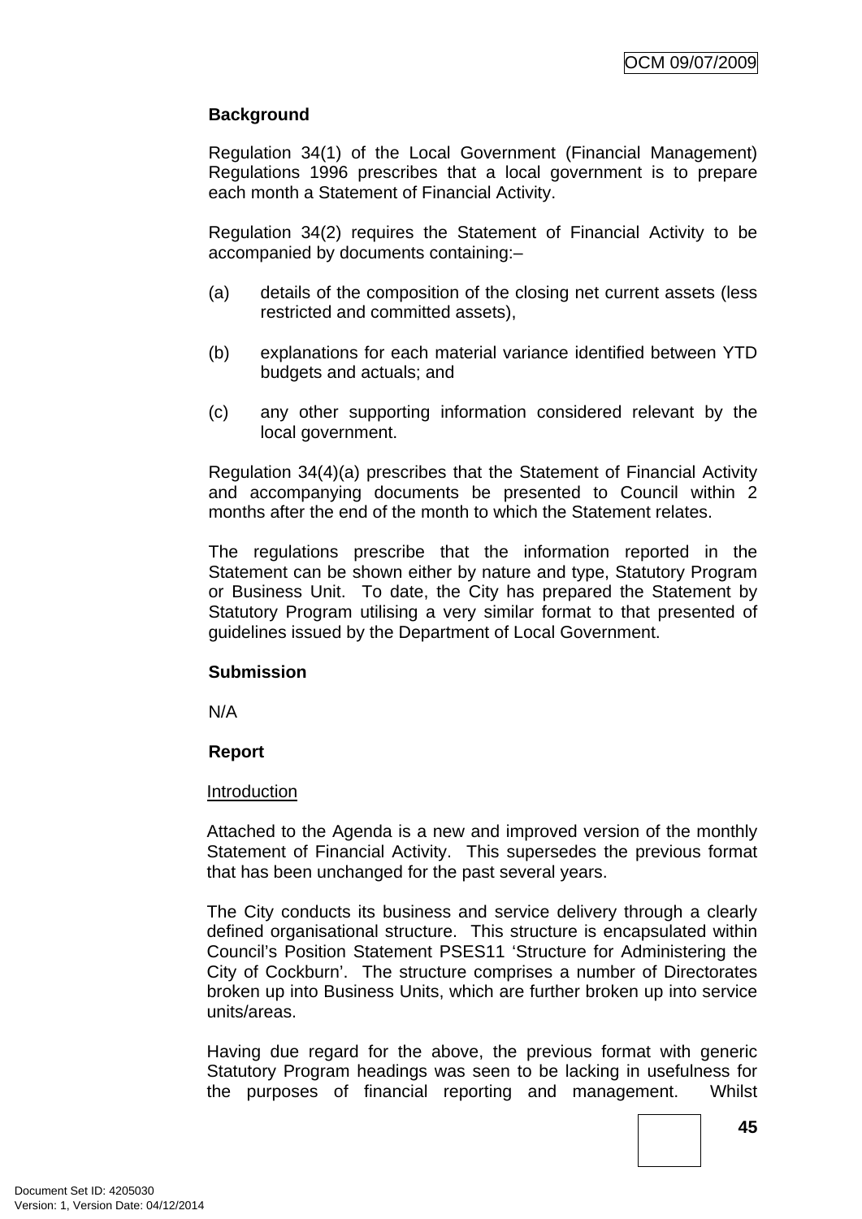**Background**

Regulation 34(1) of the Local Government (Financial Management) Regulations 1996 prescribes that a local government is to prepare each month a Statement of Financial Activity.

Regulation 34(2) requires the Statement of Financial Activity to be accompanied by documents containing:–

(a) details of the composition of the closing net current assets (less restricted and committed assets),

(b) explanations for each material variance identified between YTD budgets and actuals; and

(c) any other supporting information considered relevant by the local government.

Regulation 34(4)(a) prescribes that the Statement of Financial Activity and accompanying documents be presented to Council within 2 months after the end of the month to which the Statement relates.

The regulations prescribe that the information reported in the Statement can be shown either by nature and type, Statutory Program or Business Unit. To date, the City has prepared the Statement by Statutory Program utilising a very similar format to that presented of guidelines issued by the Department of Local Government.

**Submission**

N/A

**Report**

Introduction

Attached to the Agenda is a new and improved version of the monthly Statement of Financial Activity. This supersedes the previous format that has been unchanged for the past several years.

The City conducts its business and service delivery through a clearly defined organisational structure. This structure is encapsulated within Council's Position Statement PSES11 'Structure for Administering the City of Cockburn'. The structure comprises a number of Directorates broken up into Business Units, which are further broken up into service units/areas.

Having due regard for the above, the previous format with generic Statutory Program headings was seen to be lacking in usefulness for the purposes of financial reporting and management. Whilst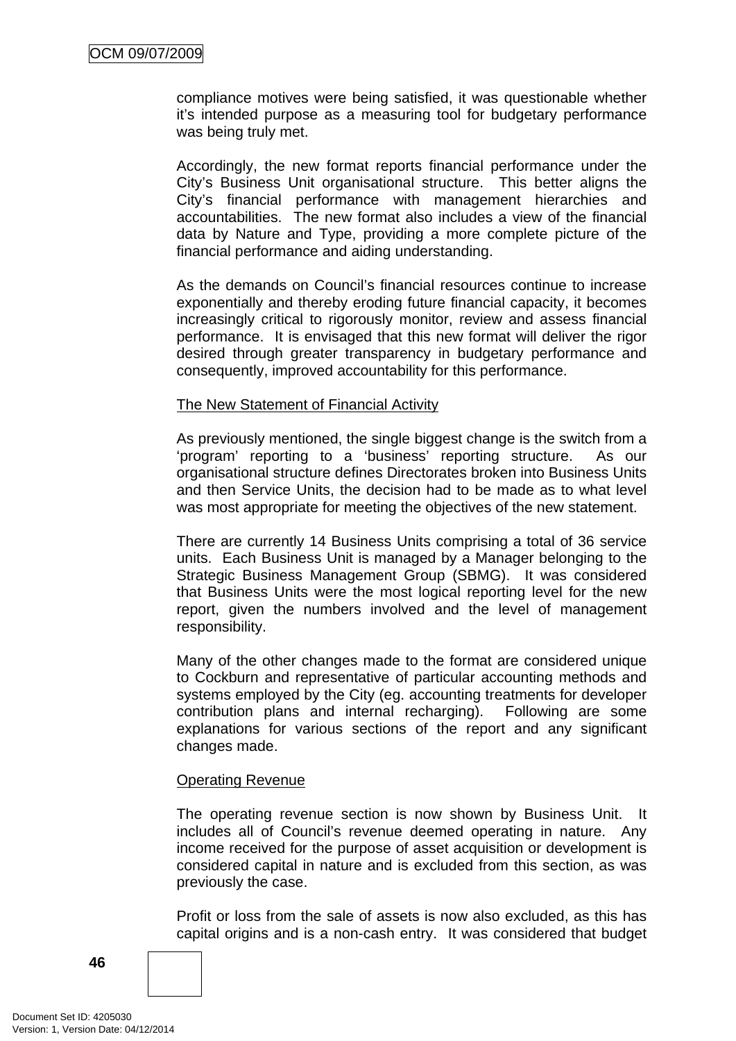compliance motives were being satisfied, it was questionable whether it's intended purpose as a measuring tool for budgetary performance was being truly met.

Accordingly, the new format reports financial performance under the City's Business Unit organisational structure. This better aligns the City's financial performance with management hierarchies and accountabilities. The new format also includes a view of the financial data by Nature and Type, providing a more complete picture of the financial performance and aiding understanding.

As the demands on Council's financial resources continue to increase exponentially and thereby eroding future financial capacity, it becomes increasingly critical to rigorously monitor, review and assess financial performance. It is envisaged that this new format will deliver the rigor desired through greater transparency in budgetary performance and consequently, improved accountability for this performance.

<u>The New Statement of Financial Activity</u>

As previously mentioned, the single biggest change is the switch from a 'program' reporting to a 'business' reporting structure. As our organisational structure defines Directorates broken into Business Units and then Service Units, the decision had to be made as to what level was most appropriate for meeting the objectives of the new statement.

There are currently 14 Business Units comprising a total of 36 service units. Each Business Unit is managed by a Manager belonging to the Strategic Business Management Group (SBMG). It was considered that Business Units were the most logical reporting level for the new report, given the numbers involved and the level of management responsibility.

Many of the other changes made to the format are considered unique to Cockburn and representative of particular accounting methods and systems employed by the City (eg. accounting treatments for developer contribution plans and internal recharging). Following are some explanations for various sections of the report and any significant changes made.

<u>Operating Revenue</u>

The operating revenue section is now shown by Business Unit. It includes all of Council's revenue deemed operating in nature. Any income received for the purpose of asset acquisition or development is considered capital in nature and is excluded from this section, as was previously the case.

Profit or loss from the sale of assets is now also excluded, as this has capital origins and is a non-cash entry. It was considered that budget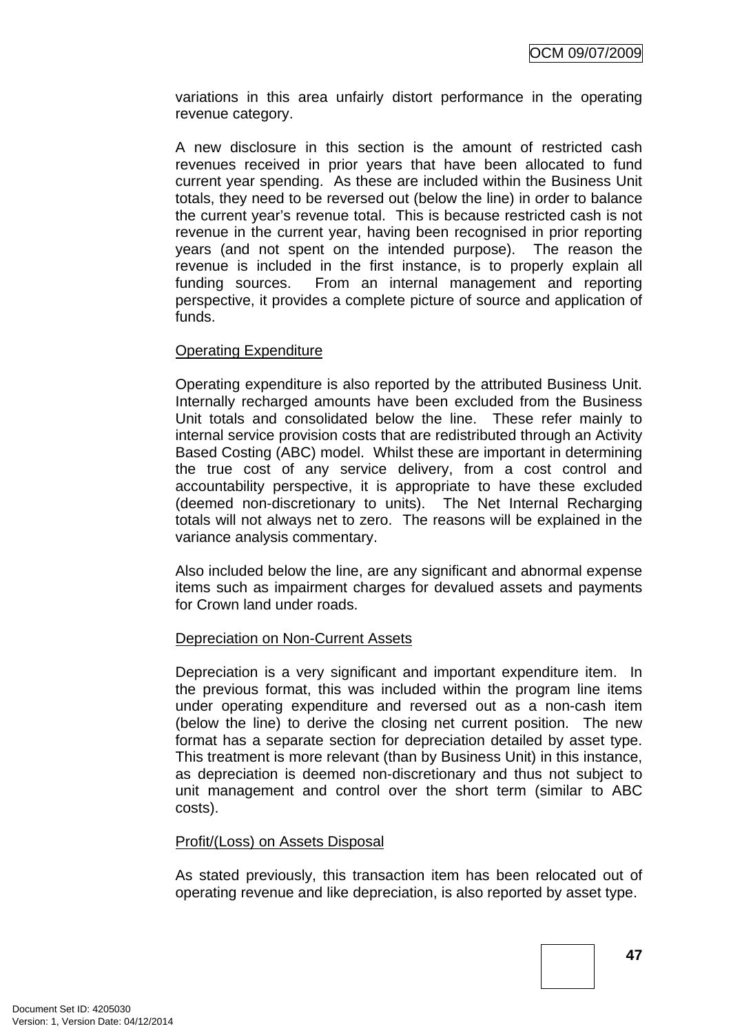variations in this area unfairly distort performance in the operating revenue category.

A new disclosure in this section is the amount of restricted cash revenues received in prior years that have been allocated to fund current year spending. As these are included within the Business Unit totals, they need to be reversed out (below the line) in order to balance the current year's revenue total. This is because restricted cash is not revenue in the current year, having been recognised in prior reporting years (and not spent on the intended purpose). The reason the revenue is included in the first instance, is to properly explain all funding sources. From an internal management and reporting perspective, it provides a complete picture of source and application of funds.

Operating Expenditure

Operating expenditure is also reported by the attributed Business Unit. Internally recharged amounts have been excluded from the Business Unit totals and consolidated below the line. These refer mainly to internal service provision costs that are redistributed through an Activity Based Costing (ABC) model. Whilst these are important in determining the true cost of any service delivery, from a cost control and accountability perspective, it is appropriate to have these excluded (deemed non-discretionary to units). The Net Internal Recharging totals will not always net to zero. The reasons will be explained in the variance analysis commentary.

Also included below the line, are any significant and abnormal expense items such as impairment charges for devalued assets and payments for Crown land under roads.

Depreciation on Non-Current Assets

Depreciation is a very significant and important expenditure item. In the previous format, this was included within the program line items under operating expenditure and reversed out as a non-cash item (below the line) to derive the closing net current position. The new format has a separate section for depreciation detailed by asset type. This treatment is more relevant (than by Business Unit) in this instance, as depreciation is deemed non-discretionary and thus not subject to unit management and control over the short term (similar to ABC costs).

Profit/(Loss) on Assets Disposal

As stated previously, this transaction item has been relocated out of operating revenue and like depreciation, is also reported by asset type.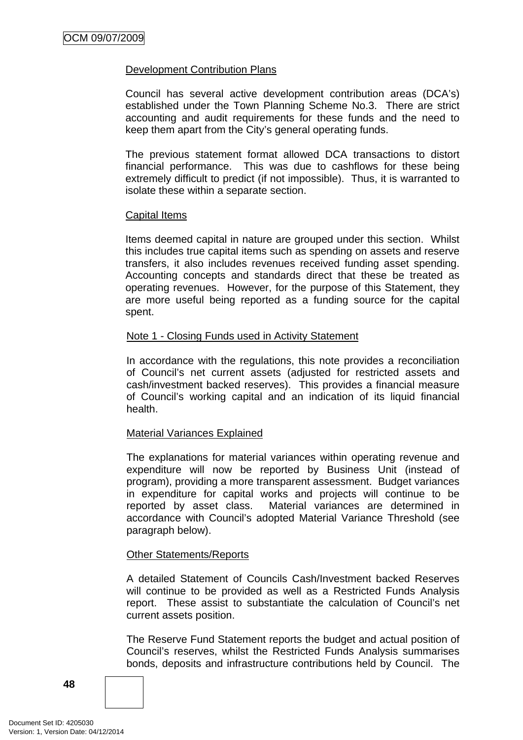Development Contribution Plans

Council has several active development contribution areas (DCA's) established under the Town Planning Scheme No.3. There are strict accounting and audit requirements for these funds and the need to keep them apart from the City's general operating funds.

The previous statement format allowed DCA transactions to distort financial performance. This was due to cashflows for these being extremely difficult to predict (if not impossible). Thus, it is warranted to isolate these within a separate section.

Capital Items

Items deemed capital in nature are grouped under this section. Whilst this includes true capital items such as spending on assets and reserve transfers, it also includes revenues received funding asset spending. Accounting concepts and standards direct that these be treated as operating revenues. However, for the purpose of this Statement, they are more useful being reported as a funding source for the capital spent.

Note 1 - Closing Funds used in Activity Statement

In accordance with the regulations, this note provides a reconciliation of Council's net current assets (adjusted for restricted assets and cash/investment backed reserves). This provides a financial measure of Council's working capital and an indication of its liquid financial health.

Material Variances Explained

The explanations for material variances within operating revenue and expenditure will now be reported by Business Unit (instead of program), providing a more transparent assessment. Budget variances in expenditure for capital works and projects will continue to be reported by asset class. Material variances are determined in accordance with Council's adopted Material Variance Threshold (see paragraph below).

Other Statements/Reports

A detailed Statement of Councils Cash/Investment backed Reserves will continue to be provided as well as a Restricted Funds Analysis report. These assist to substantiate the calculation of Council's net current assets position.

The Reserve Fund Statement reports the budget and actual position of Council's reserves, whilst the Restricted Funds Analysis summarises bonds, deposits and infrastructure contributions held by Council. The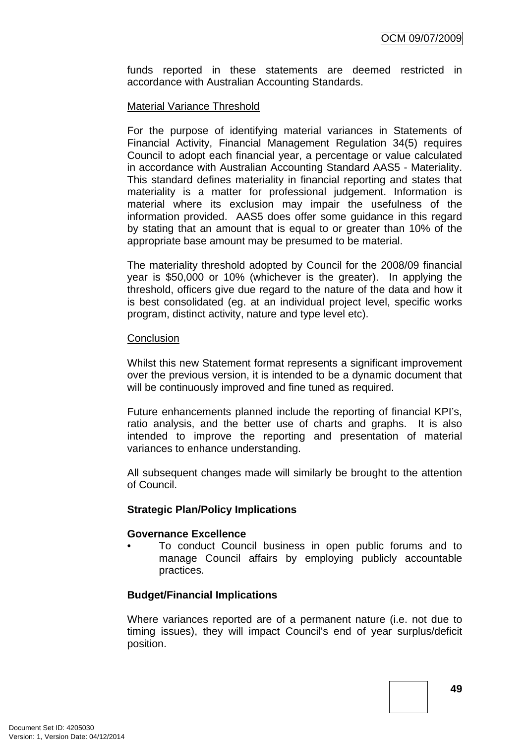funds reported in these statements are deemed restricted in accordance with Australian Accounting Standards.

Material Variance Threshold

For the purpose of identifying material variances in Statements of Financial Activity, Financial Management Regulation 34(5) requires Council to adopt each financial year, a percentage or value calculated in accordance with Australian Accounting Standard AAS5 - Materiality. This standard defines materiality in financial reporting and states that materiality is a matter for professional judgement. Information is material where its exclusion may impair the usefulness of the information provided. AAS5 does offer some guidance in this regard by stating that an amount that is equal to or greater than 10% of the appropriate base amount may be presumed to be material.

The materiality threshold adopted by Council for the 2008/09 financial year is $50,000 or 10% (whichever is the greater). In applying the threshold, officers give due regard to the nature of the data and how it is best consolidated (eg. at an individual project level, specific works program, distinct activity, nature and type level etc).

Conclusion

Whilst this new Statement format represents a significant improvement over the previous version, it is intended to be a dynamic document that will be continuously improved and fine tuned as required.

Future enhancements planned include the reporting of financial KPI's, ratio analysis, and the better use of charts and graphs. It is also intended to improve the reporting and presentation of material variances to enhance understanding.

All subsequent changes made will similarly be brought to the attention of Council.

**Strategic Plan/Policy Implications**

**Governance Excellence**

- To conduct Council business in open public forums and to manage Council affairs by employing publicly accountable practices.

**Budget/Financial Implications**

Where variances reported are of a permanent nature (i.e. not due to timing issues), they will impact Council's end of year surplus/deficit position.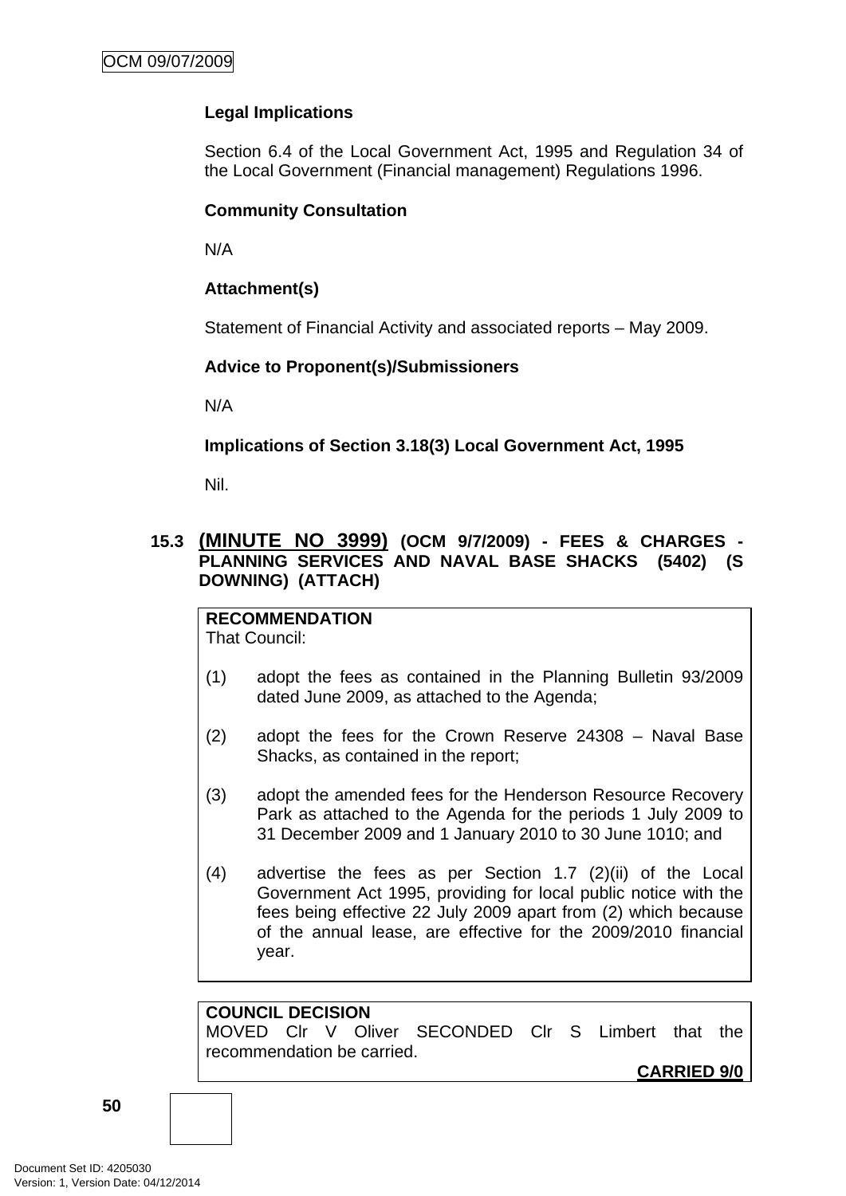**Legal Implications**

Section 6.4 of the Local Government Act, 1995 and Regulation 34 of the Local Government (Financial management) Regulations 1996.

**Community Consultation**

N/A

**Attachment(s)**

Statement of Financial Activity and associated reports – May 2009.

**Advice to Proponent(s)/Submissioners**

N/A

**Implications of Section 3.18(3) Local Government Act, 1995**

Nil.

### 15.3 (MINUTE NO 3999) (OCM 9/7/2009) - FEES & CHARGES - PLANNING SERVICES AND NAVAL BASE SHACKS (5402) (S DOWNING) (ATTACH)

**RECOMMENDATION**
That Council:

(1) adopt the fees as contained in the Planning Bulletin 93/2009 dated June 2009, as attached to the Agenda;

(2) adopt the fees for the Crown Reserve 24308 – Naval Base Shacks, as contained in the report;

(3) adopt the amended fees for the Henderson Resource Recovery Park as attached to the Agenda for the periods 1 July 2009 to 31 December 2009 and 1 January 2010 to 30 June 1010; and

(4) advertise the fees as per Section 1.7 (2)(ii) of the Local Government Act 1995, providing for local public notice with the fees being effective 22 July 2009 apart from (2) which because of the annual lease, are effective for the 2009/2010 financial year.

**COUNCIL DECISION**
MOVED Clr V Oliver SECONDED Clr S Limbert that the recommendation be carried.

**CARRIED 9/0**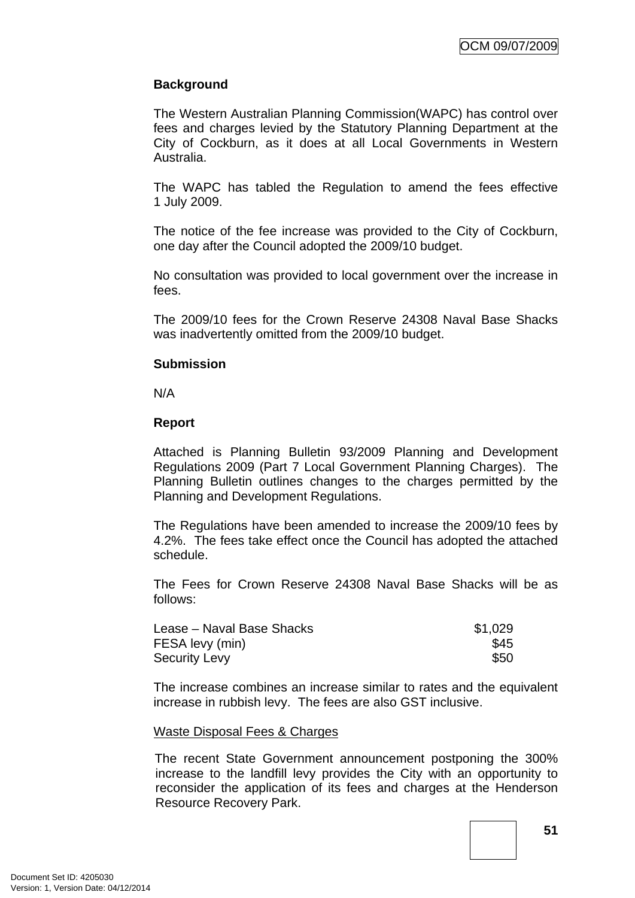**Background**

The Western Australian Planning Commission(WAPC) has control over fees and charges levied by the Statutory Planning Department at the City of Cockburn, as it does at all Local Governments in Western Australia.

The WAPC has tabled the Regulation to amend the fees effective 1 July 2009.

The notice of the fee increase was provided to the City of Cockburn, one day after the Council adopted the 2009/10 budget.

No consultation was provided to local government over the increase in fees.

The 2009/10 fees for the Crown Reserve 24308 Naval Base Shacks was inadvertently omitted from the 2009/10 budget.

**Submission**

N/A

**Report**

Attached is Planning Bulletin 93/2009 Planning and Development Regulations 2009 (Part 7 Local Government Planning Charges). The Planning Bulletin outlines changes to the charges permitted by the Planning and Development Regulations.

The Regulations have been amended to increase the 2009/10 fees by 4.2%. The fees take effect once the Council has adopted the attached schedule.

The Fees for Crown Reserve 24308 Naval Base Shacks will be as follows:

| | |
|---|---:|
| Lease – Naval Base Shacks | $1,029 |
| FESA levy (min) | $45 |
| Security Levy | $50 |

The increase combines an increase similar to rates and the equivalent increase in rubbish levy. The fees are also GST inclusive.

<u>Waste Disposal Fees & Charges</u>

The recent State Government announcement postponing the 300% increase to the landfill levy provides the City with an opportunity to reconsider the application of its fees and charges at the Henderson Resource Recovery Park.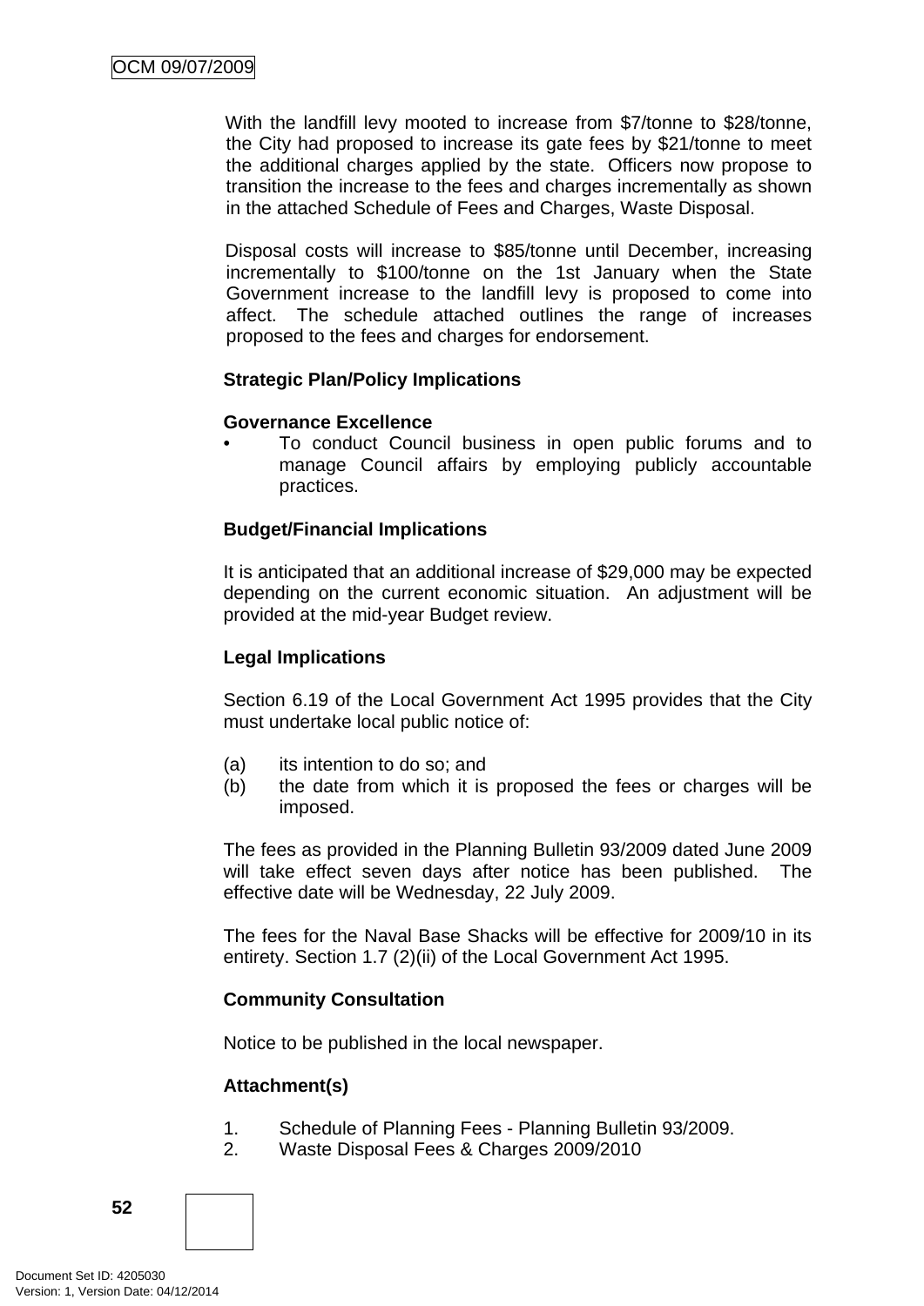With the landfill levy mooted to increase from $7/tonne to $28/tonne, the City had proposed to increase its gate fees by $21/tonne to meet the additional charges applied by the state. Officers now propose to transition the increase to the fees and charges incrementally as shown in the attached Schedule of Fees and Charges, Waste Disposal.

Disposal costs will increase to $85/tonne until December, increasing incrementally to $100/tonne on the 1st January when the State Government increase to the landfill levy is proposed to come into affect. The schedule attached outlines the range of increases proposed to the fees and charges for endorsement.

**Strategic Plan/Policy Implications**

**Governance Excellence**

- To conduct Council business in open public forums and to manage Council affairs by employing publicly accountable practices.

**Budget/Financial Implications**

It is anticipated that an additional increase of $29,000 may be expected depending on the current economic situation. An adjustment will be provided at the mid-year Budget review.

**Legal Implications**

Section 6.19 of the Local Government Act 1995 provides that the City must undertake local public notice of:

(a) its intention to do so; and
(b) the date from which it is proposed the fees or charges will be imposed.

The fees as provided in the Planning Bulletin 93/2009 dated June 2009 will take effect seven days after notice has been published. The effective date will be Wednesday, 22 July 2009.

The fees for the Naval Base Shacks will be effective for 2009/10 in its entirety. Section 1.7 (2)(ii) of the Local Government Act 1995.

**Community Consultation**

Notice to be published in the local newspaper.

**Attachment(s)**

1. Schedule of Planning Fees - Planning Bulletin 93/2009.
2. Waste Disposal Fees & Charges 2009/2010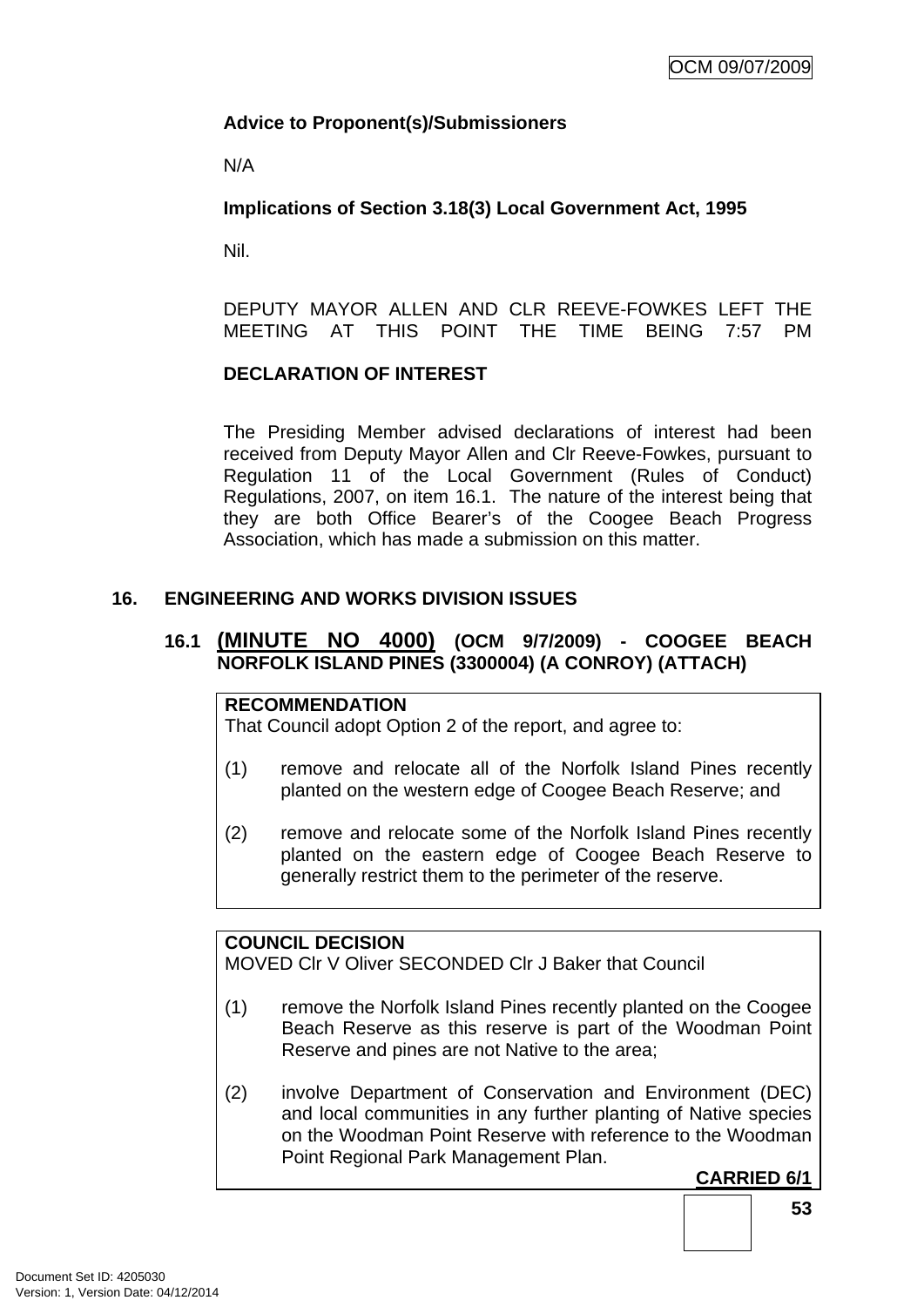**Advice to Proponent(s)/Submissioners**

N/A

**Implications of Section 3.18(3) Local Government Act, 1995**

Nil.

DEPUTY MAYOR ALLEN AND CLR REEVE-FOWKES LEFT THE MEETING AT THIS POINT THE TIME BEING 7:57 PM

**DECLARATION OF INTEREST**

The Presiding Member advised declarations of interest had been received from Deputy Mayor Allen and Clr Reeve-Fowkes, pursuant to Regulation 11 of the Local Government (Rules of Conduct) Regulations, 2007, on item 16.1. The nature of the interest being that they are both Office Bearer's of the Coogee Beach Progress Association, which has made a submission on this matter.

## 16. ENGINEERING AND WORKS DIVISION ISSUES

### 16.1 (MINUTE NO 4000) (OCM 9/7/2009) - COOGEE BEACH NORFOLK ISLAND PINES (3300004) (A CONROY) (ATTACH)

**RECOMMENDATION**
That Council adopt Option 2 of the report, and agree to:

(1) remove and relocate all of the Norfolk Island Pines recently planted on the western edge of Coogee Beach Reserve; and

(2) remove and relocate some of the Norfolk Island Pines recently planted on the eastern edge of Coogee Beach Reserve to generally restrict them to the perimeter of the reserve.

**COUNCIL DECISION**
MOVED Clr V Oliver SECONDED Clr J Baker that Council

(1) remove the Norfolk Island Pines recently planted on the Coogee Beach Reserve as this reserve is part of the Woodman Point Reserve and pines are not Native to the area;

(2) involve Department of Conservation and Environment (DEC) and local communities in any further planting of Native species on the Woodman Point Reserve with reference to the Woodman Point Regional Park Management Plan.

**CARRIED 6/1**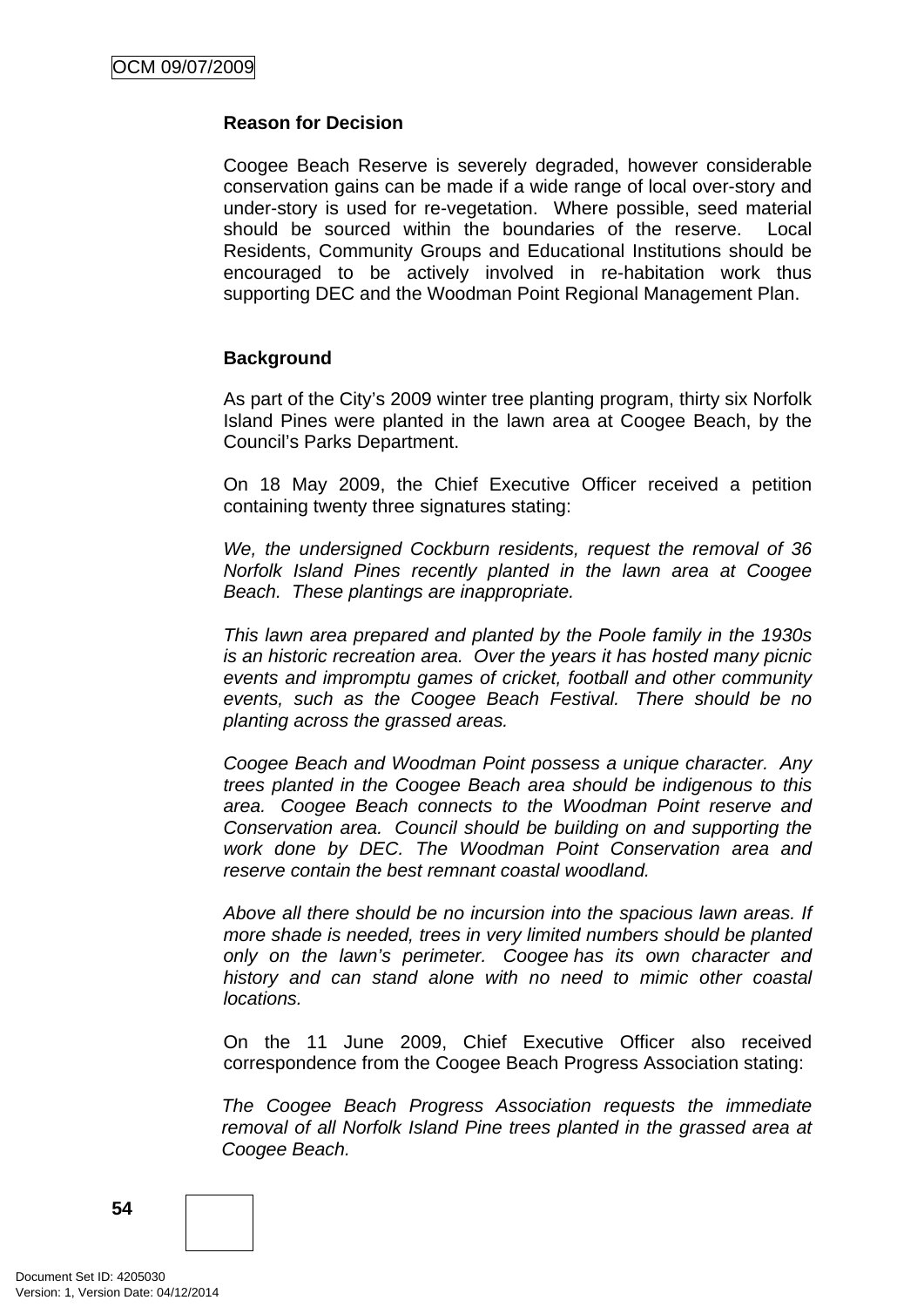**Reason for Decision**

Coogee Beach Reserve is severely degraded, however considerable conservation gains can be made if a wide range of local over-story and under-story is used for re-vegetation. Where possible, seed material should be sourced within the boundaries of the reserve. Local Residents, Community Groups and Educational Institutions should be encouraged to be actively involved in re-habitation work thus supporting DEC and the Woodman Point Regional Management Plan.

**Background**

As part of the City's 2009 winter tree planting program, thirty six Norfolk Island Pines were planted in the lawn area at Coogee Beach, by the Council's Parks Department.

On 18 May 2009, the Chief Executive Officer received a petition containing twenty three signatures stating:

*We, the undersigned Cockburn residents, request the removal of 36 Norfolk Island Pines recently planted in the lawn area at Coogee Beach. These plantings are inappropriate.*

*This lawn area prepared and planted by the Poole family in the 1930s is an historic recreation area. Over the years it has hosted many picnic events and impromptu games of cricket, football and other community events, such as the Coogee Beach Festival. There should be no planting across the grassed areas.*

*Coogee Beach and Woodman Point possess a unique character. Any trees planted in the Coogee Beach area should be indigenous to this area. Coogee Beach connects to the Woodman Point reserve and Conservation area. Council should be building on and supporting the work done by DEC. The Woodman Point Conservation area and reserve contain the best remnant coastal woodland.*

*Above all there should be no incursion into the spacious lawn areas. If more shade is needed, trees in very limited numbers should be planted only on the lawn's perimeter. Coogee has its own character and history and can stand alone with no need to mimic other coastal locations.*

On the 11 June 2009, Chief Executive Officer also received correspondence from the Coogee Beach Progress Association stating:

*The Coogee Beach Progress Association requests the immediate removal of all Norfolk Island Pine trees planted in the grassed area at Coogee Beach.*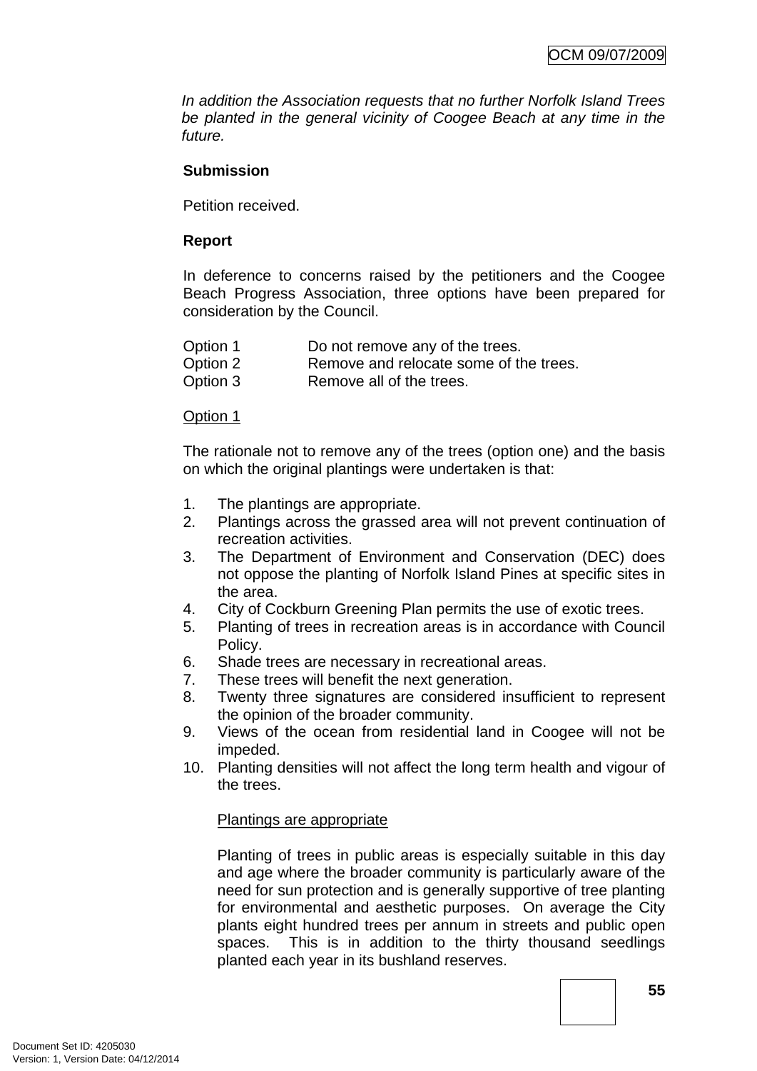*In addition the Association requests that no further Norfolk Island Trees be planted in the general vicinity of Coogee Beach at any time in the future.*

**Submission**

Petition received.

**Report**

In deference to concerns raised by the petitioners and the Coogee Beach Progress Association, three options have been prepared for consideration by the Council.

Option 1 Do not remove any of the trees.
Option 2 Remove and relocate some of the trees.
Option 3 Remove all of the trees.

Option 1

The rationale not to remove any of the trees (option one) and the basis on which the original plantings were undertaken is that:

1. The plantings are appropriate.
2. Plantings across the grassed area will not prevent continuation of recreation activities.
3. The Department of Environment and Conservation (DEC) does not oppose the planting of Norfolk Island Pines at specific sites in the area.
4. City of Cockburn Greening Plan permits the use of exotic trees.
5. Planting of trees in recreation areas is in accordance with Council Policy.
6. Shade trees are necessary in recreational areas.
7. These trees will benefit the next generation.
8. Twenty three signatures are considered insufficient to represent the opinion of the broader community.
9. Views of the ocean from residential land in Coogee will not be impeded.
10. Planting densities will not affect the long term health and vigour of the trees.

Plantings are appropriate

Planting of trees in public areas is especially suitable in this day and age where the broader community is particularly aware of the need for sun protection and is generally supportive of tree planting for environmental and aesthetic purposes. On average the City plants eight hundred trees per annum in streets and public open spaces. This is in addition to the thirty thousand seedlings planted each year in its bushland reserves.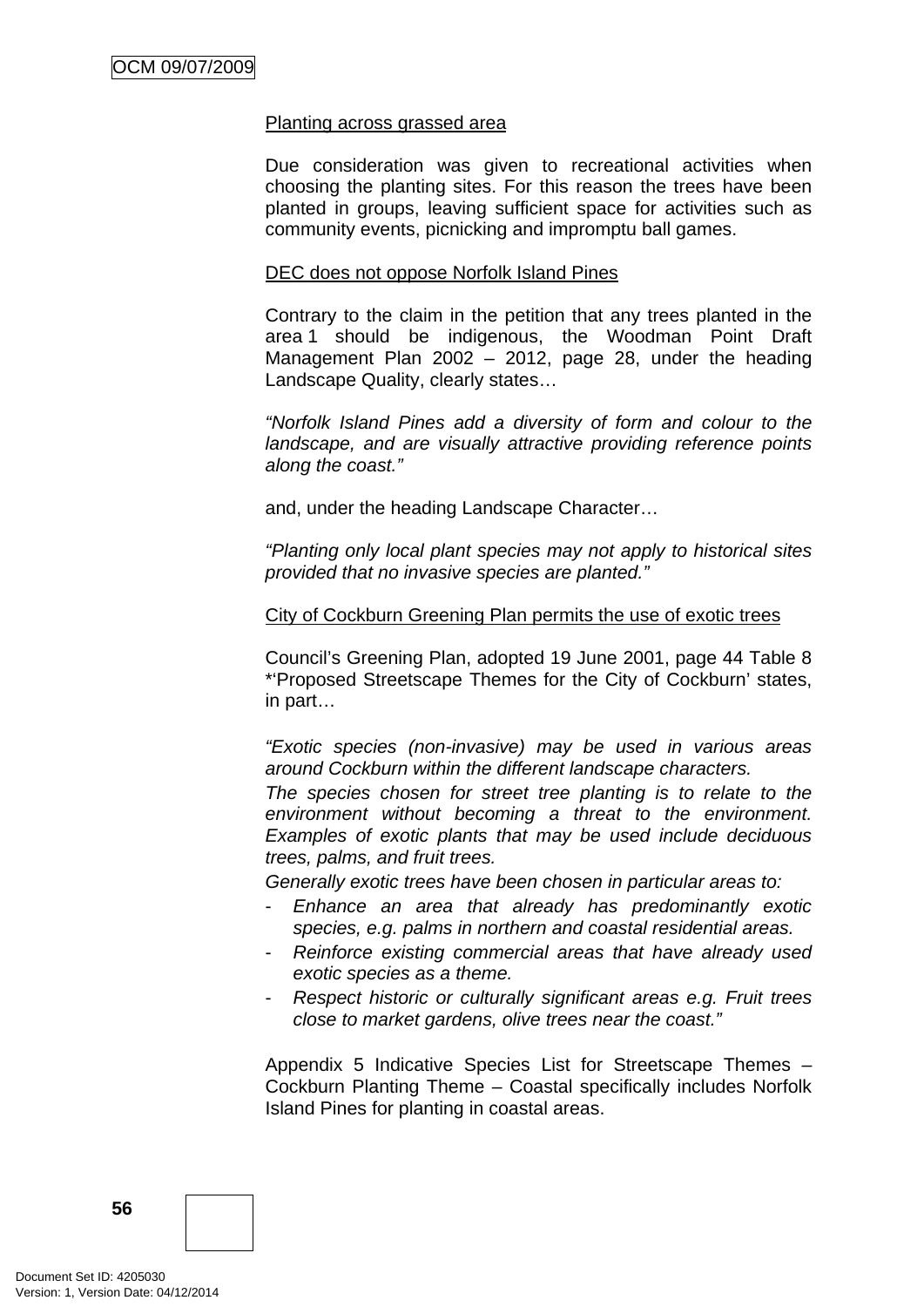Planting across grassed area

Due consideration was given to recreational activities when choosing the planting sites. For this reason the trees have been planted in groups, leaving sufficient space for activities such as community events, picnicking and impromptu ball games.

DEC does not oppose Norfolk Island Pines

Contrary to the claim in the petition that any trees planted in the area 1 should be indigenous, the Woodman Point Draft Management Plan 2002 – 2012, page 28, under the heading Landscape Quality, clearly states…

*"Norfolk Island Pines add a diversity of form and colour to the landscape, and are visually attractive providing reference points along the coast."*

and, under the heading Landscape Character…

*"Planting only local plant species may not apply to historical sites provided that no invasive species are planted."*

City of Cockburn Greening Plan permits the use of exotic trees

Council's Greening Plan, adopted 19 June 2001, page 44 Table 8 *'Proposed Streetscape Themes for the City of Cockburn' states, in part…

*"Exotic species (non-invasive) may be used in various areas around Cockburn within the different landscape characters.*
*The species chosen for street tree planting is to relate to the environment without becoming a threat to the environment. Examples of exotic plants that may be used include deciduous trees, palms, and fruit trees.*
*Generally exotic trees have been chosen in particular areas to:*

- *Enhance an area that already has predominantly exotic species, e.g. palms in northern and coastal residential areas.*
- *Reinforce existing commercial areas that have already used exotic species as a theme.*
- *Respect historic or culturally significant areas e.g. Fruit trees close to market gardens, olive trees near the coast."*

Appendix 5 Indicative Species List for Streetscape Themes – Cockburn Planting Theme – Coastal specifically includes Norfolk Island Pines for planting in coastal areas.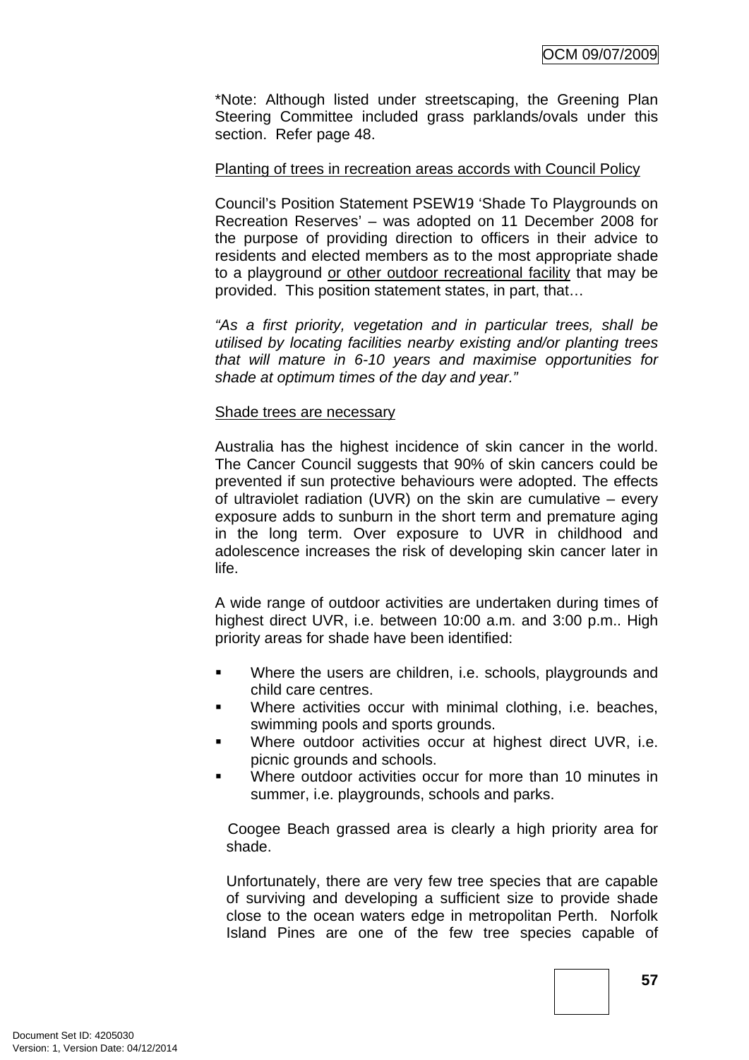*Note: Although listed under streetscaping, the Greening Plan Steering Committee included grass parklands/ovals under this section. Refer page 48.

<u>Planting of trees in recreation areas accords with Council Policy</u>

Council's Position Statement PSEW19 'Shade To Playgrounds on Recreation Reserves' – was adopted on 11 December 2008 for the purpose of providing direction to officers in their advice to residents and elected members as to the most appropriate shade to a playground <u>or other outdoor recreational facility</u> that may be provided. This position statement states, in part, that…

*"As a first priority, vegetation and in particular trees, shall be utilised by locating facilities nearby existing and/or planting trees that will mature in 6-10 years and maximise opportunities for shade at optimum times of the day and year."*

<u>Shade trees are necessary</u>

Australia has the highest incidence of skin cancer in the world. The Cancer Council suggests that 90% of skin cancers could be prevented if sun protective behaviours were adopted. The effects of ultraviolet radiation (UVR) on the skin are cumulative – every exposure adds to sunburn in the short term and premature aging in the long term. Over exposure to UVR in childhood and adolescence increases the risk of developing skin cancer later in life.

A wide range of outdoor activities are undertaken during times of highest direct UVR, i.e. between 10:00 a.m. and 3:00 p.m.. High priority areas for shade have been identified:

- Where the users are children, i.e. schools, playgrounds and child care centres.
- Where activities occur with minimal clothing, i.e. beaches, swimming pools and sports grounds.
- Where outdoor activities occur at highest direct UVR, i.e. picnic grounds and schools.
- Where outdoor activities occur for more than 10 minutes in summer, i.e. playgrounds, schools and parks.

Coogee Beach grassed area is clearly a high priority area for shade.

Unfortunately, there are very few tree species that are capable of surviving and developing a sufficient size to provide shade close to the ocean waters edge in metropolitan Perth. Norfolk Island Pines are one of the few tree species capable of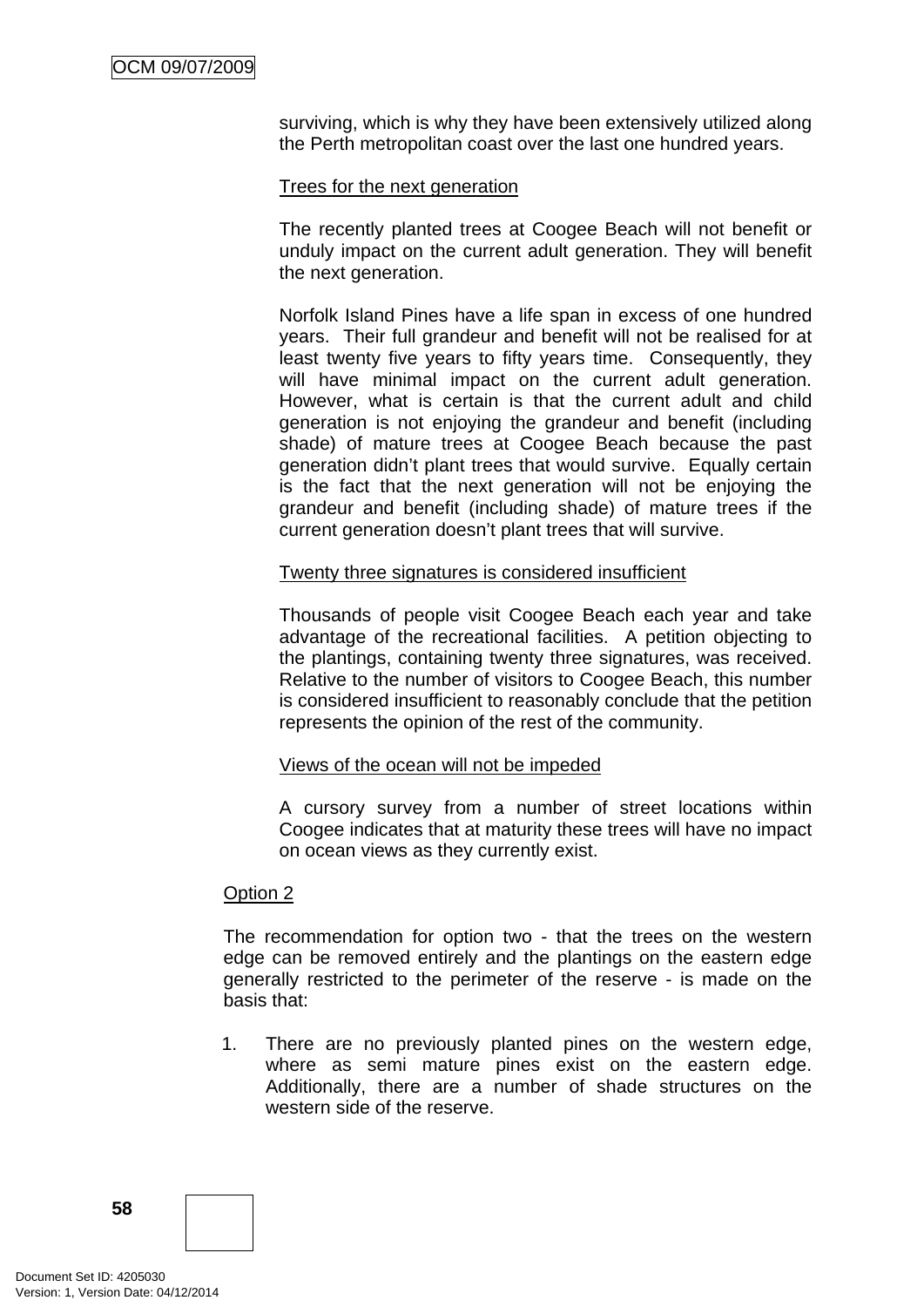surviving, which is why they have been extensively utilized along the Perth metropolitan coast over the last one hundred years.

Trees for the next generation

The recently planted trees at Coogee Beach will not benefit or unduly impact on the current adult generation. They will benefit the next generation.

Norfolk Island Pines have a life span in excess of one hundred years. Their full grandeur and benefit will not be realised for at least twenty five years to fifty years time. Consequently, they will have minimal impact on the current adult generation. However, what is certain is that the current adult and child generation is not enjoying the grandeur and benefit (including shade) of mature trees at Coogee Beach because the past generation didn't plant trees that would survive. Equally certain is the fact that the next generation will not be enjoying the grandeur and benefit (including shade) of mature trees if the current generation doesn't plant trees that will survive.

Twenty three signatures is considered insufficient

Thousands of people visit Coogee Beach each year and take advantage of the recreational facilities. A petition objecting to the plantings, containing twenty three signatures, was received. Relative to the number of visitors to Coogee Beach, this number is considered insufficient to reasonably conclude that the petition represents the opinion of the rest of the community.

Views of the ocean will not be impeded

A cursory survey from a number of street locations within Coogee indicates that at maturity these trees will have no impact on ocean views as they currently exist.

Option 2

The recommendation for option two - that the trees on the western edge can be removed entirely and the plantings on the eastern edge generally restricted to the perimeter of the reserve - is made on the basis that:

1. There are no previously planted pines on the western edge, where as semi mature pines exist on the eastern edge. Additionally, there are a number of shade structures on the western side of the reserve.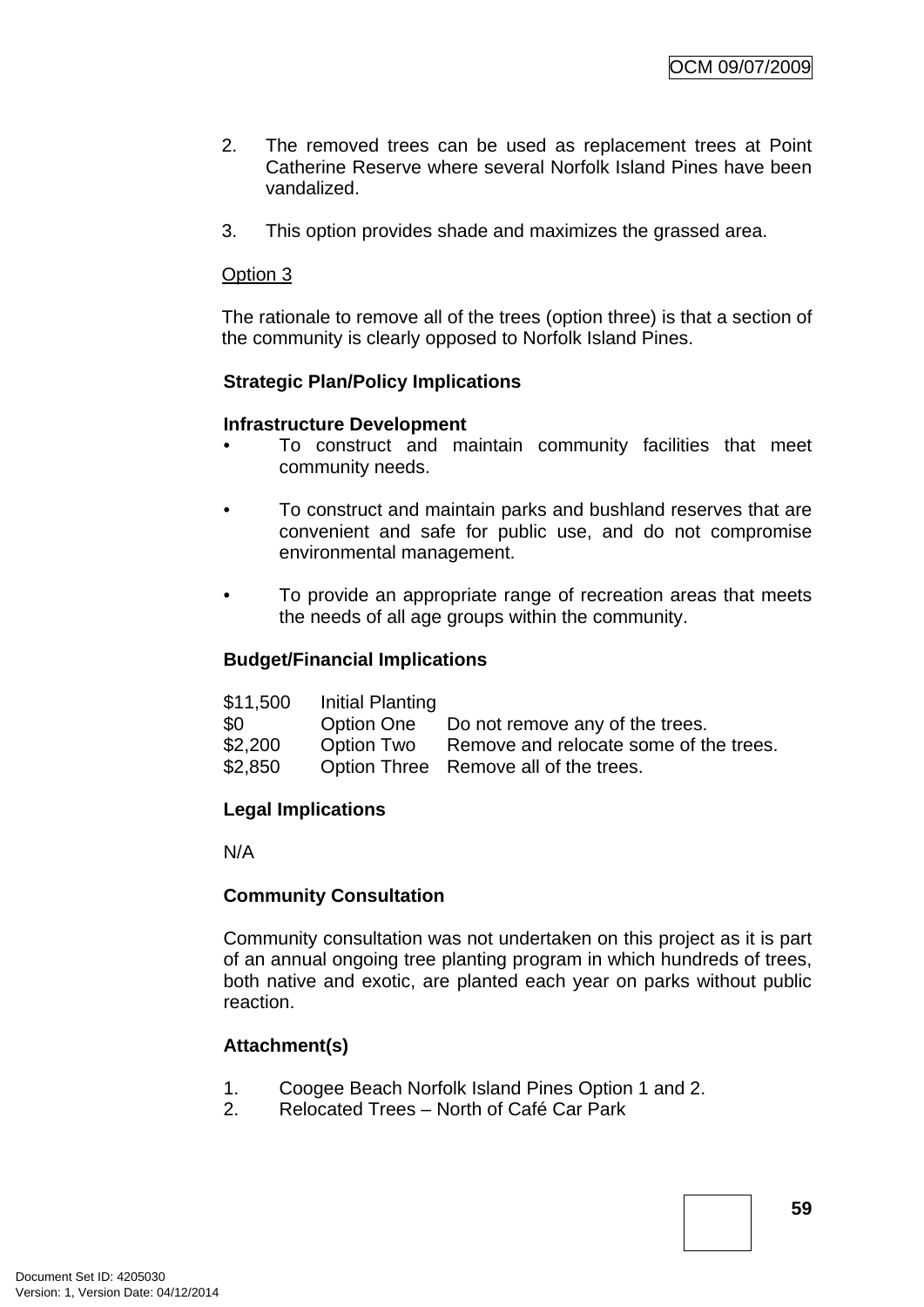2. The removed trees can be used as replacement trees at Point Catherine Reserve where several Norfolk Island Pines have been vandalized.

3. This option provides shade and maximizes the grassed area.

Option 3

The rationale to remove all of the trees (option three) is that a section of the community is clearly opposed to Norfolk Island Pines.

**Strategic Plan/Policy Implications**

**Infrastructure Development**

- To construct and maintain community facilities that meet community needs.

- To construct and maintain parks and bushland reserves that are convenient and safe for public use, and do not compromise environmental management.

- To provide an appropriate range of recreation areas that meets the needs of all age groups within the community.

**Budget/Financial Implications**

| | | |
|---|---|---|
| $11,500 | Initial Planting | |
| $0 | Option One | Do not remove any of the trees. |
| $2,200 | Option Two | Remove and relocate some of the trees. |
| $2,850 | Option Three | Remove all of the trees. |

**Legal Implications**

N/A

**Community Consultation**

Community consultation was not undertaken on this project as it is part of an annual ongoing tree planting program in which hundreds of trees, both native and exotic, are planted each year on parks without public reaction.

**Attachment(s)**

1. Coogee Beach Norfolk Island Pines Option 1 and 2.
2. Relocated Trees – North of Café Car Park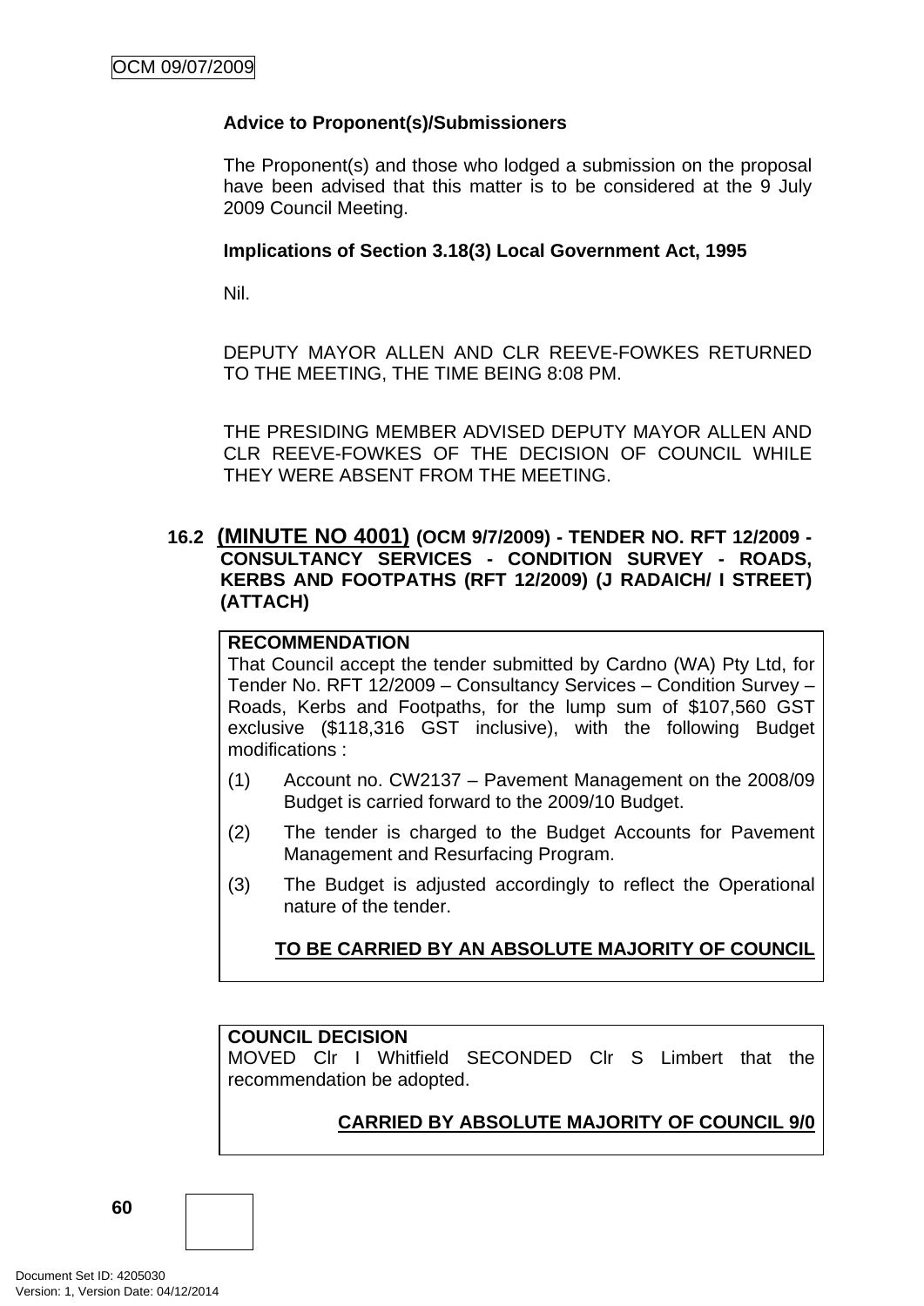**Advice to Proponent(s)/Submissioners**

The Proponent(s) and those who lodged a submission on the proposal have been advised that this matter is to be considered at the 9 July 2009 Council Meeting.

**Implications of Section 3.18(3) Local Government Act, 1995**

Nil.

DEPUTY MAYOR ALLEN AND CLR REEVE-FOWKES RETURNED TO THE MEETING, THE TIME BEING 8:08 PM.

THE PRESIDING MEMBER ADVISED DEPUTY MAYOR ALLEN AND CLR REEVE-FOWKES OF THE DECISION OF COUNCIL WHILE THEY WERE ABSENT FROM THE MEETING.

## 16.2 (MINUTE NO 4001) (OCM 9/7/2009) - TENDER NO. RFT 12/2009 - CONSULTANCY SERVICES - CONDITION SURVEY - ROADS, KERBS AND FOOTPATHS (RFT 12/2009) (J RADAICH/ I STREET) (ATTACH)

**RECOMMENDATION**

That Council accept the tender submitted by Cardno (WA) Pty Ltd, for Tender No. RFT 12/2009 – Consultancy Services – Condition Survey – Roads, Kerbs and Footpaths, for the lump sum of $107,560 GST exclusive ($118,316 GST inclusive), with the following Budget modifications :

(1) Account no. CW2137 – Pavement Management on the 2008/09 Budget is carried forward to the 2009/10 Budget.

(2) The tender is charged to the Budget Accounts for Pavement Management and Resurfacing Program.

(3) The Budget is adjusted accordingly to reflect the Operational nature of the tender.

**TO BE CARRIED BY AN ABSOLUTE MAJORITY OF COUNCIL**

**COUNCIL DECISION**

MOVED Clr I Whitfield SECONDED Clr S Limbert that the recommendation be adopted.

**CARRIED BY ABSOLUTE MAJORITY OF COUNCIL 9/0**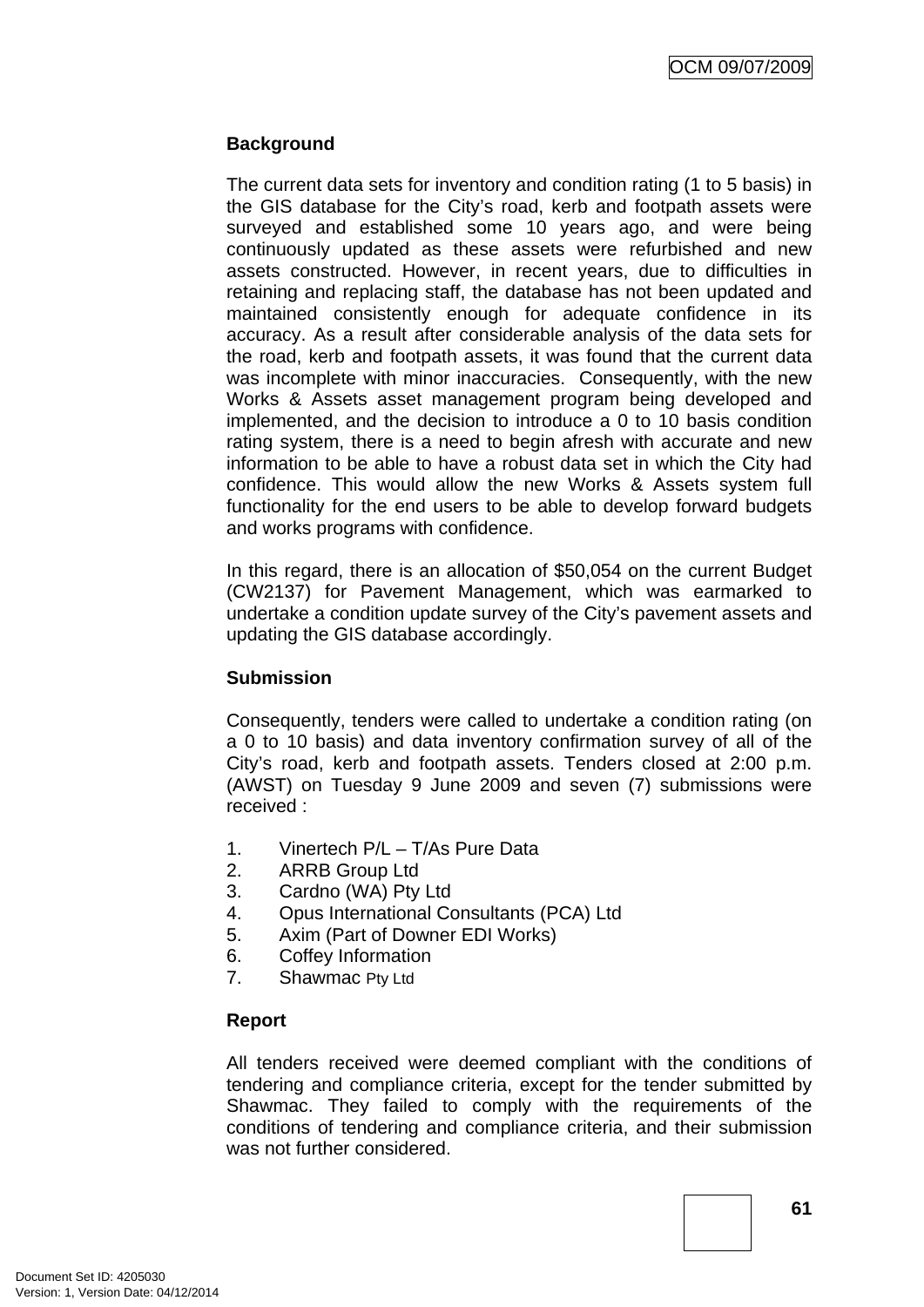**Background**

The current data sets for inventory and condition rating (1 to 5 basis) in the GIS database for the City's road, kerb and footpath assets were surveyed and established some 10 years ago, and were being continuously updated as these assets were refurbished and new assets constructed. However, in recent years, due to difficulties in retaining and replacing staff, the database has not been updated and maintained consistently enough for adequate confidence in its accuracy. As a result after considerable analysis of the data sets for the road, kerb and footpath assets, it was found that the current data was incomplete with minor inaccuracies. Consequently, with the new Works & Assets asset management program being developed and implemented, and the decision to introduce a 0 to 10 basis condition rating system, there is a need to begin afresh with accurate and new information to be able to have a robust data set in which the City had confidence. This would allow the new Works & Assets system full functionality for the end users to be able to develop forward budgets and works programs with confidence.

In this regard, there is an allocation of $50,054 on the current Budget (CW2137) for Pavement Management, which was earmarked to undertake a condition update survey of the City's pavement assets and updating the GIS database accordingly.

**Submission**

Consequently, tenders were called to undertake a condition rating (on a 0 to 10 basis) and data inventory confirmation survey of all of the City's road, kerb and footpath assets. Tenders closed at 2:00 p.m. (AWST) on Tuesday 9 June 2009 and seven (7) submissions were received :

1. Vinertech P/L – T/As Pure Data
2. ARRB Group Ltd
3. Cardno (WA) Pty Ltd
4. Opus International Consultants (PCA) Ltd
5. Axim (Part of Downer EDI Works)
6. Coffey Information
7. Shawmac Pty Ltd

**Report**

All tenders received were deemed compliant with the conditions of tendering and compliance criteria, except for the tender submitted by Shawmac. They failed to comply with the requirements of the conditions of tendering and compliance criteria, and their submission was not further considered.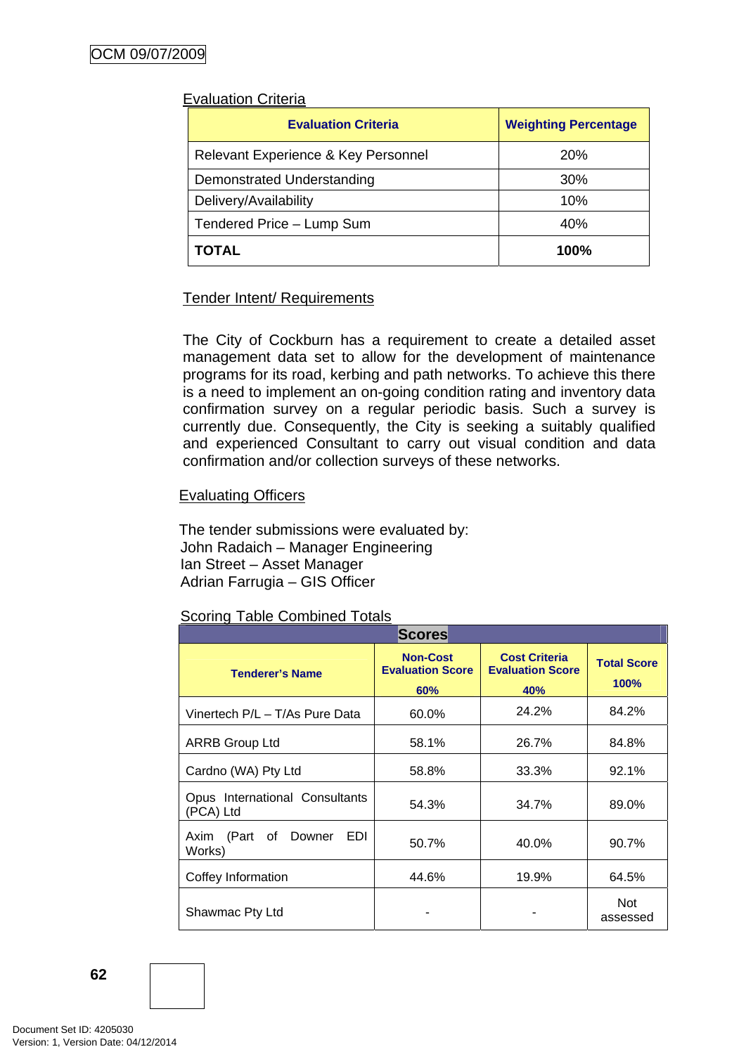Evaluation Criteria

| Evaluation Criteria | Weighting Percentage |
|---|---|
| Relevant Experience & Key Personnel | 20% |
| Demonstrated Understanding | 30% |
| Delivery/Availability | 10% |
| Tendered Price – Lump Sum | 40% |
| **TOTAL** | **100%** |

Tender Intent/ Requirements

The City of Cockburn has a requirement to create a detailed asset management data set to allow for the development of maintenance programs for its road, kerbing and path networks. To achieve this there is a need to implement an on-going condition rating and inventory data confirmation survey on a regular periodic basis. Such a survey is currently due. Consequently, the City is seeking a suitably qualified and experienced Consultant to carry out visual condition and data confirmation and/or collection surveys of these networks.

Evaluating Officers

The tender submissions were evaluated by:
John Radaich – Manager Engineering
Ian Street – Asset Manager
Adrian Farrugia – GIS Officer

Scoring Table Combined Totals

| Scores | | | |
|---|---|---|---|
| Tenderer's Name | Non-Cost Evaluation Score 60% | Cost Criteria Evaluation Score 40% | Total Score 100% |
| Vinertech P/L – T/As Pure Data | 60.0% | 24.2% | 84.2% |
| ARRB Group Ltd | 58.1% | 26.7% | 84.8% |
| Cardno (WA) Pty Ltd | 58.8% | 33.3% | 92.1% |
| Opus International Consultants (PCA) Ltd | 54.3% | 34.7% | 89.0% |
| Axim (Part of Downer EDI Works) | 50.7% | 40.0% | 90.7% |
| Coffey Information | 44.6% | 19.9% | 64.5% |
| Shawmac Pty Ltd | - | - | Not assessed |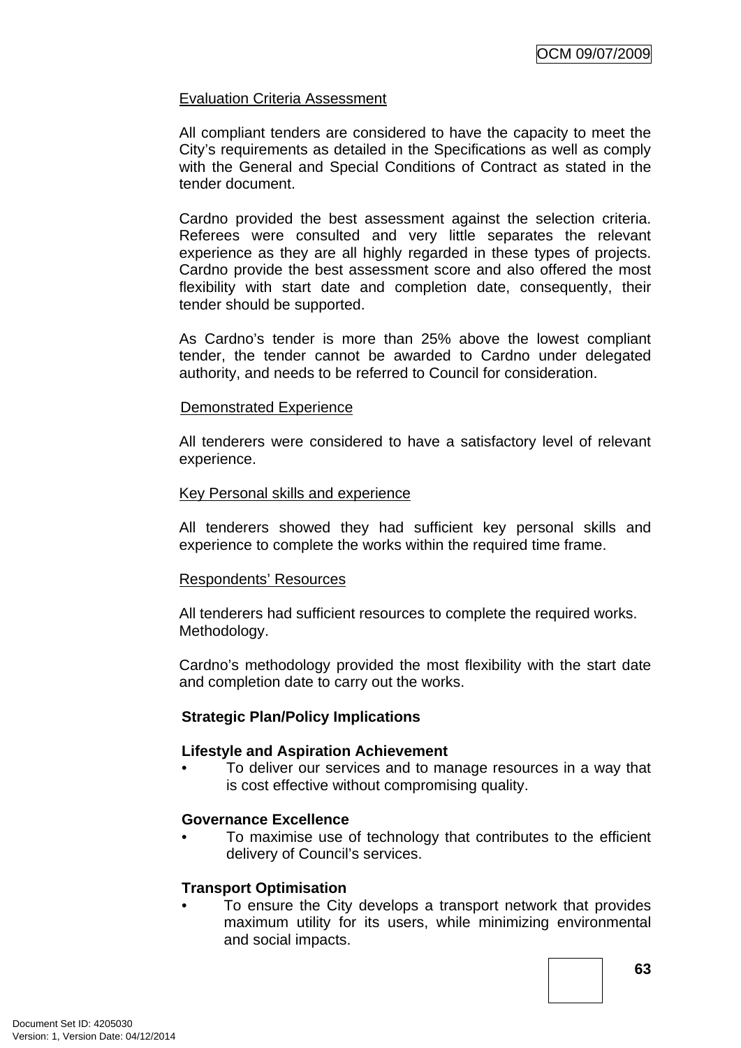Evaluation Criteria Assessment

All compliant tenders are considered to have the capacity to meet the City's requirements as detailed in the Specifications as well as comply with the General and Special Conditions of Contract as stated in the tender document.

Cardno provided the best assessment against the selection criteria. Referees were consulted and very little separates the relevant experience as they are all highly regarded in these types of projects. Cardno provide the best assessment score and also offered the most flexibility with start date and completion date, consequently, their tender should be supported.

As Cardno's tender is more than 25% above the lowest compliant tender, the tender cannot be awarded to Cardno under delegated authority, and needs to be referred to Council for consideration.

Demonstrated Experience

All tenderers were considered to have a satisfactory level of relevant experience.

Key Personal skills and experience

All tenderers showed they had sufficient key personal skills and experience to complete the works within the required time frame.

Respondents' Resources

All tenderers had sufficient resources to complete the required works.
Methodology.

Cardno's methodology provided the most flexibility with the start date and completion date to carry out the works.

**Strategic Plan/Policy Implications**

**Lifestyle and Aspiration Achievement**

- To deliver our services and to manage resources in a way that is cost effective without compromising quality.

**Governance Excellence**

- To maximise use of technology that contributes to the efficient delivery of Council's services.

**Transport Optimisation**

- To ensure the City develops a transport network that provides maximum utility for its users, while minimizing environmental and social impacts.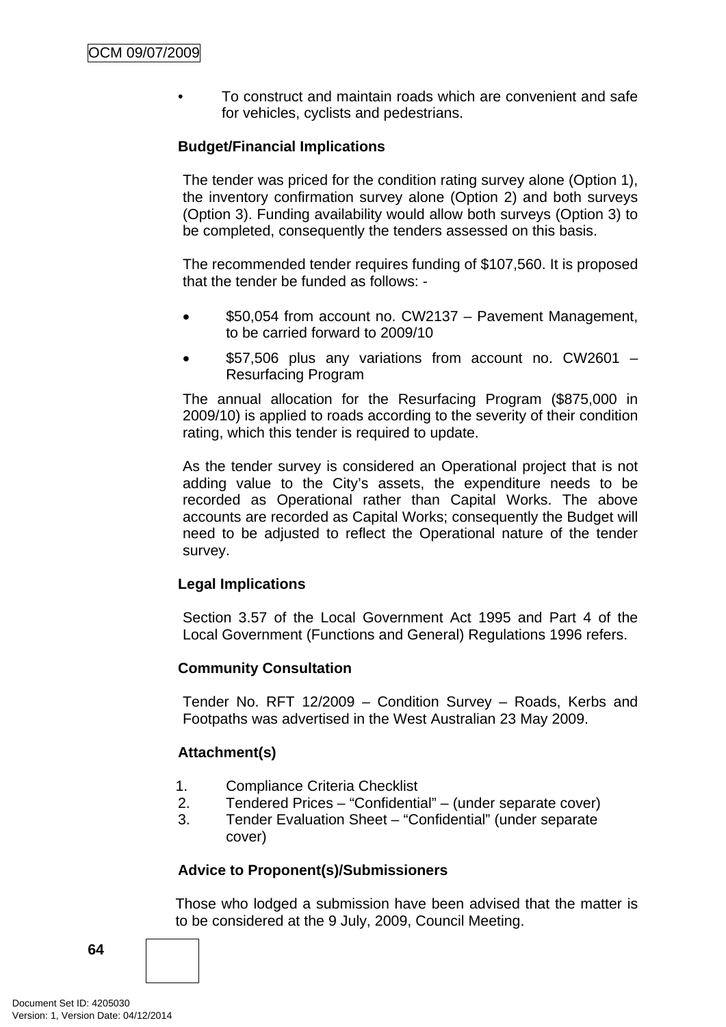- To construct and maintain roads which are convenient and safe for vehicles, cyclists and pedestrians.

**Budget/Financial Implications**

The tender was priced for the condition rating survey alone (Option 1), the inventory confirmation survey alone (Option 2) and both surveys (Option 3). Funding availability would allow both surveys (Option 3) to be completed, consequently the tenders assessed on this basis.

The recommended tender requires funding of $107,560. It is proposed that the tender be funded as follows: -

- $50,054 from account no. CW2137 – Pavement Management, to be carried forward to 2009/10
- $57,506 plus any variations from account no. CW2601 – Resurfacing Program

The annual allocation for the Resurfacing Program ($875,000 in 2009/10) is applied to roads according to the severity of their condition rating, which this tender is required to update.

As the tender survey is considered an Operational project that is not adding value to the City's assets, the expenditure needs to be recorded as Operational rather than Capital Works. The above accounts are recorded as Capital Works; consequently the Budget will need to be adjusted to reflect the Operational nature of the tender survey.

**Legal Implications**

Section 3.57 of the Local Government Act 1995 and Part 4 of the Local Government (Functions and General) Regulations 1996 refers.

**Community Consultation**

Tender No. RFT 12/2009 – Condition Survey – Roads, Kerbs and Footpaths was advertised in the West Australian 23 May 2009.

**Attachment(s)**

1. Compliance Criteria Checklist
2. Tendered Prices – "Confidential" – (under separate cover)
3. Tender Evaluation Sheet – "Confidential" (under separate cover)

**Advice to Proponent(s)/Submissioners**

Those who lodged a submission have been advised that the matter is to be considered at the 9 July, 2009, Council Meeting.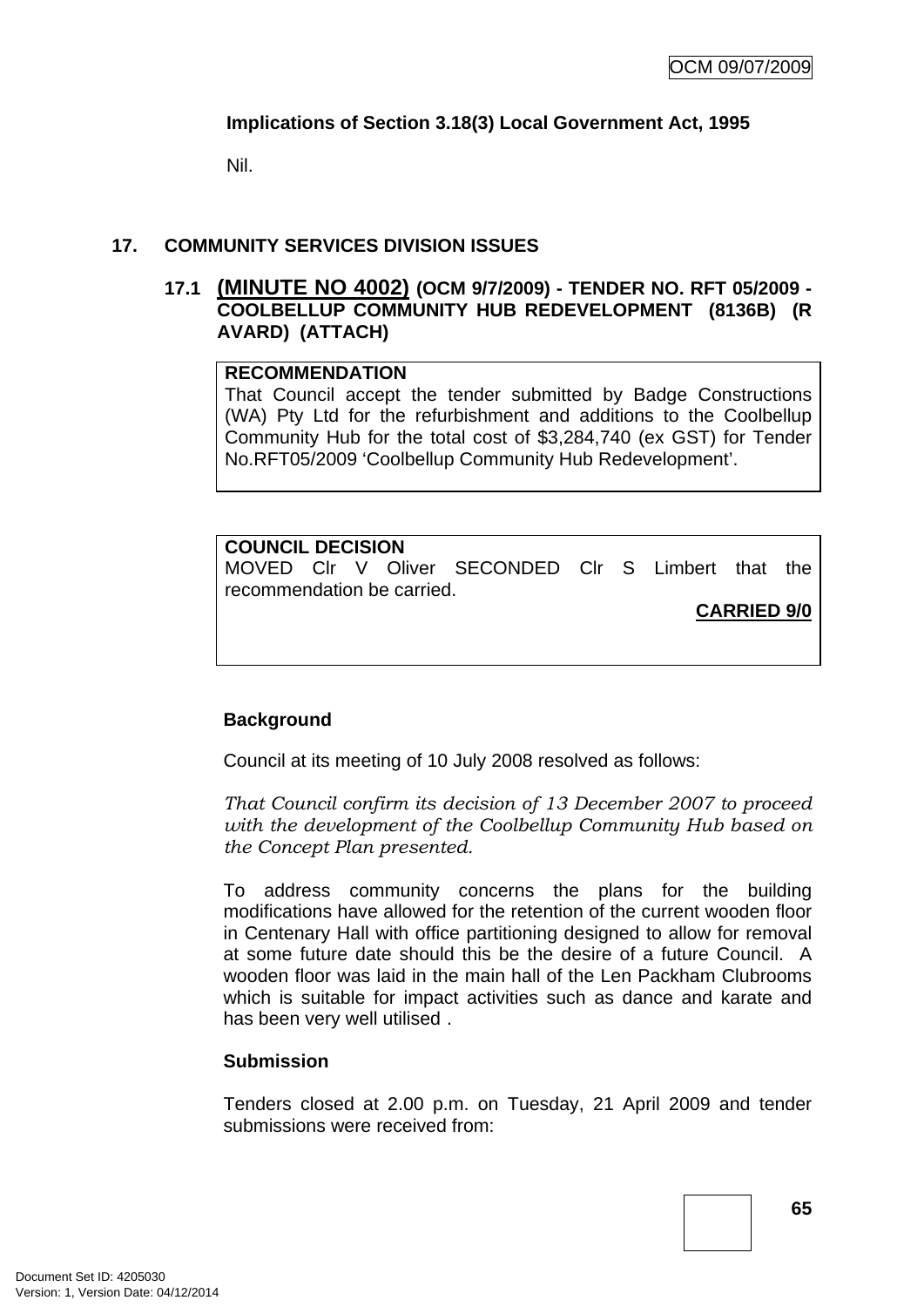**Implications of Section 3.18(3) Local Government Act, 1995**

Nil.

## 17. COMMUNITY SERVICES DIVISION ISSUES

### 17.1 (MINUTE NO 4002) (OCM 9/7/2009) - TENDER NO. RFT 05/2009 - COOLBELLUP COMMUNITY HUB REDEVELOPMENT (8136B) (R AVARD) (ATTACH)

**RECOMMENDATION**
That Council accept the tender submitted by Badge Constructions (WA) Pty Ltd for the refurbishment and additions to the Coolbellup Community Hub for the total cost of $3,284,740 (ex GST) for Tender No.RFT05/2009 'Coolbellup Community Hub Redevelopment'.

**COUNCIL DECISION**
MOVED Clr V Oliver SECONDED Clr S Limbert that the recommendation be carried.

**CARRIED 9/0**

**Background**

Council at its meeting of 10 July 2008 resolved as follows:

*That Council confirm its decision of 13 December 2007 to proceed with the development of the Coolbellup Community Hub based on the Concept Plan presented.*

To address community concerns the plans for the building modifications have allowed for the retention of the current wooden floor in Centenary Hall with office partitioning designed to allow for removal at some future date should this be the desire of a future Council. A wooden floor was laid in the main hall of the Len Packham Clubrooms which is suitable for impact activities such as dance and karate and has been very well utilised .

**Submission**

Tenders closed at 2.00 p.m. on Tuesday, 21 April 2009 and tender submissions were received from: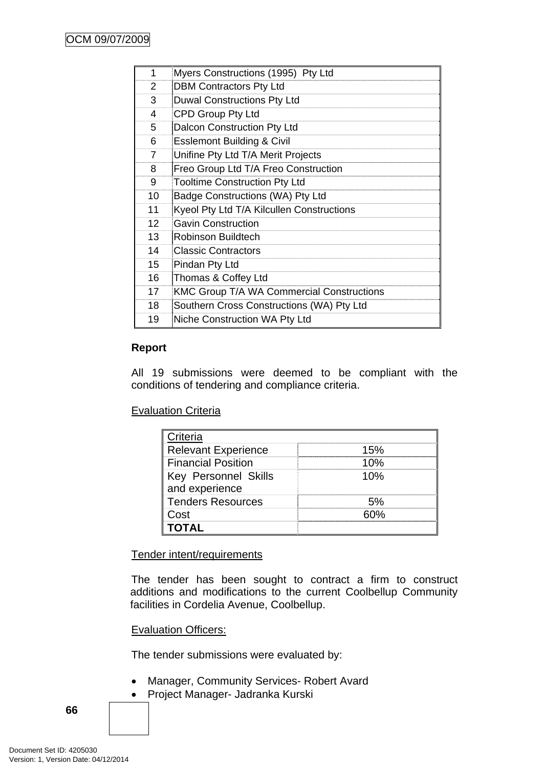| | |
|---|---|
| 1 | Myers Constructions (1995) Pty Ltd |
| 2 | DBM Contractors Pty Ltd |
| 3 | Duwal Constructions Pty Ltd |
| 4 | CPD Group Pty Ltd |
| 5 | Dalcon Construction Pty Ltd |
| 6 | Esslemont Building & Civil |
| 7 | Unifine Pty Ltd T/A Merit Projects |
| 8 | Freo Group Ltd T/A Freo Construction |
| 9 | Tooltime Construction Pty Ltd |
| 10 | Badge Constructions (WA) Pty Ltd |
| 11 | Kyeol Pty Ltd T/A Kilcullen Constructions |
| 12 | Gavin Construction |
| 13 | Robinson Buildtech |
| 14 | Classic Contractors |
| 15 | Pindan Pty Ltd |
| 16 | Thomas & Coffey Ltd |
| 17 | KMC Group T/A WA Commercial Constructions |
| 18 | Southern Cross Constructions (WA) Pty Ltd |
| 19 | Niche Construction WA Pty Ltd |

**Report**

All 19 submissions were deemed to be compliant with the conditions of tendering and compliance criteria.

Evaluation Criteria

| Criteria | |
|---|---|
| Relevant Experience | 15% |
| Financial Position | 10% |
| Key Personnel Skills and experience | 10% |
| Tenders Resources | 5% |
| Cost | 60% |
| **TOTAL** | |

Tender intent/requirements

The tender has been sought to contract a firm to construct additions and modifications to the current Coolbellup Community facilities in Cordelia Avenue, Coolbellup.

Evaluation Officers:

The tender submissions were evaluated by:

- Manager, Community Services- Robert Avard
- Project Manager- Jadranka Kurski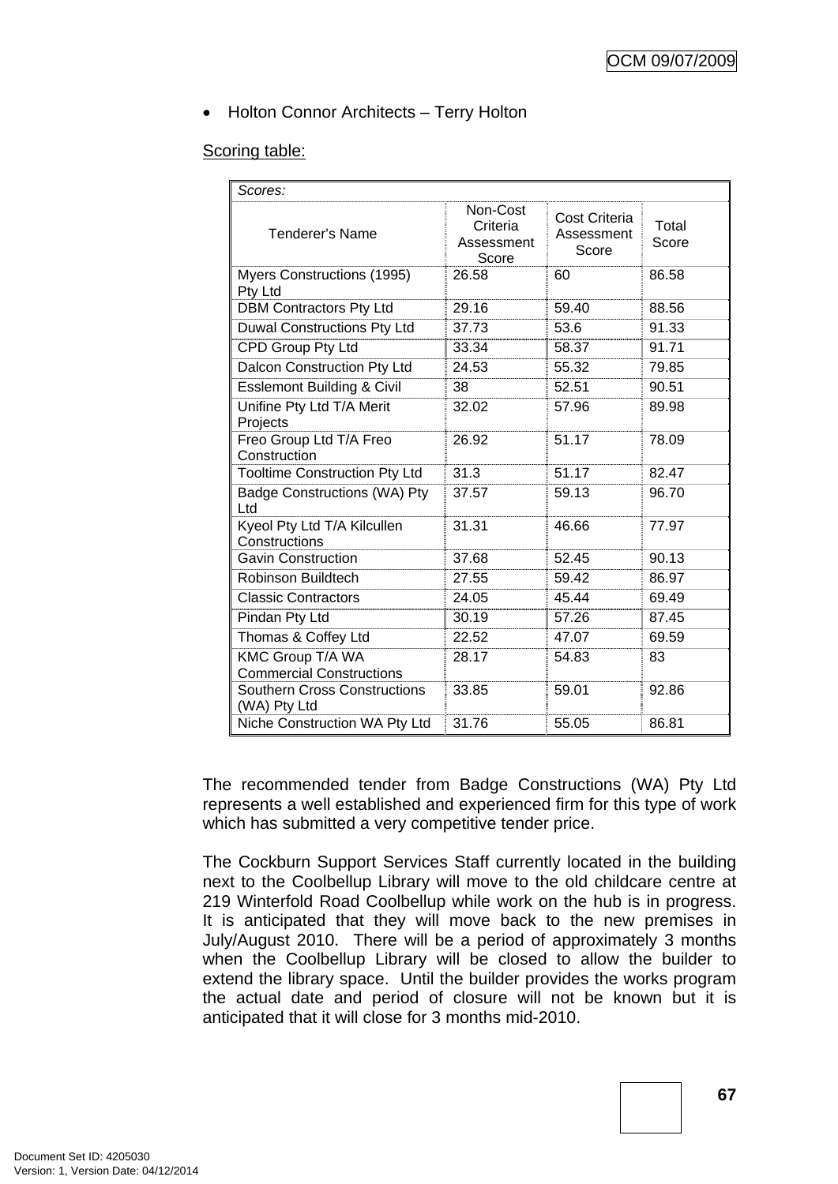- Holton Connor Architects – Terry Holton

<u>Scoring table:</u>

| *Scores:* | | | |
|---|---|---|---|
| Tenderer's Name | Non-Cost Criteria Assessment Score | Cost Criteria Assessment Score | Total Score |
| Myers Constructions (1995) Pty Ltd | 26.58 | 60 | 86.58 |
| DBM Contractors Pty Ltd | 29.16 | 59.40 | 88.56 |
| Duwal Constructions Pty Ltd | 37.73 | 53.6 | 91.33 |
| CPD Group Pty Ltd | 33.34 | 58.37 | 91.71 |
| Dalcon Construction Pty Ltd | 24.53 | 55.32 | 79.85 |
| Esslemont Building & Civil | 38 | 52.51 | 90.51 |
| Unifine Pty Ltd T/A Merit Projects | 32.02 | 57.96 | 89.98 |
| Freo Group Ltd T/A Freo Construction | 26.92 | 51.17 | 78.09 |
| Tooltime Construction Pty Ltd | 31.3 | 51.17 | 82.47 |
| Badge Constructions (WA) Pty Ltd | 37.57 | 59.13 | 96.70 |
| Kyeol Pty Ltd T/A Kilcullen Constructions | 31.31 | 46.66 | 77.97 |
| Gavin Construction | 37.68 | 52.45 | 90.13 |
| Robinson Buildtech | 27.55 | 59.42 | 86.97 |
| Classic Contractors | 24.05 | 45.44 | 69.49 |
| Pindan Pty Ltd | 30.19 | 57.26 | 87.45 |
| Thomas & Coffey Ltd | 22.52 | 47.07 | 69.59 |
| KMC Group T/A WA Commercial Constructions | 28.17 | 54.83 | 83 |
| Southern Cross Constructions (WA) Pty Ltd | 33.85 | 59.01 | 92.86 |
| Niche Construction WA Pty Ltd | 31.76 | 55.05 | 86.81 |

The recommended tender from Badge Constructions (WA) Pty Ltd represents a well established and experienced firm for this type of work which has submitted a very competitive tender price.

The Cockburn Support Services Staff currently located in the building next to the Coolbellup Library will move to the old childcare centre at 219 Winterfold Road Coolbellup while work on the hub is in progress. It is anticipated that they will move back to the new premises in July/August 2010. There will be a period of approximately 3 months when the Coolbellup Library will be closed to allow the builder to extend the library space. Until the builder provides the works program the actual date and period of closure will not be known but it is anticipated that it will close for 3 months mid-2010.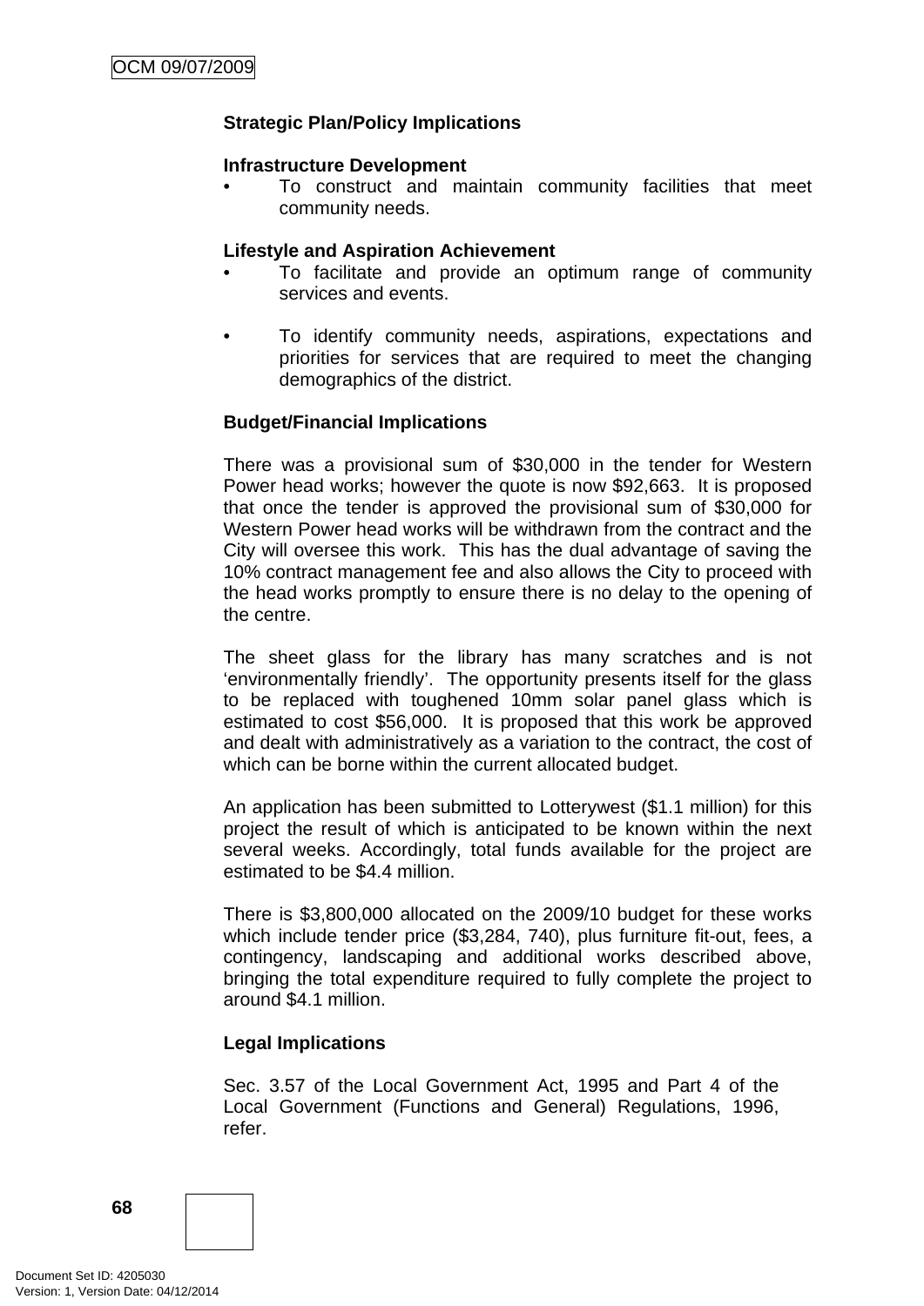**Strategic Plan/Policy Implications**

**Infrastructure Development**

- To construct and maintain community facilities that meet community needs.

**Lifestyle and Aspiration Achievement**

- To facilitate and provide an optimum range of community services and events.

- To identify community needs, aspirations, expectations and priorities for services that are required to meet the changing demographics of the district.

**Budget/Financial Implications**

There was a provisional sum of $30,000 in the tender for Western Power head works; however the quote is now $92,663. It is proposed that once the tender is approved the provisional sum of $30,000 for Western Power head works will be withdrawn from the contract and the City will oversee this work. This has the dual advantage of saving the 10% contract management fee and also allows the City to proceed with the head works promptly to ensure there is no delay to the opening of the centre.

The sheet glass for the library has many scratches and is not 'environmentally friendly'. The opportunity presents itself for the glass to be replaced with toughened 10mm solar panel glass which is estimated to cost $56,000. It is proposed that this work be approved and dealt with administratively as a variation to the contract, the cost of which can be borne within the current allocated budget.

An application has been submitted to Lotterywest ($1.1 million) for this project the result of which is anticipated to be known within the next several weeks. Accordingly, total funds available for the project are estimated to be $4.4 million.

There is $3,800,000 allocated on the 2009/10 budget for these works which include tender price ($3,284, 740), plus furniture fit-out, fees, a contingency, landscaping and additional works described above, bringing the total expenditure required to fully complete the project to around $4.1 million.

**Legal Implications**

Sec. 3.57 of the Local Government Act, 1995 and Part 4 of the Local Government (Functions and General) Regulations, 1996, refer.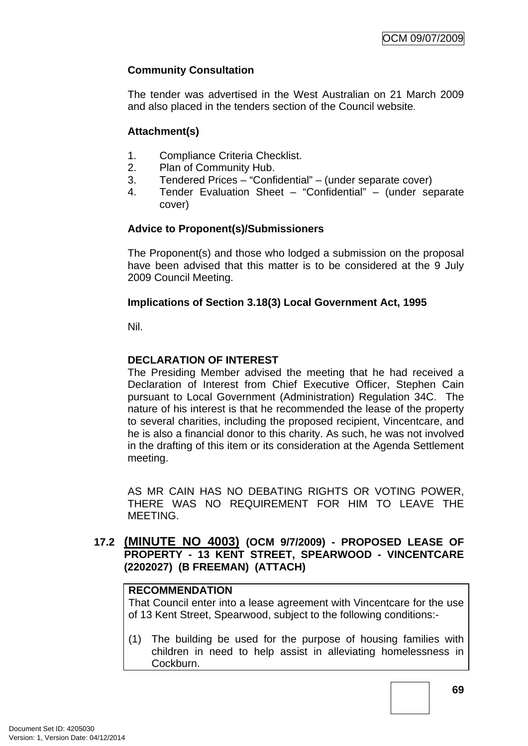**Community Consultation**

The tender was advertised in the West Australian on 21 March 2009 and also placed in the tenders section of the Council website.

**Attachment(s)**

1. Compliance Criteria Checklist.
2. Plan of Community Hub.
3. Tendered Prices – "Confidential" – (under separate cover)
4. Tender Evaluation Sheet – "Confidential" – (under separate cover)

**Advice to Proponent(s)/Submissioners**

The Proponent(s) and those who lodged a submission on the proposal have been advised that this matter is to be considered at the 9 July 2009 Council Meeting.

**Implications of Section 3.18(3) Local Government Act, 1995**

Nil.

**DECLARATION OF INTEREST**

The Presiding Member advised the meeting that he had received a Declaration of Interest from Chief Executive Officer, Stephen Cain pursuant to Local Government (Administration) Regulation 34C. The nature of his interest is that he recommended the lease of the property to several charities, including the proposed recipient, Vincentcare, and he is also a financial donor to this charity. As such, he was not involved in the drafting of this item or its consideration at the Agenda Settlement meeting.

AS MR CAIN HAS NO DEBATING RIGHTS OR VOTING POWER, THERE WAS NO REQUIREMENT FOR HIM TO LEAVE THE MEETING.

### 17.2 (MINUTE NO 4003) (OCM 9/7/2009) - PROPOSED LEASE OF PROPERTY - 13 KENT STREET, SPEARWOOD - VINCENTCARE (2202027) (B FREEMAN) (ATTACH)

**RECOMMENDATION**

That Council enter into a lease agreement with Vincentcare for the use of 13 Kent Street, Spearwood, subject to the following conditions:-

(1) The building be used for the purpose of housing families with children in need to help assist in alleviating homelessness in Cockburn.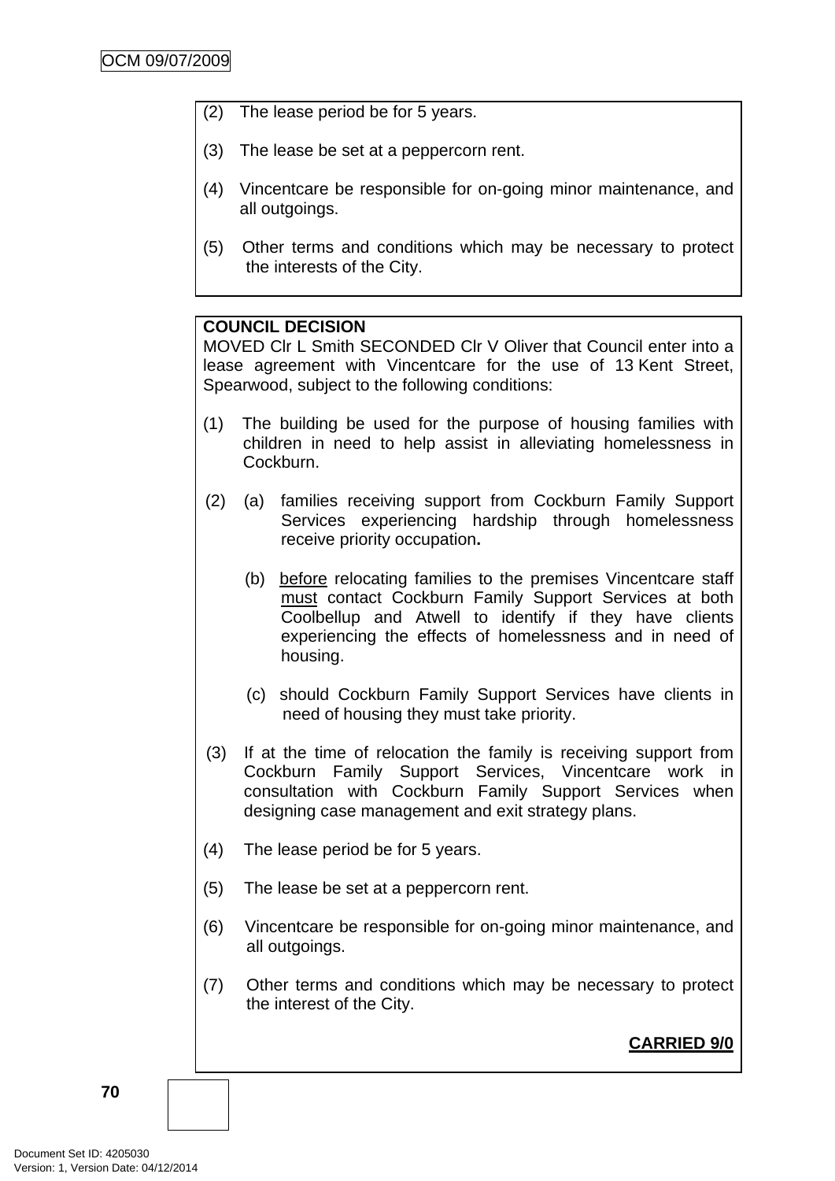(2) The lease period be for 5 years.

(3) The lease be set at a peppercorn rent.

(4) Vincentcare be responsible for on-going minor maintenance, and all outgoings.

(5) Other terms and conditions which may be necessary to protect the interests of the City.

**COUNCIL DECISION**
MOVED Clr L Smith SECONDED Clr V Oliver that Council enter into a lease agreement with Vincentcare for the use of 13 Kent Street, Spearwood, subject to the following conditions:

(1) The building be used for the purpose of housing families with children in need to help assist in alleviating homelessness in Cockburn.

(2) (a) families receiving support from Cockburn Family Support Services experiencing hardship through homelessness receive priority occupation**.**

(b) before relocating families to the premises Vincentcare staff must contact Cockburn Family Support Services at both Coolbellup and Atwell to identify if they have clients experiencing the effects of homelessness and in need of housing.

(c) should Cockburn Family Support Services have clients in need of housing they must take priority.

(3) If at the time of relocation the family is receiving support from Cockburn Family Support Services, Vincentcare work in consultation with Cockburn Family Support Services when designing case management and exit strategy plans.

(4) The lease period be for 5 years.

(5) The lease be set at a peppercorn rent.

(6) Vincentcare be responsible for on-going minor maintenance, and all outgoings.

(7) Other terms and conditions which may be necessary to protect the interest of the City.

**CARRIED 9/0**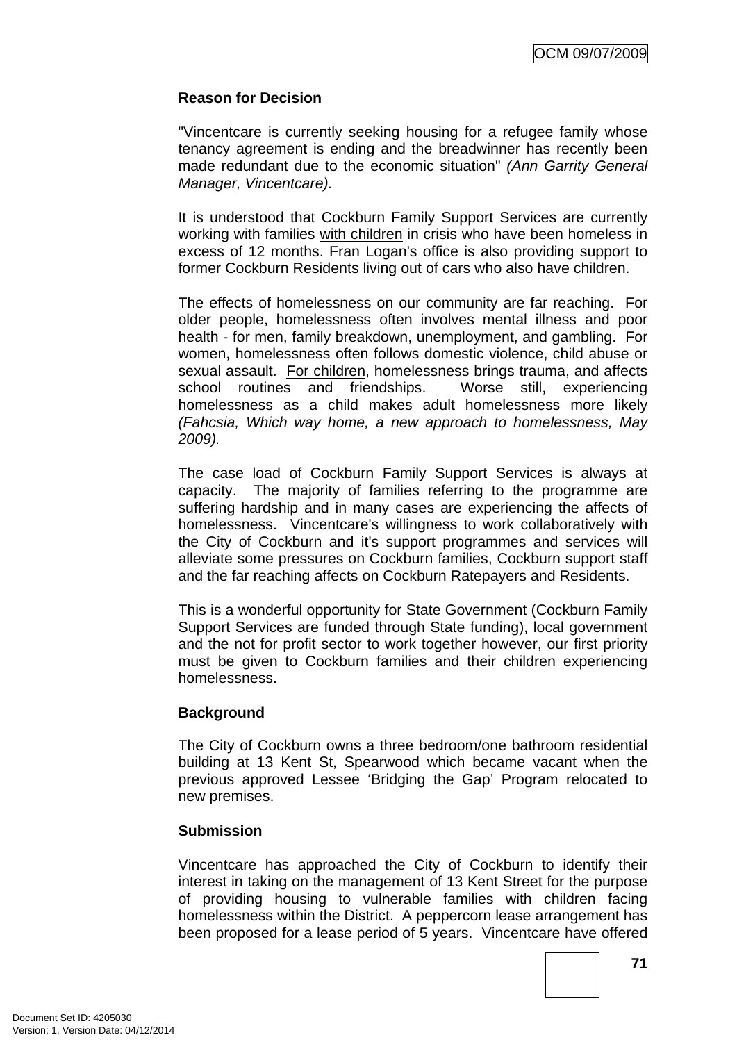**Reason for Decision**

"Vincentcare is currently seeking housing for a refugee family whose tenancy agreement is ending and the breadwinner has recently been made redundant due to the economic situation" *(Ann Garrity General Manager, Vincentcare).*

It is understood that Cockburn Family Support Services are currently working with families <u>with children</u> in crisis who have been homeless in excess of 12 months. Fran Logan's office is also providing support to former Cockburn Residents living out of cars who also have children.

The effects of homelessness on our community are far reaching. For older people, homelessness often involves mental illness and poor health - for men, family breakdown, unemployment, and gambling. For women, homelessness often follows domestic violence, child abuse or sexual assault. <u>For children</u>, homelessness brings trauma, and affects school routines and friendships. Worse still, experiencing homelessness as a child makes adult homelessness more likely *(Fahcsia, Which way home, a new approach to homelessness, May 2009).*

The case load of Cockburn Family Support Services is always at capacity. The majority of families referring to the programme are suffering hardship and in many cases are experiencing the affects of homelessness. Vincentcare's willingness to work collaboratively with the City of Cockburn and it's support programmes and services will alleviate some pressures on Cockburn families, Cockburn support staff and the far reaching affects on Cockburn Ratepayers and Residents.

This is a wonderful opportunity for State Government (Cockburn Family Support Services are funded through State funding), local government and the not for profit sector to work together however, our first priority must be given to Cockburn families and their children experiencing homelessness.

**Background**

The City of Cockburn owns a three bedroom/one bathroom residential building at 13 Kent St, Spearwood which became vacant when the previous approved Lessee 'Bridging the Gap' Program relocated to new premises.

**Submission**

Vincentcare has approached the City of Cockburn to identify their interest in taking on the management of 13 Kent Street for the purpose of providing housing to vulnerable families with children facing homelessness within the District. A peppercorn lease arrangement has been proposed for a lease period of 5 years. Vincentcare have offered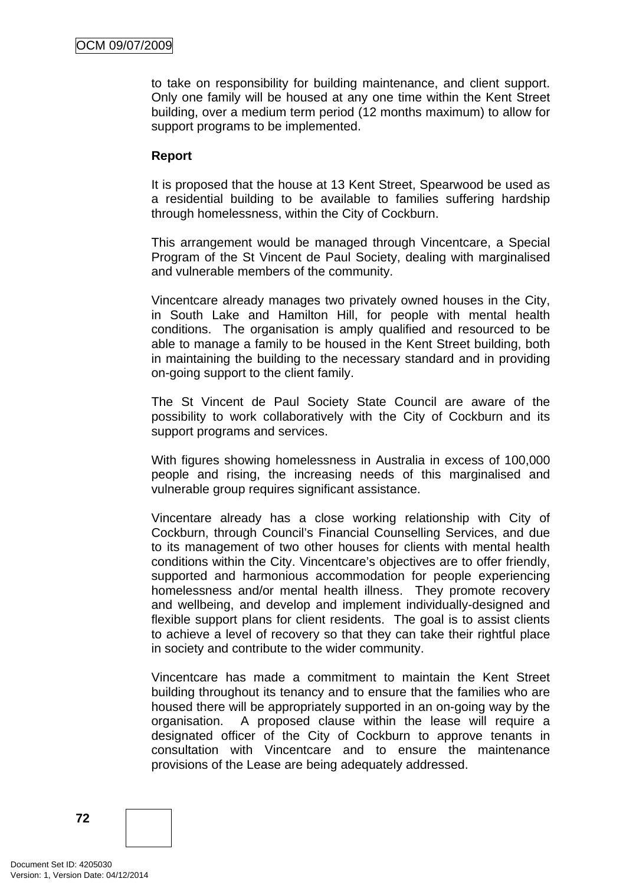to take on responsibility for building maintenance, and client support. Only one family will be housed at any one time within the Kent Street building, over a medium term period (12 months maximum) to allow for support programs to be implemented.

**Report**

It is proposed that the house at 13 Kent Street, Spearwood be used as a residential building to be available to families suffering hardship through homelessness, within the City of Cockburn.

This arrangement would be managed through Vincentcare, a Special Program of the St Vincent de Paul Society, dealing with marginalised and vulnerable members of the community.

Vincentcare already manages two privately owned houses in the City, in South Lake and Hamilton Hill, for people with mental health conditions. The organisation is amply qualified and resourced to be able to manage a family to be housed in the Kent Street building, both in maintaining the building to the necessary standard and in providing on-going support to the client family.

The St Vincent de Paul Society State Council are aware of the possibility to work collaboratively with the City of Cockburn and its support programs and services.

With figures showing homelessness in Australia in excess of 100,000 people and rising, the increasing needs of this marginalised and vulnerable group requires significant assistance.

Vincentare already has a close working relationship with City of Cockburn, through Council's Financial Counselling Services, and due to its management of two other houses for clients with mental health conditions within the City. Vincentcare's objectives are to offer friendly, supported and harmonious accommodation for people experiencing homelessness and/or mental health illness. They promote recovery and wellbeing, and develop and implement individually-designed and flexible support plans for client residents. The goal is to assist clients to achieve a level of recovery so that they can take their rightful place in society and contribute to the wider community.

Vincentcare has made a commitment to maintain the Kent Street building throughout its tenancy and to ensure that the families who are housed there will be appropriately supported in an on-going way by the organisation. A proposed clause within the lease will require a designated officer of the City of Cockburn to approve tenants in consultation with Vincentcare and to ensure the maintenance provisions of the Lease are being adequately addressed.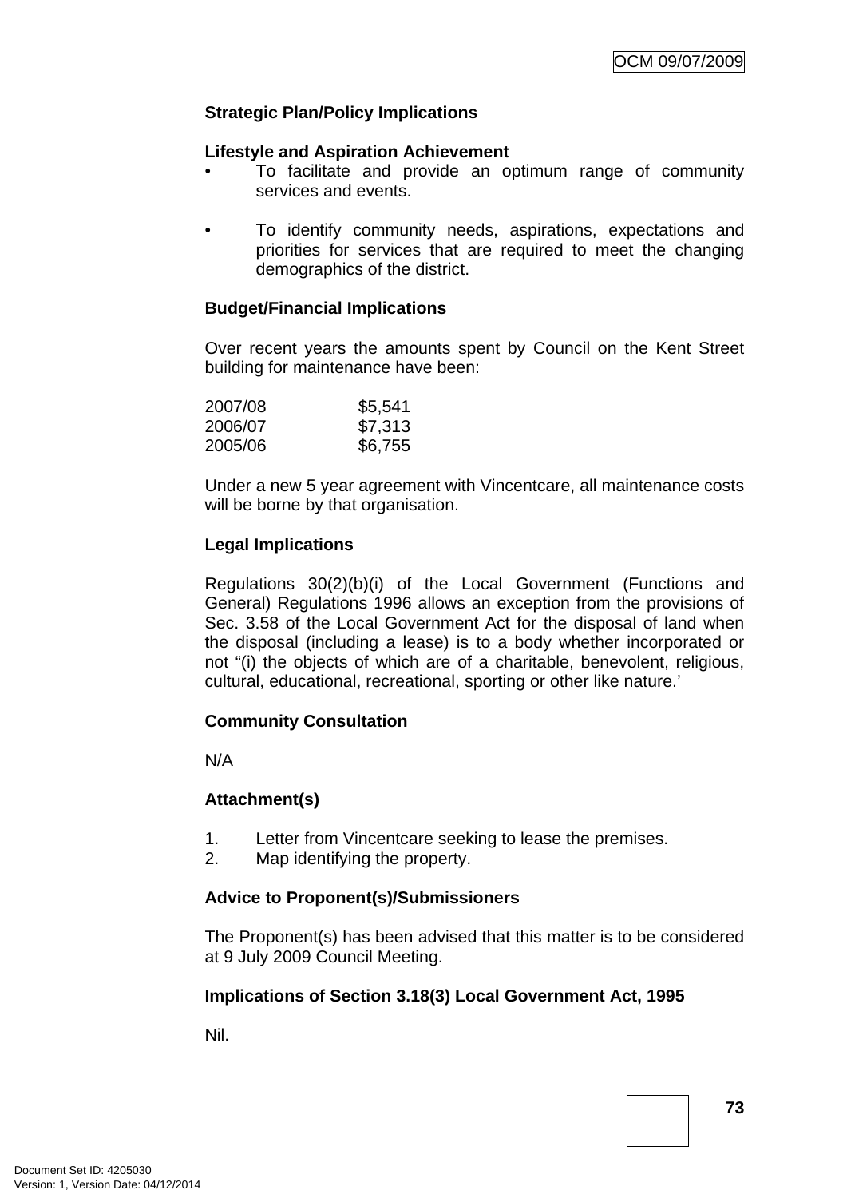**Strategic Plan/Policy Implications**

**Lifestyle and Aspiration Achievement**

- To facilitate and provide an optimum range of community services and events.

- To identify community needs, aspirations, expectations and priorities for services that are required to meet the changing demographics of the district.

**Budget/Financial Implications**

Over recent years the amounts spent by Council on the Kent Street building for maintenance have been:

| | |
|---|---|
| 2007/08 | $5,541 |
| 2006/07 | $7,313 |
| 2005/06 | $6,755 |

Under a new 5 year agreement with Vincentcare, all maintenance costs will be borne by that organisation.

**Legal Implications**

Regulations 30(2)(b)(i) of the Local Government (Functions and General) Regulations 1996 allows an exception from the provisions of Sec. 3.58 of the Local Government Act for the disposal of land when the disposal (including a lease) is to a body whether incorporated or not "(i) the objects of which are of a charitable, benevolent, religious, cultural, educational, recreational, sporting or other like nature.'

**Community Consultation**

N/A

**Attachment(s)**

1. Letter from Vincentcare seeking to lease the premises.
2. Map identifying the property.

**Advice to Proponent(s)/Submissioners**

The Proponent(s) has been advised that this matter is to be considered at 9 July 2009 Council Meeting.

**Implications of Section 3.18(3) Local Government Act, 1995**

Nil.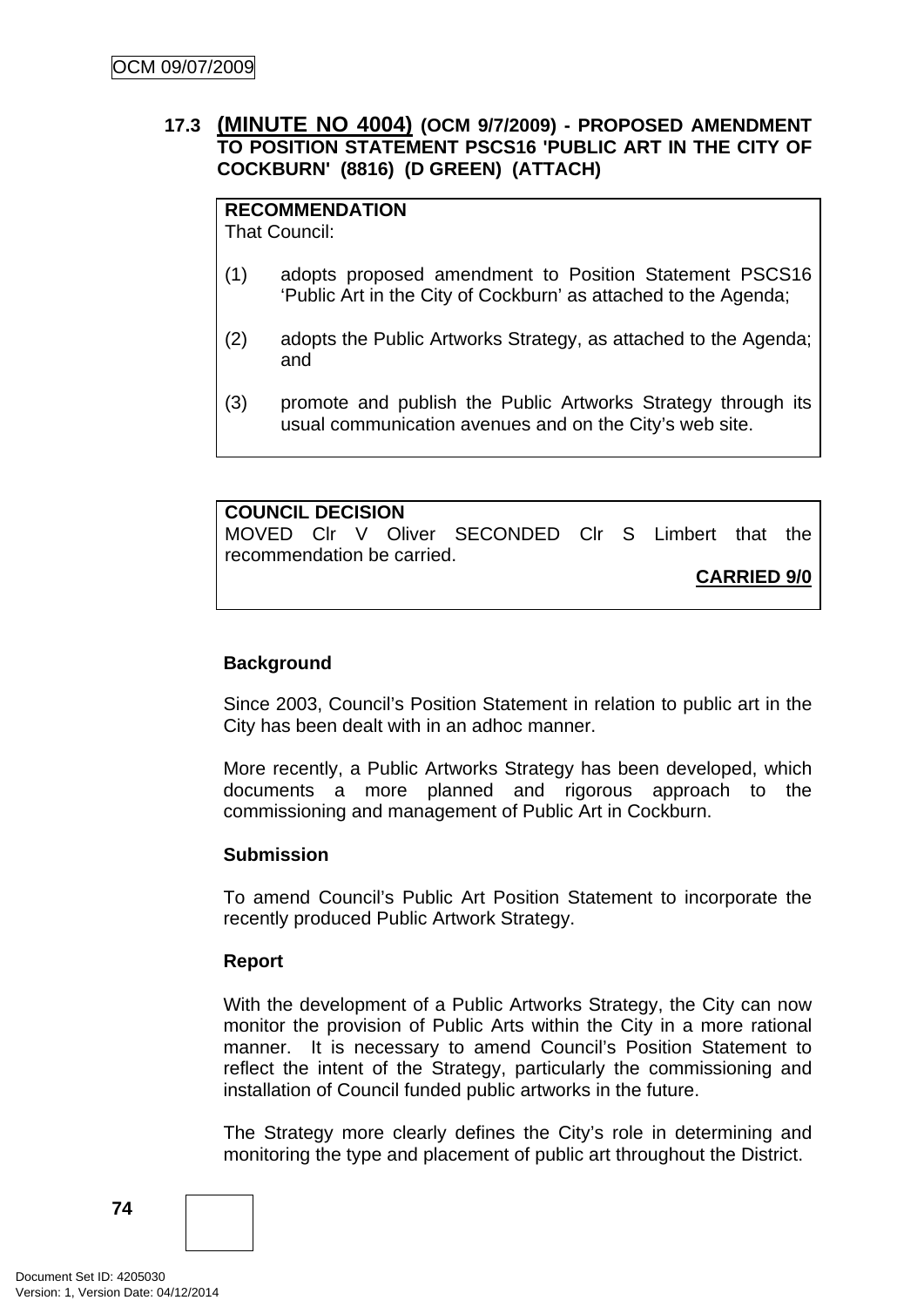### 17.3 (MINUTE NO 4004) (OCM 9/7/2009) - PROPOSED AMENDMENT TO POSITION STATEMENT PSCS16 'PUBLIC ART IN THE CITY OF COCKBURN' (8816) (D GREEN) (ATTACH)

**RECOMMENDATION**
That Council:

(1) adopts proposed amendment to Position Statement PSCS16 'Public Art in the City of Cockburn' as attached to the Agenda;

(2) adopts the Public Artworks Strategy, as attached to the Agenda; and

(3) promote and publish the Public Artworks Strategy through its usual communication avenues and on the City's web site.

**COUNCIL DECISION**
MOVED Clr V Oliver SECONDED Clr S Limbert that the recommendation be carried.

**CARRIED 9/0**

**Background**

Since 2003, Council's Position Statement in relation to public art in the City has been dealt with in an adhoc manner.

More recently, a Public Artworks Strategy has been developed, which documents a more planned and rigorous approach to the commissioning and management of Public Art in Cockburn.

**Submission**

To amend Council's Public Art Position Statement to incorporate the recently produced Public Artwork Strategy.

**Report**

With the development of a Public Artworks Strategy, the City can now monitor the provision of Public Arts within the City in a more rational manner. It is necessary to amend Council's Position Statement to reflect the intent of the Strategy, particularly the commissioning and installation of Council funded public artworks in the future.

The Strategy more clearly defines the City's role in determining and monitoring the type and placement of public art throughout the District.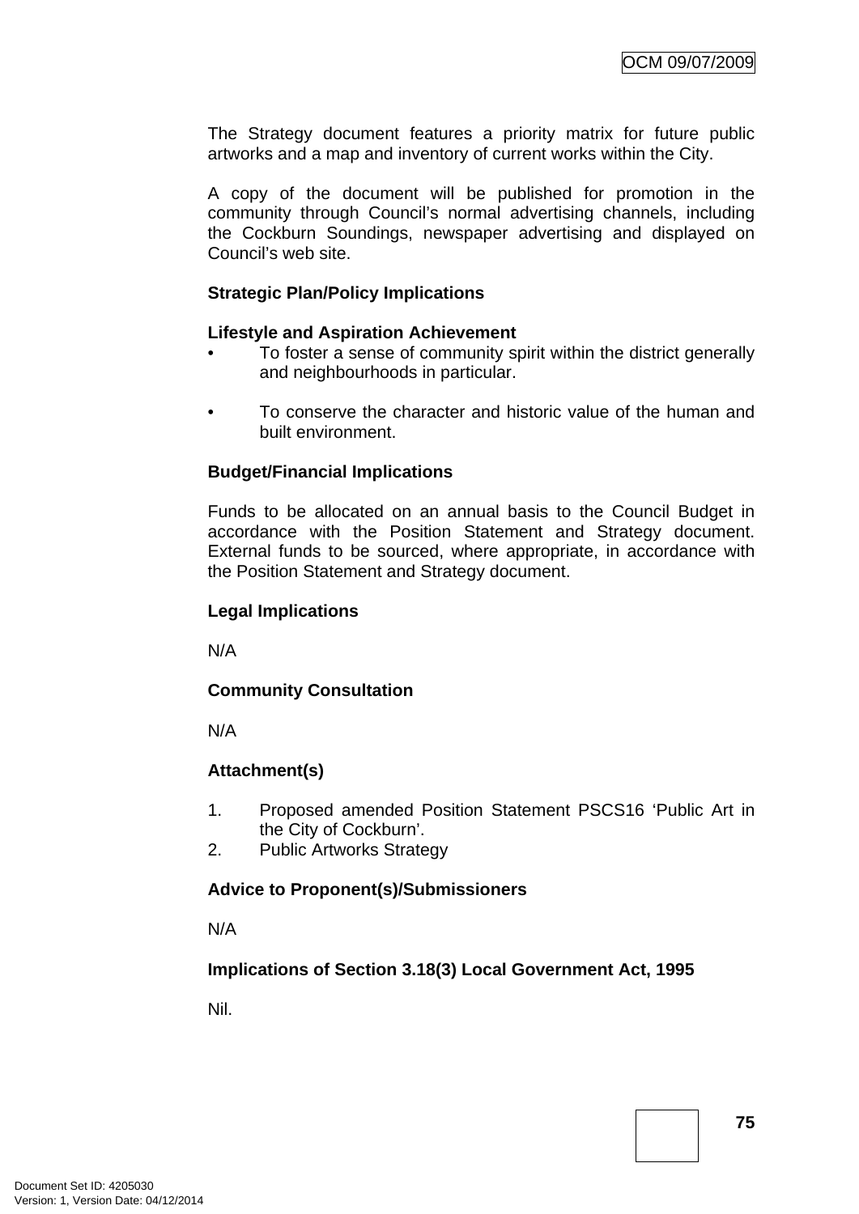The Strategy document features a priority matrix for future public artworks and a map and inventory of current works within the City.

A copy of the document will be published for promotion in the community through Council's normal advertising channels, including the Cockburn Soundings, newspaper advertising and displayed on Council's web site.

**Strategic Plan/Policy Implications**

**Lifestyle and Aspiration Achievement**

- To foster a sense of community spirit within the district generally and neighbourhoods in particular.

- To conserve the character and historic value of the human and built environment.

**Budget/Financial Implications**

Funds to be allocated on an annual basis to the Council Budget in accordance with the Position Statement and Strategy document. External funds to be sourced, where appropriate, in accordance with the Position Statement and Strategy document.

**Legal Implications**

N/A

**Community Consultation**

N/A

**Attachment(s)**

1. Proposed amended Position Statement PSCS16 'Public Art in the City of Cockburn'.
2. Public Artworks Strategy

**Advice to Proponent(s)/Submissioners**

N/A

**Implications of Section 3.18(3) Local Government Act, 1995**

Nil.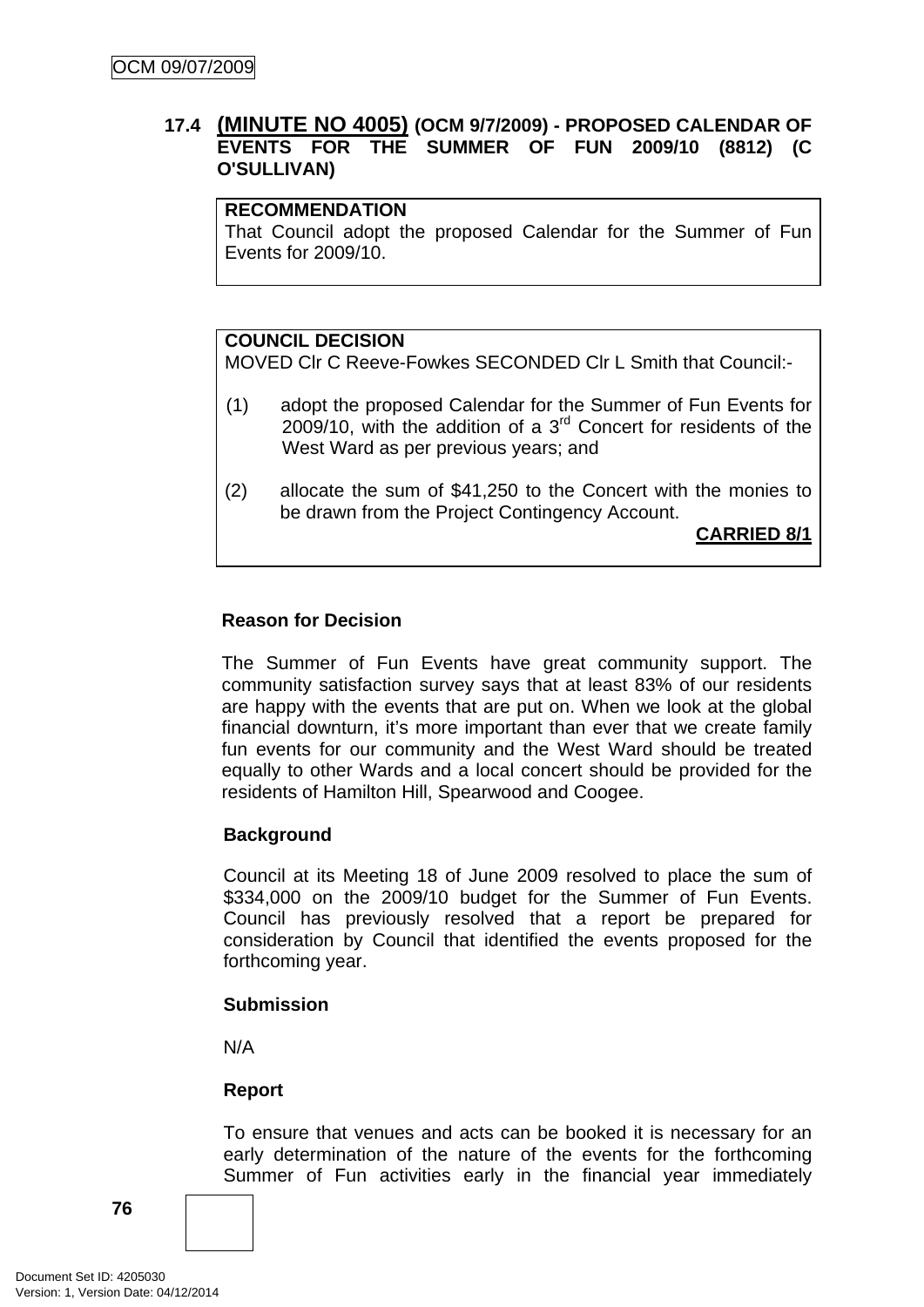## 17.4 (MINUTE NO 4005) (OCM 9/7/2009) - PROPOSED CALENDAR OF EVENTS FOR THE SUMMER OF FUN 2009/10 (8812) (C O'SULLIVAN)

**RECOMMENDATION**

That Council adopt the proposed Calendar for the Summer of Fun Events for 2009/10.

**COUNCIL DECISION**

MOVED Clr C Reeve-Fowkes SECONDED Clr L Smith that Council:-

(1) adopt the proposed Calendar for the Summer of Fun Events for 2009/10, with the addition of a 3rd Concert for residents of the West Ward as per previous years; and

(2) allocate the sum of $41,250 to the Concert with the monies to be drawn from the Project Contingency Account.

**CARRIED 8/1**

**Reason for Decision**

The Summer of Fun Events have great community support. The community satisfaction survey says that at least 83% of our residents are happy with the events that are put on. When we look at the global financial downturn, it's more important than ever that we create family fun events for our community and the West Ward should be treated equally to other Wards and a local concert should be provided for the residents of Hamilton Hill, Spearwood and Coogee.

**Background**

Council at its Meeting 18 of June 2009 resolved to place the sum of $334,000 on the 2009/10 budget for the Summer of Fun Events. Council has previously resolved that a report be prepared for consideration by Council that identified the events proposed for the forthcoming year.

**Submission**

N/A

**Report**

To ensure that venues and acts can be booked it is necessary for an early determination of the nature of the events for the forthcoming Summer of Fun activities early in the financial year immediately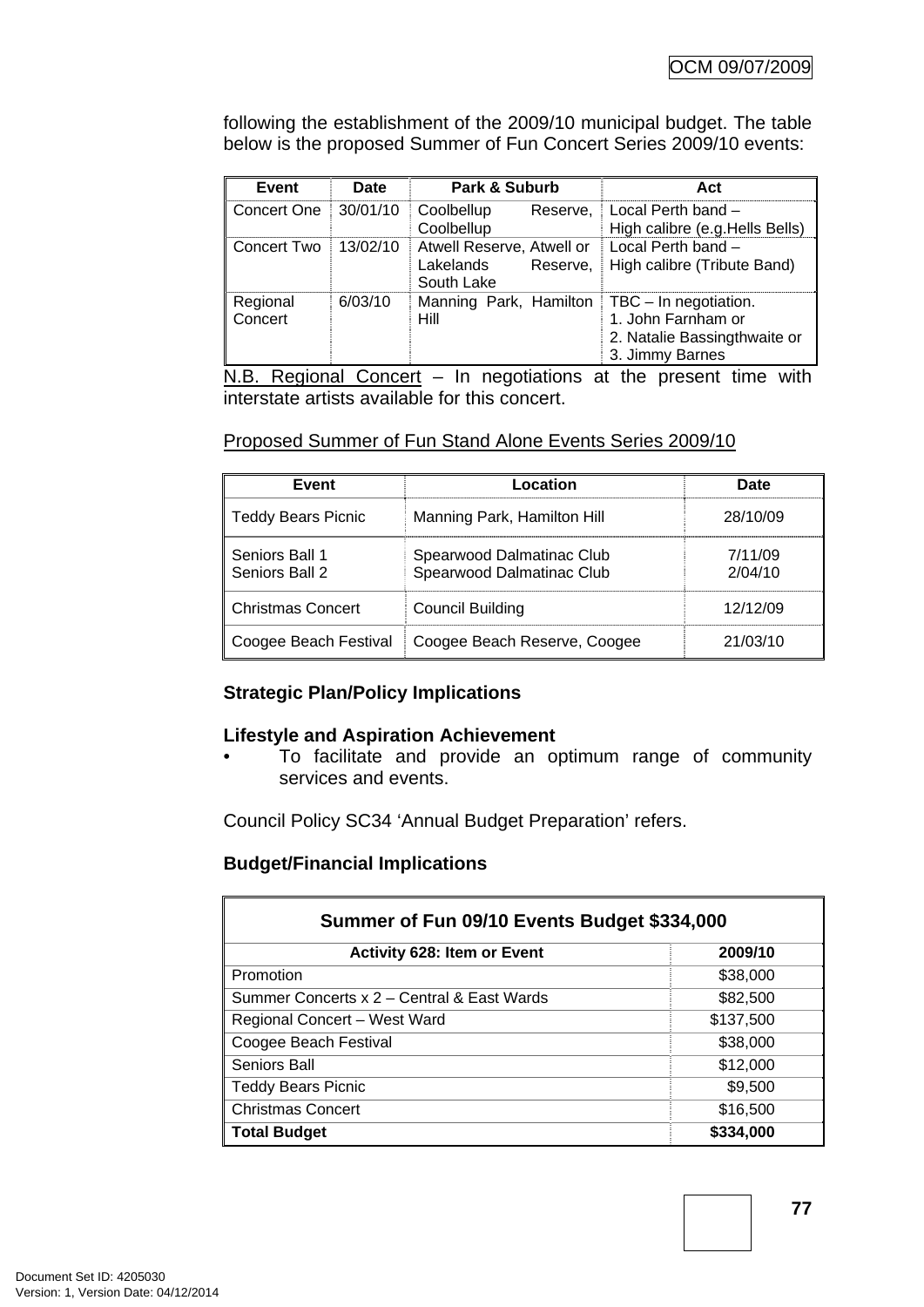following the establishment of the 2009/10 municipal budget. The table below is the proposed Summer of Fun Concert Series 2009/10 events:

| Event | Date | Park & Suburb | Act |
|---|---|---|---|
| Concert One | 30/01/10 | Coolbellup Reserve, Coolbellup | Local Perth band – High calibre (e.g.Hells Bells) |
| Concert Two | 13/02/10 | Atwell Reserve, Atwell or Lakelands Reserve, South Lake | Local Perth band – High calibre (Tribute Band) |
| Regional Concert | 6/03/10 | Manning Park, Hamilton Hill | TBC – In negotiation. 1. John Farnham or 2. Natalie Bassingthwaite or 3. Jimmy Barnes |

N.B. Regional Concert – In negotiations at the present time with interstate artists available for this concert.

Proposed Summer of Fun Stand Alone Events Series 2009/10

| Event | Location | Date |
|---|---|---|
| Teddy Bears Picnic | Manning Park, Hamilton Hill | 28/10/09 |
| Seniors Ball 1<br>Seniors Ball 2 | Spearwood Dalmatinac Club<br>Spearwood Dalmatinac Club | 7/11/09<br>2/04/10 |
| Christmas Concert | Council Building | 12/12/09 |
| Coogee Beach Festival | Coogee Beach Reserve, Coogee | 21/03/10 |

**Strategic Plan/Policy Implications**

**Lifestyle and Aspiration Achievement**

- To facilitate and provide an optimum range of community services and events.

Council Policy SC34 'Annual Budget Preparation' refers.

**Budget/Financial Implications**

| Summer of Fun 09/10 Events Budget $334,000 | |
|---|---|
| **Activity 628: Item or Event** | **2009/10** |
| Promotion | $38,000 |
| Summer Concerts x 2 – Central & East Wards | $82,500 |
| Regional Concert – West Ward | $137,500 |
| Coogee Beach Festival | $38,000 |
| Seniors Ball | $12,000 |
| Teddy Bears Picnic | $9,500 |
| Christmas Concert | $16,500 |
| **Total Budget** | **$334,000** |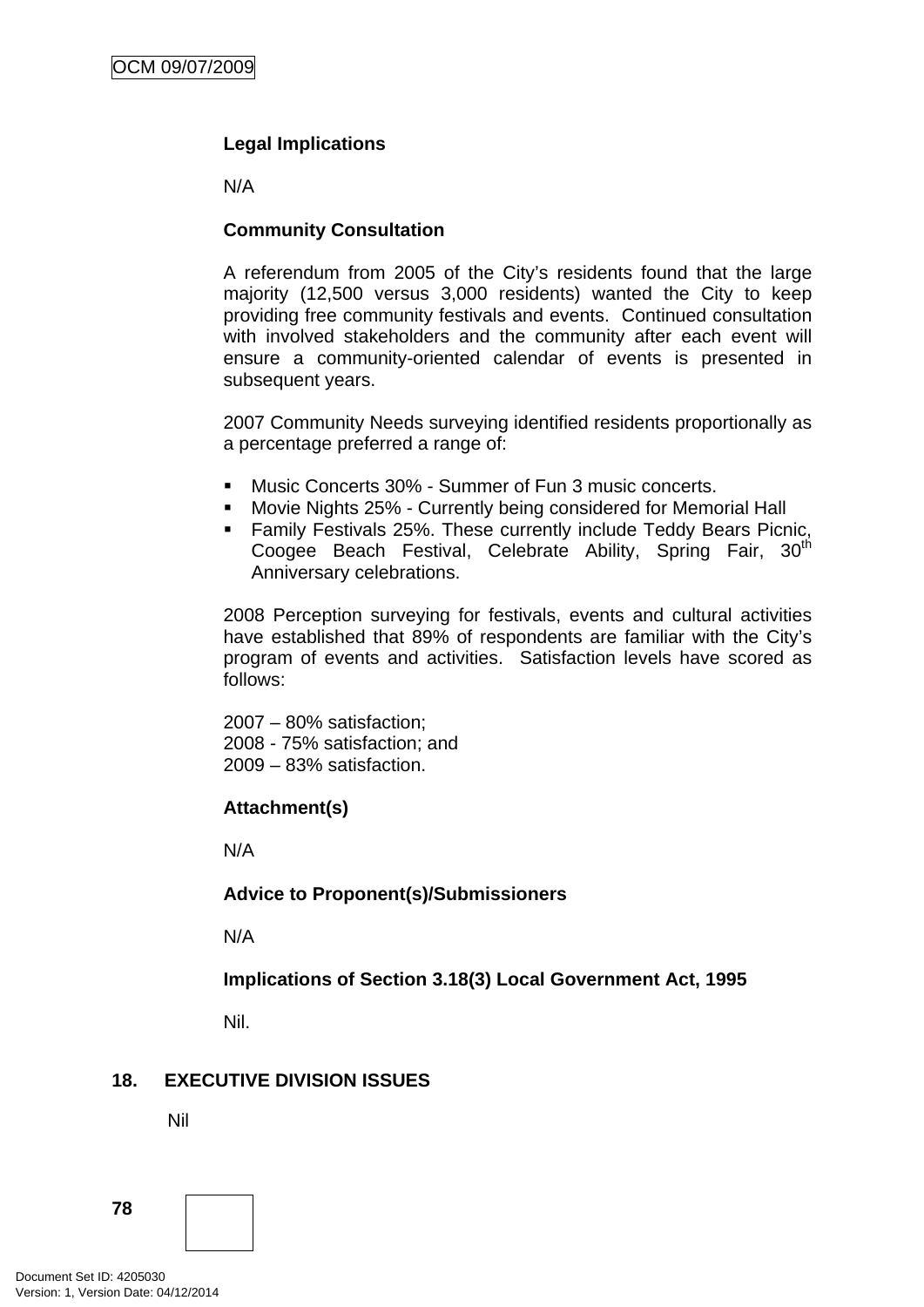**Legal Implications**

N/A

**Community Consultation**

A referendum from 2005 of the City's residents found that the large majority (12,500 versus 3,000 residents) wanted the City to keep providing free community festivals and events. Continued consultation with involved stakeholders and the community after each event will ensure a community-oriented calendar of events is presented in subsequent years.

2007 Community Needs surveying identified residents proportionally as a percentage preferred a range of:

- Music Concerts 30% - Summer of Fun 3 music concerts.
- Movie Nights 25% - Currently being considered for Memorial Hall
- Family Festivals 25%. These currently include Teddy Bears Picnic, Coogee Beach Festival, Celebrate Ability, Spring Fair, 30th Anniversary celebrations.

2008 Perception surveying for festivals, events and cultural activities have established that 89% of respondents are familiar with the City's program of events and activities. Satisfaction levels have scored as follows:

2007 – 80% satisfaction;
2008 - 75% satisfaction; and
2009 – 83% satisfaction.

**Attachment(s)**

N/A

**Advice to Proponent(s)/Submissioners**

N/A

**Implications of Section 3.18(3) Local Government Act, 1995**

Nil.

## 18. EXECUTIVE DIVISION ISSUES

Nil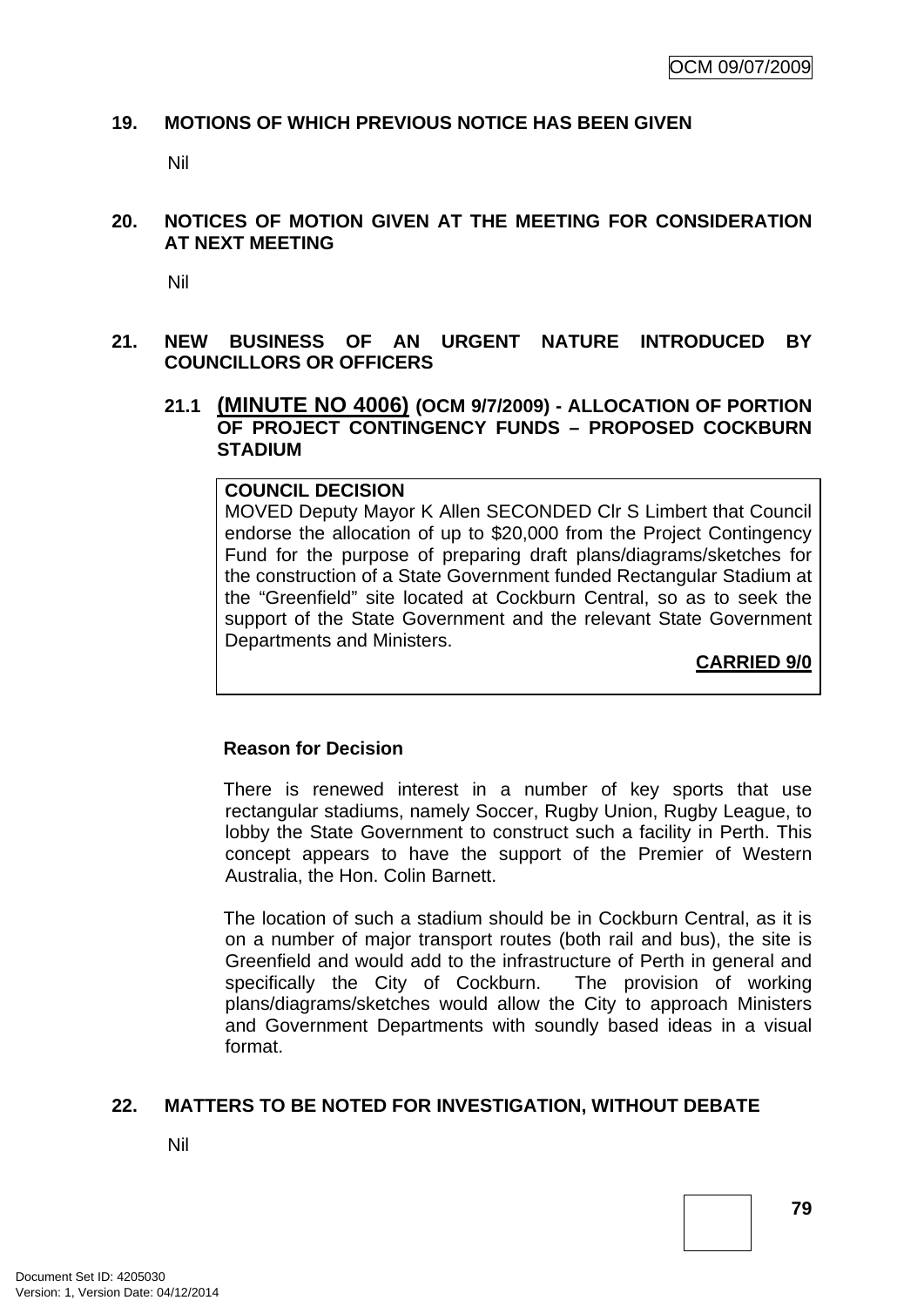## 19. MOTIONS OF WHICH PREVIOUS NOTICE HAS BEEN GIVEN

Nil

## 20. NOTICES OF MOTION GIVEN AT THE MEETING FOR CONSIDERATION AT NEXT MEETING

Nil

## 21. NEW BUSINESS OF AN URGENT NATURE INTRODUCED BY COUNCILLORS OR OFFICERS

### 21.1 (MINUTE NO 4006) (OCM 9/7/2009) - ALLOCATION OF PORTION OF PROJECT CONTINGENCY FUNDS – PROPOSED COCKBURN STADIUM

**COUNCIL DECISION**

MOVED Deputy Mayor K Allen SECONDED Clr S Limbert that Council endorse the allocation of up to $20,000 from the Project Contingency Fund for the purpose of preparing draft plans/diagrams/sketches for the construction of a State Government funded Rectangular Stadium at the “Greenfield” site located at Cockburn Central, so as to seek the support of the State Government and the relevant State Government Departments and Ministers.

**CARRIED 9/0**

**Reason for Decision**

There is renewed interest in a number of key sports that use rectangular stadiums, namely Soccer, Rugby Union, Rugby League, to lobby the State Government to construct such a facility in Perth. This concept appears to have the support of the Premier of Western Australia, the Hon. Colin Barnett.

The location of such a stadium should be in Cockburn Central, as it is on a number of major transport routes (both rail and bus), the site is Greenfield and would add to the infrastructure of Perth in general and specifically the City of Cockburn. The provision of working plans/diagrams/sketches would allow the City to approach Ministers and Government Departments with soundly based ideas in a visual format.

## 22. MATTERS TO BE NOTED FOR INVESTIGATION, WITHOUT DEBATE

Nil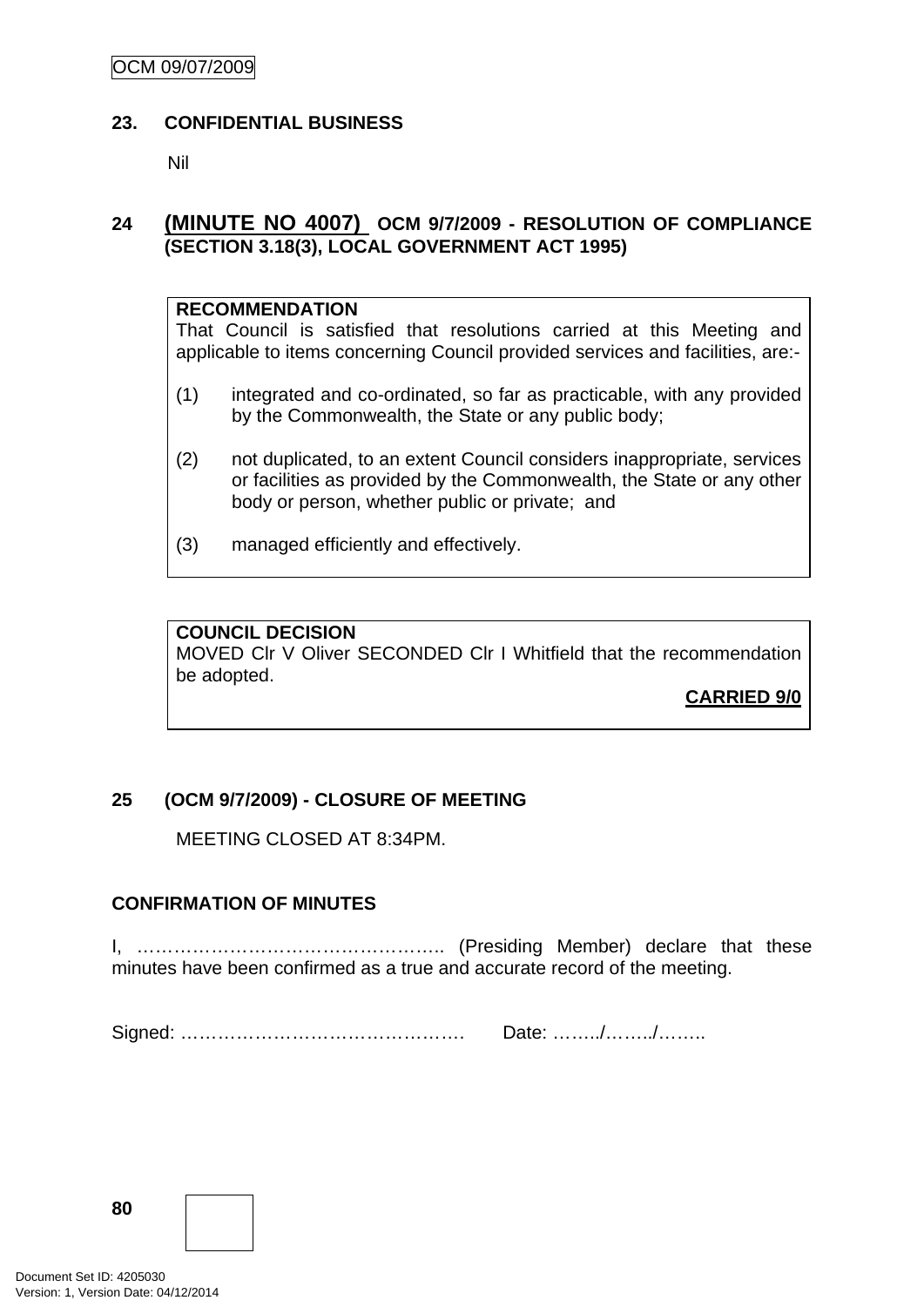## 23. CONFIDENTIAL BUSINESS

Nil

## 24 (MINUTE NO 4007) OCM 9/7/2009 - RESOLUTION OF COMPLIANCE (SECTION 3.18(3), LOCAL GOVERNMENT ACT 1995)

**RECOMMENDATION**
That Council is satisfied that resolutions carried at this Meeting and applicable to items concerning Council provided services and facilities, are:-

(1) integrated and co-ordinated, so far as practicable, with any provided by the Commonwealth, the State or any public body;

(2) not duplicated, to an extent Council considers inappropriate, services or facilities as provided by the Commonwealth, the State or any other body or person, whether public or private; and

(3) managed efficiently and effectively.

**COUNCIL DECISION**
MOVED Clr V Oliver SECONDED Clr I Whitfield that the recommendation be adopted.

**CARRIED 9/0**

## 25 (OCM 9/7/2009) - CLOSURE OF MEETING

MEETING CLOSED AT 8:34PM.

### CONFIRMATION OF MINUTES

I, ………………………………………….. (Presiding Member) declare that these minutes have been confirmed as a true and accurate record of the meeting.

Signed: ……………………………………….	Date: ……../……../……..

Document Set ID: 4205030
Version: 1, Version Date: 04/12/2014